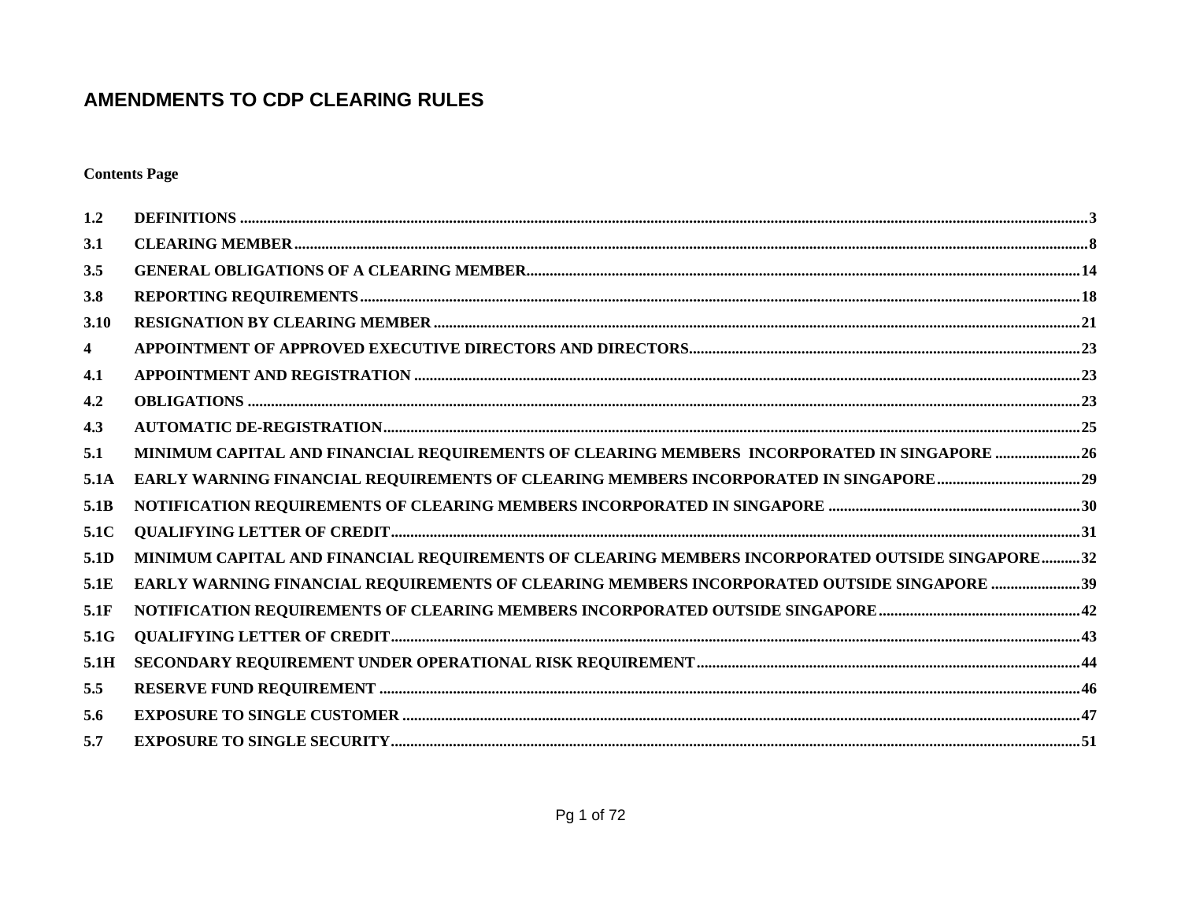# AMENDMENTS TO CDP CLEARING RULES

**Contents Page**

| | | |
|---|---|---|
| **1.2** | **DEFINITIONS** | **3** |
| **3.1** | **CLEARING MEMBER** | **8** |
| **3.5** | **GENERAL OBLIGATIONS OF A CLEARING MEMBER** | **14** |
| **3.8** | **REPORTING REQUIREMENTS** | **18** |
| **3.10** | **RESIGNATION BY CLEARING MEMBER** | **21** |
| **4** | **APPOINTMENT OF APPROVED EXECUTIVE DIRECTORS AND DIRECTORS** | **23** |
| **4.1** | **APPOINTMENT AND REGISTRATION** | **23** |
| **4.2** | **OBLIGATIONS** | **23** |
| **4.3** | **AUTOMATIC DE-REGISTRATION** | **25** |
| **5.1** | **MINIMUM CAPITAL AND FINANCIAL REQUIREMENTS OF CLEARING MEMBERS INCORPORATED IN SINGAPORE** | **26** |
| **5.1A** | **EARLY WARNING FINANCIAL REQUIREMENTS OF CLEARING MEMBERS INCORPORATED IN SINGAPORE** | **29** |
| **5.1B** | **NOTIFICATION REQUIREMENTS OF CLEARING MEMBERS INCORPORATED IN SINGAPORE** | **30** |
| **5.1C** | **QUALIFYING LETTER OF CREDIT** | **31** |
| **5.1D** | **MINIMUM CAPITAL AND FINANCIAL REQUIREMENTS OF CLEARING MEMBERS INCORPORATED OUTSIDE SINGAPORE** | **32** |
| **5.1E** | **EARLY WARNING FINANCIAL REQUIREMENTS OF CLEARING MEMBERS INCORPORATED OUTSIDE SINGAPORE** | **39** |
| **5.1F** | **NOTIFICATION REQUIREMENTS OF CLEARING MEMBERS INCORPORATED OUTSIDE SINGAPORE** | **42** |
| **5.1G** | **QUALIFYING LETTER OF CREDIT** | **43** |
| **5.1H** | **SECONDARY REQUIREMENT UNDER OPERATIONAL RISK REQUIREMENT** | **44** |
| **5.5** | **RESERVE FUND REQUIREMENT** | **46** |
| **5.6** | **EXPOSURE TO SINGLE CUSTOMER** | **47** |
| **5.7** | **EXPOSURE TO SINGLE SECURITY** | **51** |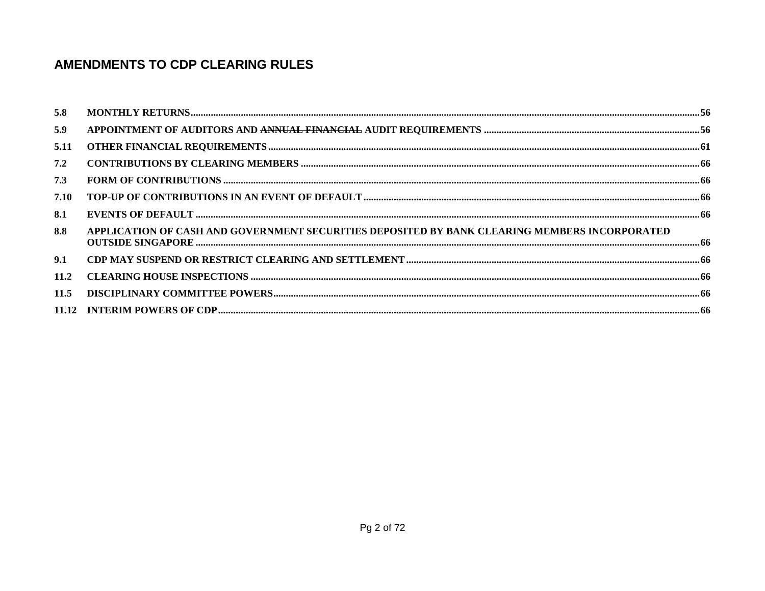## AMENDMENTS TO CDP CLEARING RULES

| | | |
|---|---|---|
| 5.8 | MONTHLY RETURNS | 56 |
| 5.9 | APPOINTMENT OF AUDITORS AND ~~ANNUAL FINANCIAL~~ AUDIT REQUIREMENTS | 56 |
| 5.11 | OTHER FINANCIAL REQUIREMENTS | 61 |
| 7.2 | CONTRIBUTIONS BY CLEARING MEMBERS | 66 |
| 7.3 | FORM OF CONTRIBUTIONS | 66 |
| 7.10 | TOP-UP OF CONTRIBUTIONS IN AN EVENT OF DEFAULT | 66 |
| 8.1 | EVENTS OF DEFAULT | 66 |
| 8.8 | APPLICATION OF CASH AND GOVERNMENT SECURITIES DEPOSITED BY BANK CLEARING MEMBERS INCORPORATED OUTSIDE SINGAPORE | 66 |
| 9.1 | CDP MAY SUSPEND OR RESTRICT CLEARING AND SETTLEMENT | 66 |
| 11.2 | CLEARING HOUSE INSPECTIONS | 66 |
| 11.5 | DISCIPLINARY COMMITTEE POWERS | 66 |
| 11.12 | INTERIM POWERS OF CDP | 66 |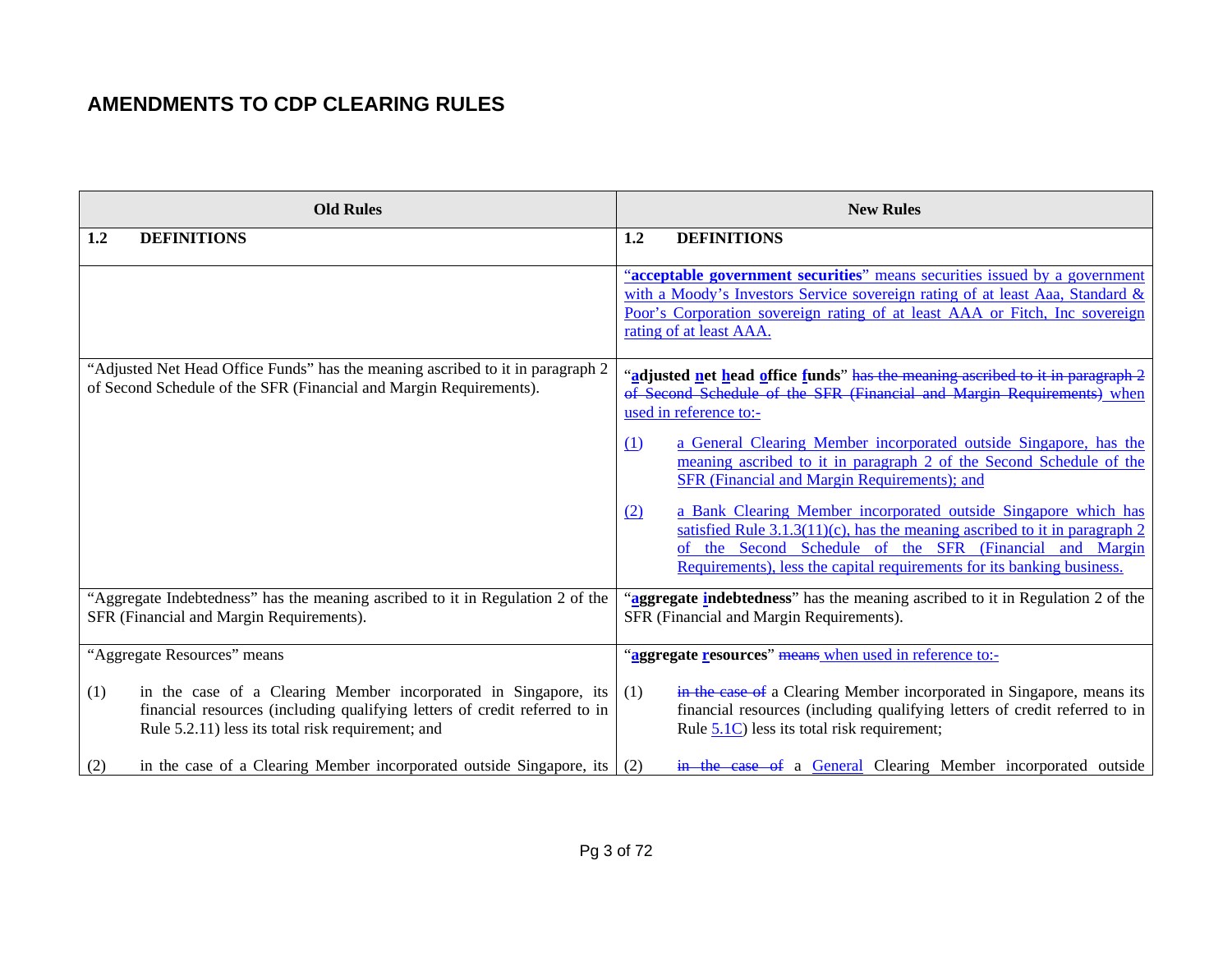# AMENDMENTS TO CDP CLEARING RULES

| Old Rules | New Rules |
|---|---|
| **1.2 DEFINITIONS** | **1.2 DEFINITIONS** |
| | "**acceptable government securities**" means securities issued by a government with a Moody's Investors Service sovereign rating of at least Aaa, Standard & Poor's Corporation sovereign rating of at least AAA or Fitch, Inc sovereign rating of at least AAA. |
| "Adjusted Net Head Office Funds" has the meaning ascribed to it in paragraph 2 of Second Schedule of the SFR (Financial and Margin Requirements). | "**adjusted net head office funds**" ~~has the meaning ascribed to it in paragraph 2 of Second Schedule of the SFR (Financial and Margin Requirements)~~ when used in reference to:-<br><br>(1) a General Clearing Member incorporated outside Singapore, has the meaning ascribed to it in paragraph 2 of the Second Schedule of the SFR (Financial and Margin Requirements); and<br><br>(2) a Bank Clearing Member incorporated outside Singapore which has satisfied Rule 3.1.3(11)(c), has the meaning ascribed to it in paragraph 2 of the Second Schedule of the SFR (Financial and Margin Requirements), less the capital requirements for its banking business. |
| "Aggregate Indebtedness" has the meaning ascribed to it in Regulation 2 of the SFR (Financial and Margin Requirements). | "**aggregate indebtedness**" has the meaning ascribed to it in Regulation 2 of the SFR (Financial and Margin Requirements). |
| "Aggregate Resources" means<br><br>(1) in the case of a Clearing Member incorporated in Singapore, its financial resources (including qualifying letters of credit referred to in Rule 5.2.11) less its total risk requirement; and<br><br>(2) in the case of a Clearing Member incorporated outside Singapore, its | "**aggregate resources**" ~~means~~ when used in reference to:-<br><br>(1) ~~in the case of~~ a Clearing Member incorporated in Singapore, means its financial resources (including qualifying letters of credit referred to in Rule 5.1C) less its total risk requirement;<br><br>(2) ~~in the case of~~ a General Clearing Member incorporated outside |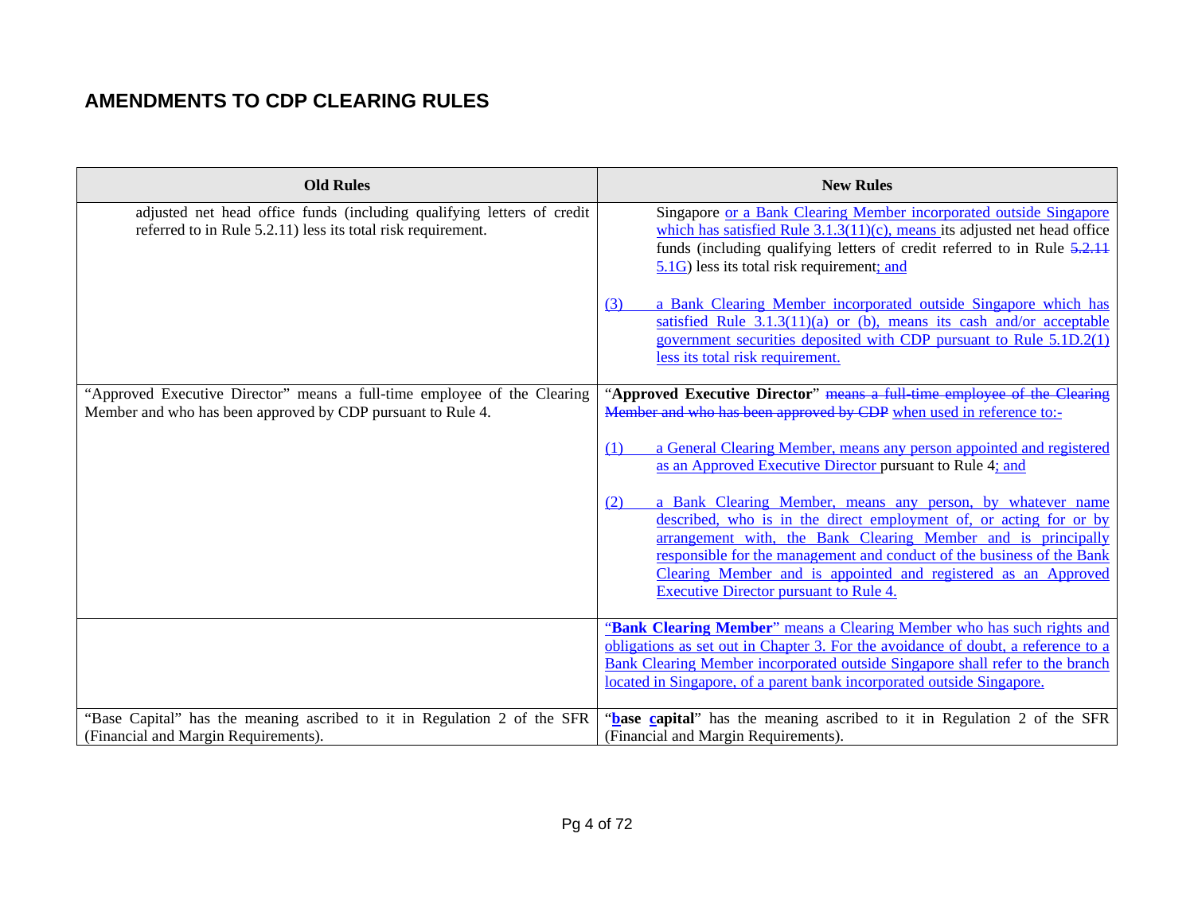## AMENDMENTS TO CDP CLEARING RULES

| Old Rules | New Rules |
|---|---|
| adjusted net head office funds (including qualifying letters of credit referred to in Rule 5.2.11) less its total risk requirement. | Singapore or a Bank Clearing Member incorporated outside Singapore which has satisfied Rule 3.1.3(11)(c), means its adjusted net head office funds (including qualifying letters of credit referred to in Rule ~~5.2.11~~ 5.1G) less its total risk requirement; and<br><br>(3) a Bank Clearing Member incorporated outside Singapore which has satisfied Rule 3.1.3(11)(a) or (b), means its cash and/or acceptable government securities deposited with CDP pursuant to Rule 5.1D.2(1) less its total risk requirement. |
| "Approved Executive Director" means a full-time employee of the Clearing Member and who has been approved by CDP pursuant to Rule 4. | "**Approved Executive Director**" ~~means a full-time employee of the Clearing Member and who has been approved by CDP~~ when used in reference to:-<br><br>(1) a General Clearing Member, means any person appointed and registered as an Approved Executive Director pursuant to Rule 4; and<br><br>(2) a Bank Clearing Member, means any person, by whatever name described, who is in the direct employment of, or acting for or by arrangement with, the Bank Clearing Member and is principally responsible for the management and conduct of the business of the Bank Clearing Member and is appointed and registered as an Approved Executive Director pursuant to Rule 4. |
| | "**Bank Clearing Member**" means a Clearing Member who has such rights and obligations as set out in Chapter 3. For the avoidance of doubt, a reference to a Bank Clearing Member incorporated outside Singapore shall refer to the branch located in Singapore, of a parent bank incorporated outside Singapore. |
| "Base Capital" has the meaning ascribed to it in Regulation 2 of the SFR (Financial and Margin Requirements). | "**base capital**" has the meaning ascribed to it in Regulation 2 of the SFR (Financial and Margin Requirements). |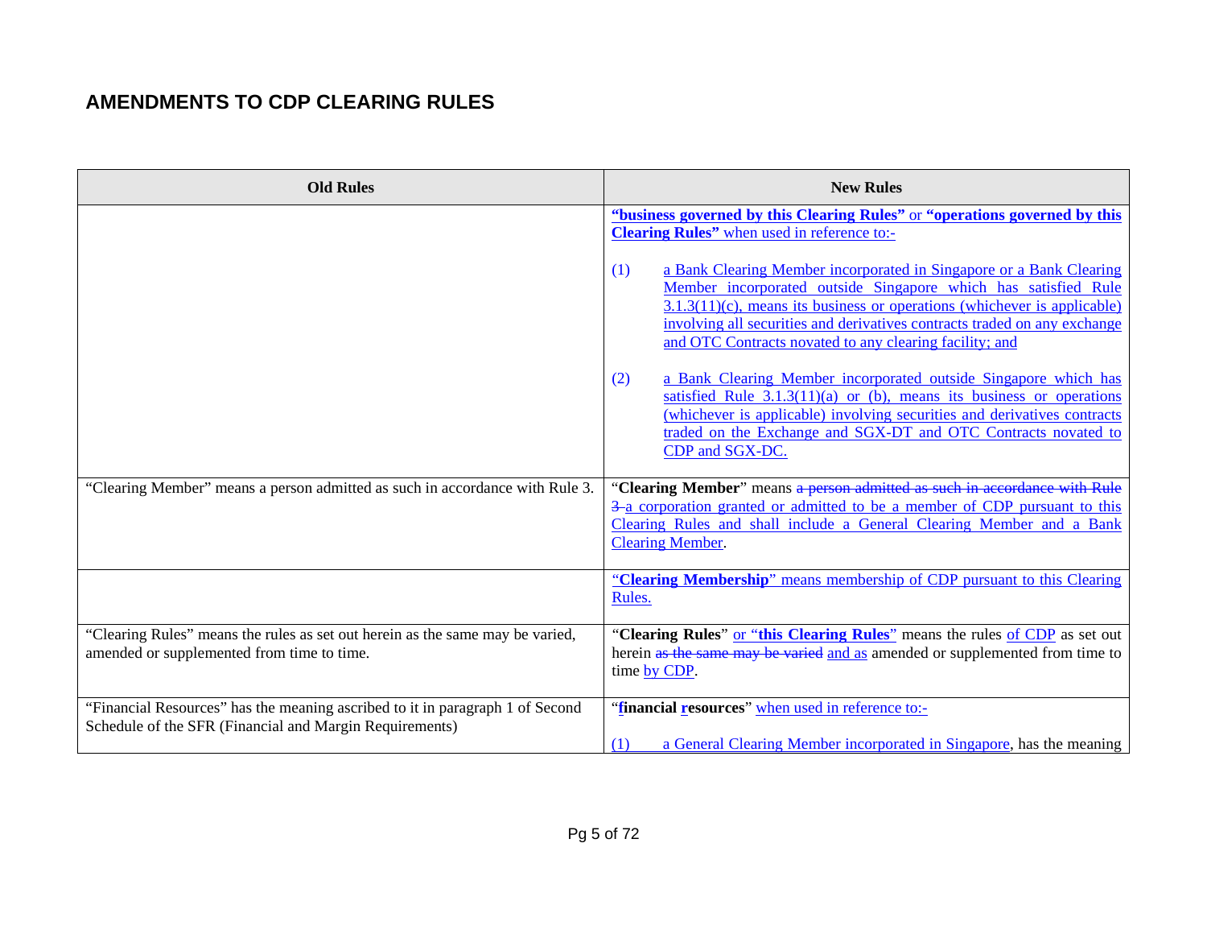## AMENDMENTS TO CDP CLEARING RULES

| Old Rules | New Rules |
|---|---|
| | **"business governed by this Clearing Rules"** or **"operations governed by this Clearing Rules"** when used in reference to:-<br><br>(1) a Bank Clearing Member incorporated in Singapore or a Bank Clearing Member incorporated outside Singapore which has satisfied Rule 3.1.3(11)(c), means its business or operations (whichever is applicable) involving all securities and derivatives contracts traded on any exchange and OTC Contracts novated to any clearing facility; and<br><br>(2) a Bank Clearing Member incorporated outside Singapore which has satisfied Rule 3.1.3(11)(a) or (b), means its business or operations (whichever is applicable) involving securities and derivatives contracts traded on the Exchange and SGX-DT and OTC Contracts novated to CDP and SGX-DC. |
| "Clearing Member" means a person admitted as such in accordance with Rule 3. | "**Clearing Member**" means ~~a person admitted as such in accordance with Rule 3~~ a corporation granted or admitted to be a member of CDP pursuant to this Clearing Rules and shall include a General Clearing Member and a Bank Clearing Member. |
| | "**Clearing Membership**" means membership of CDP pursuant to this Clearing Rules. |
| "Clearing Rules" means the rules as set out herein as the same may be varied, amended or supplemented from time to time. | "**Clearing Rules**" or "**this Clearing Rules**" means the rules of CDP as set out herein ~~as the same may be varied~~ and as amended or supplemented from time to time by CDP. |
| "Financial Resources" has the meaning ascribed to it in paragraph 1 of Second Schedule of the SFR (Financial and Margin Requirements) | "**financial resources**" when used in reference to:-<br><br>(1) a General Clearing Member incorporated in Singapore, has the meaning |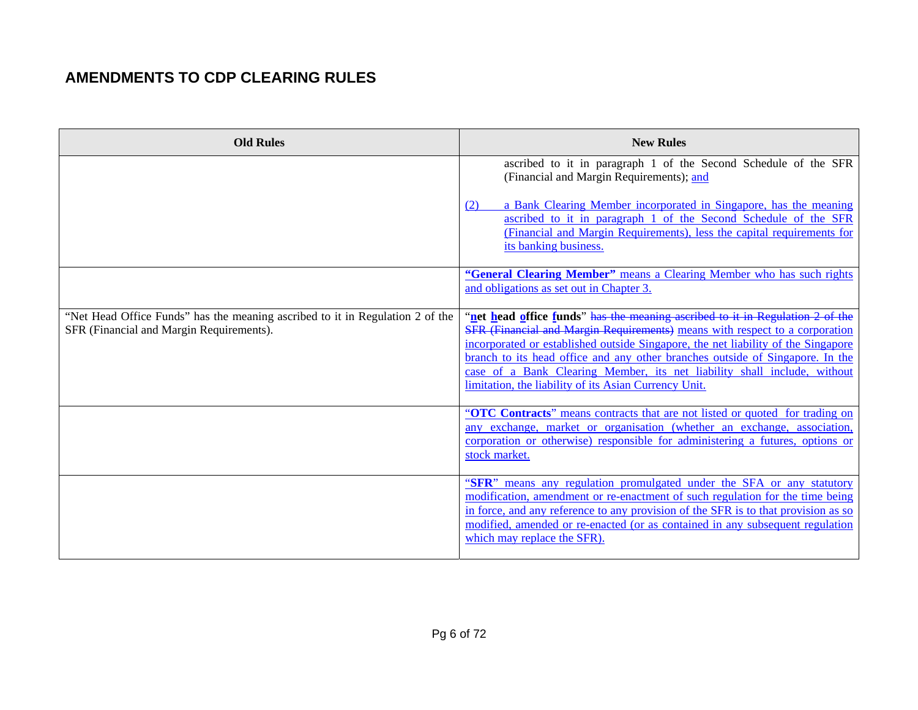## AMENDMENTS TO CDP CLEARING RULES

| Old Rules | New Rules |
|---|---|
| | ascribed to it in paragraph 1 of the Second Schedule of the SFR (Financial and Margin Requirements); and<br><br>(2) a Bank Clearing Member incorporated in Singapore, has the meaning ascribed to it in paragraph 1 of the Second Schedule of the SFR (Financial and Margin Requirements), less the capital requirements for its banking business. |
| | **"General Clearing Member"** means a Clearing Member who has such rights and obligations as set out in Chapter 3. |
| "Net Head Office Funds" has the meaning ascribed to it in Regulation 2 of the SFR (Financial and Margin Requirements). | "**net head office funds**" ~~has the meaning ascribed to it in Regulation 2 of the SFR (Financial and Margin Requirements)~~ means with respect to a corporation incorporated or established outside Singapore, the net liability of the Singapore branch to its head office and any other branches outside of Singapore. In the case of a Bank Clearing Member, its net liability shall include, without limitation, the liability of its Asian Currency Unit. |
| | "**OTC Contracts**" means contracts that are not listed or quoted for trading on any exchange, market or organisation (whether an exchange, association, corporation or otherwise) responsible for administering a futures, options or stock market. |
| | "**SFR**" means any regulation promulgated under the SFA or any statutory modification, amendment or re-enactment of such regulation for the time being in force, and any reference to any provision of the SFR is to that provision as so modified, amended or re-enacted (or as contained in any subsequent regulation which may replace the SFR). |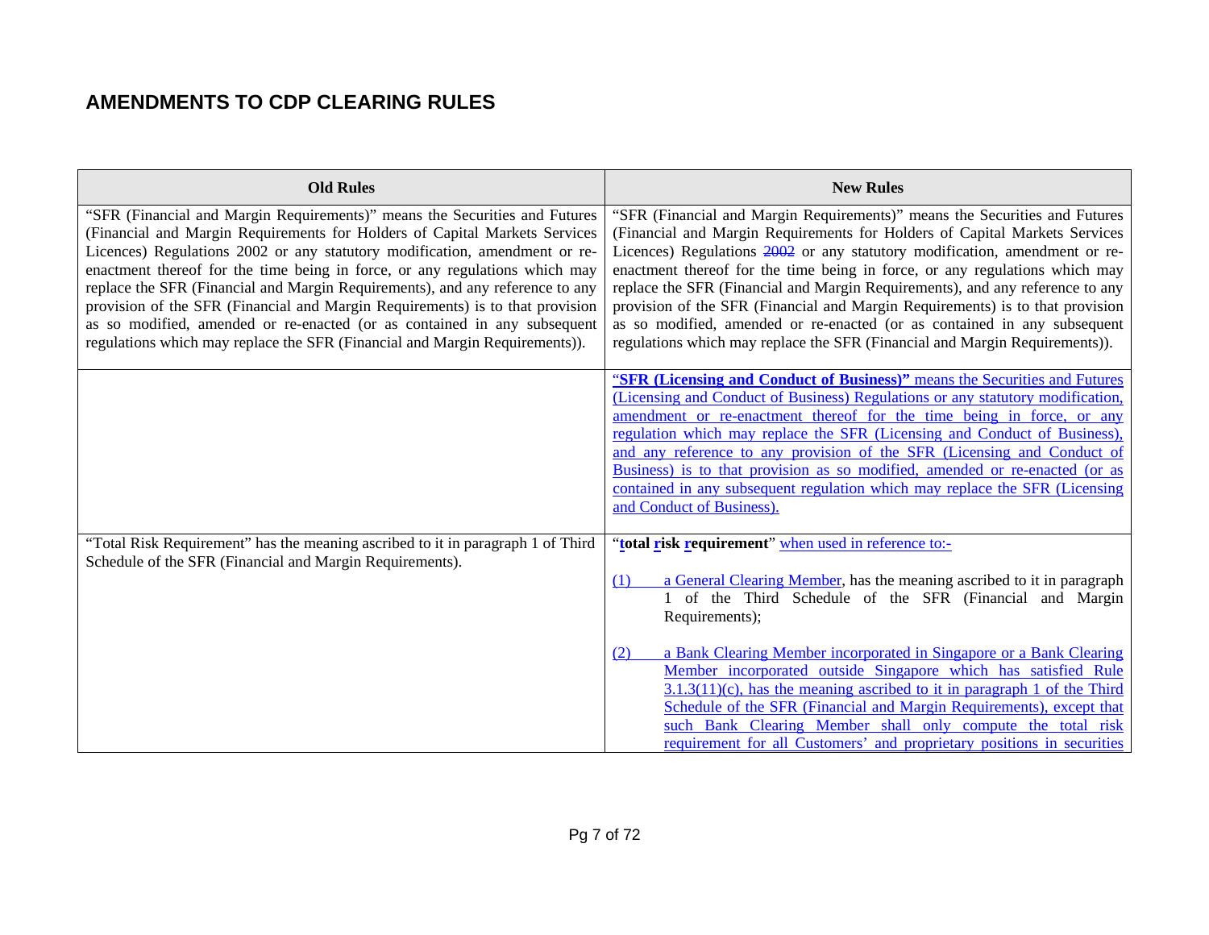# AMENDMENTS TO CDP CLEARING RULES

| Old Rules | New Rules |
|---|---|
| "SFR (Financial and Margin Requirements)" means the Securities and Futures (Financial and Margin Requirements for Holders of Capital Markets Services Licences) Regulations 2002 or any statutory modification, amendment or re-enactment thereof for the time being in force, or any regulations which may replace the SFR (Financial and Margin Requirements), and any reference to any provision of the SFR (Financial and Margin Requirements) is to that provision as so modified, amended or re-enacted (or as contained in any subsequent regulations which may replace the SFR (Financial and Margin Requirements)). | "SFR (Financial and Margin Requirements)" means the Securities and Futures (Financial and Margin Requirements for Holders of Capital Markets Services Licences) Regulations ~~2002~~ or any statutory modification, amendment or re-enactment thereof for the time being in force, or any regulations which may replace the SFR (Financial and Margin Requirements), and any reference to any provision of the SFR (Financial and Margin Requirements) is to that provision as so modified, amended or re-enacted (or as contained in any subsequent regulations which may replace the SFR (Financial and Margin Requirements)). |
| | "**SFR (Licensing and Conduct of Business)**" means the Securities and Futures (Licensing and Conduct of Business) Regulations or any statutory modification, amendment or re-enactment thereof for the time being in force, or any regulation which may replace the SFR (Licensing and Conduct of Business), and any reference to any provision of the SFR (Licensing and Conduct of Business) is to that provision as so modified, amended or re-enacted (or as contained in any subsequent regulation which may replace the SFR (Licensing and Conduct of Business). |
| "Total Risk Requirement" has the meaning ascribed to it in paragraph 1 of Third Schedule of the SFR (Financial and Margin Requirements). | "**total risk requirement**" when used in reference to:-<br><br>(1) a General Clearing Member, has the meaning ascribed to it in paragraph 1 of the Third Schedule of the SFR (Financial and Margin Requirements);<br><br>(2) a Bank Clearing Member incorporated in Singapore or a Bank Clearing Member incorporated outside Singapore which has satisfied Rule 3.1.3(11)(c), has the meaning ascribed to it in paragraph 1 of the Third Schedule of the SFR (Financial and Margin Requirements), except that such Bank Clearing Member shall only compute the total risk requirement for all Customers' and proprietary positions in securities |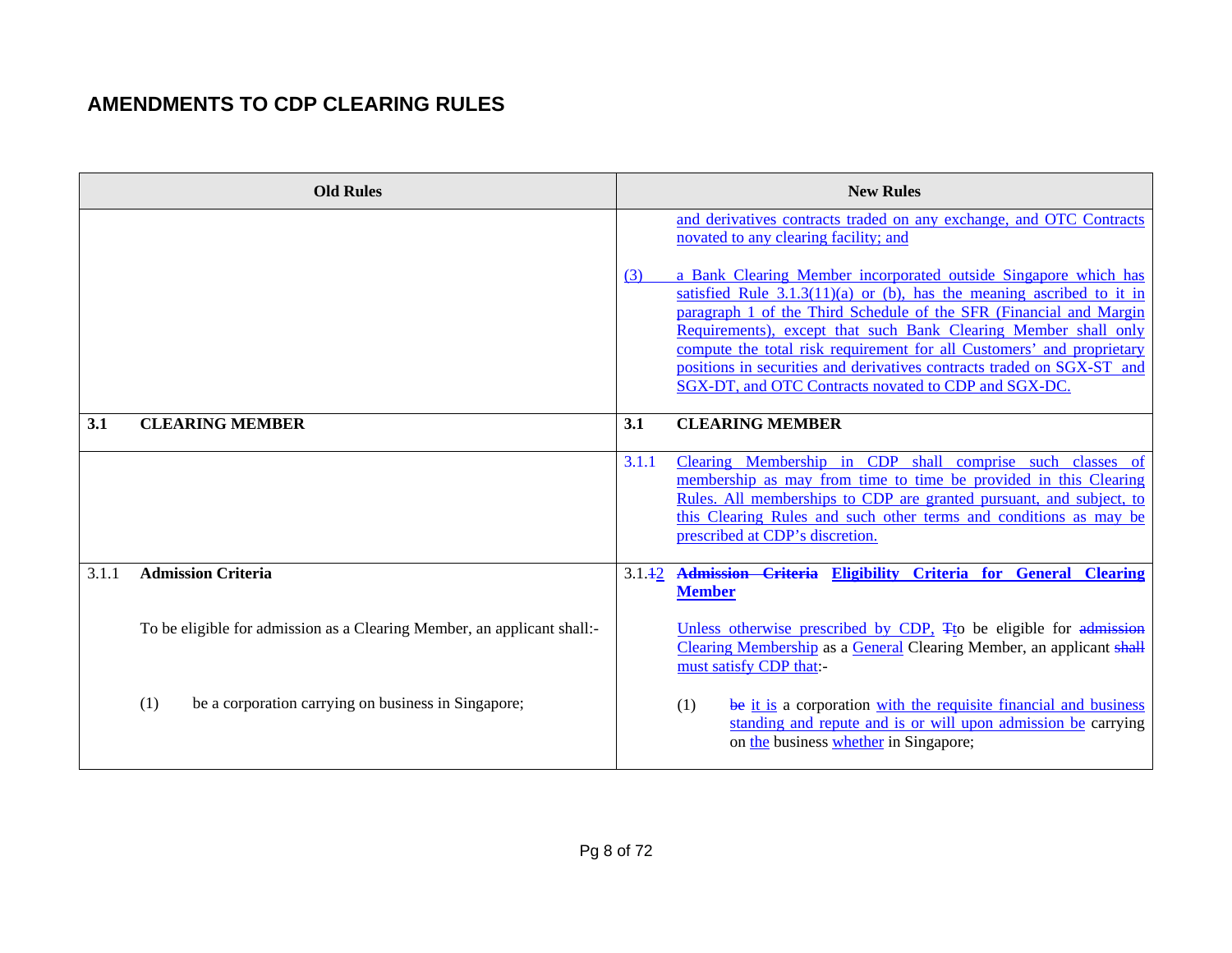# AMENDMENTS TO CDP CLEARING RULES

| Old Rules | New Rules |
|---|---|
| | and derivatives contracts traded on any exchange, and OTC Contracts novated to any clearing facility; and<br><br>(3) a Bank Clearing Member incorporated outside Singapore which has satisfied Rule 3.1.3(11)(a) or (b), has the meaning ascribed to it in paragraph 1 of the Third Schedule of the SFR (Financial and Margin Requirements), except that such Bank Clearing Member shall only compute the total risk requirement for all Customers' and proprietary positions in securities and derivatives contracts traded on SGX-ST and SGX-DT, and OTC Contracts novated to CDP and SGX-DC. |
| **3.1 CLEARING MEMBER** | **3.1 CLEARING MEMBER** |
| | 3.1.1 Clearing Membership in CDP shall comprise such classes of membership as may from time to time be provided in this Clearing Rules. All memberships to CDP are granted pursuant, and subject, to this Clearing Rules and such other terms and conditions as may be prescribed at CDP's discretion. |
| 3.1.1 **Admission Criteria**<br><br>To be eligible for admission as a Clearing Member, an applicant shall:-<br><br>(1) be a corporation carrying on business in Singapore; | 3.1.~~1~~2 ~~**Admission Criteria**~~ **Eligibility Criteria for General Clearing Member**<br><br>Unless otherwise prescribed by CDP, ~~T~~to be eligible for ~~admission~~ Clearing Membership as a General Clearing Member, an applicant ~~shall~~ must satisfy CDP that:-<br><br>(1) ~~be~~ it is a corporation with the requisite financial and business standing and repute and is or will upon admission be carrying on the business whether in Singapore; |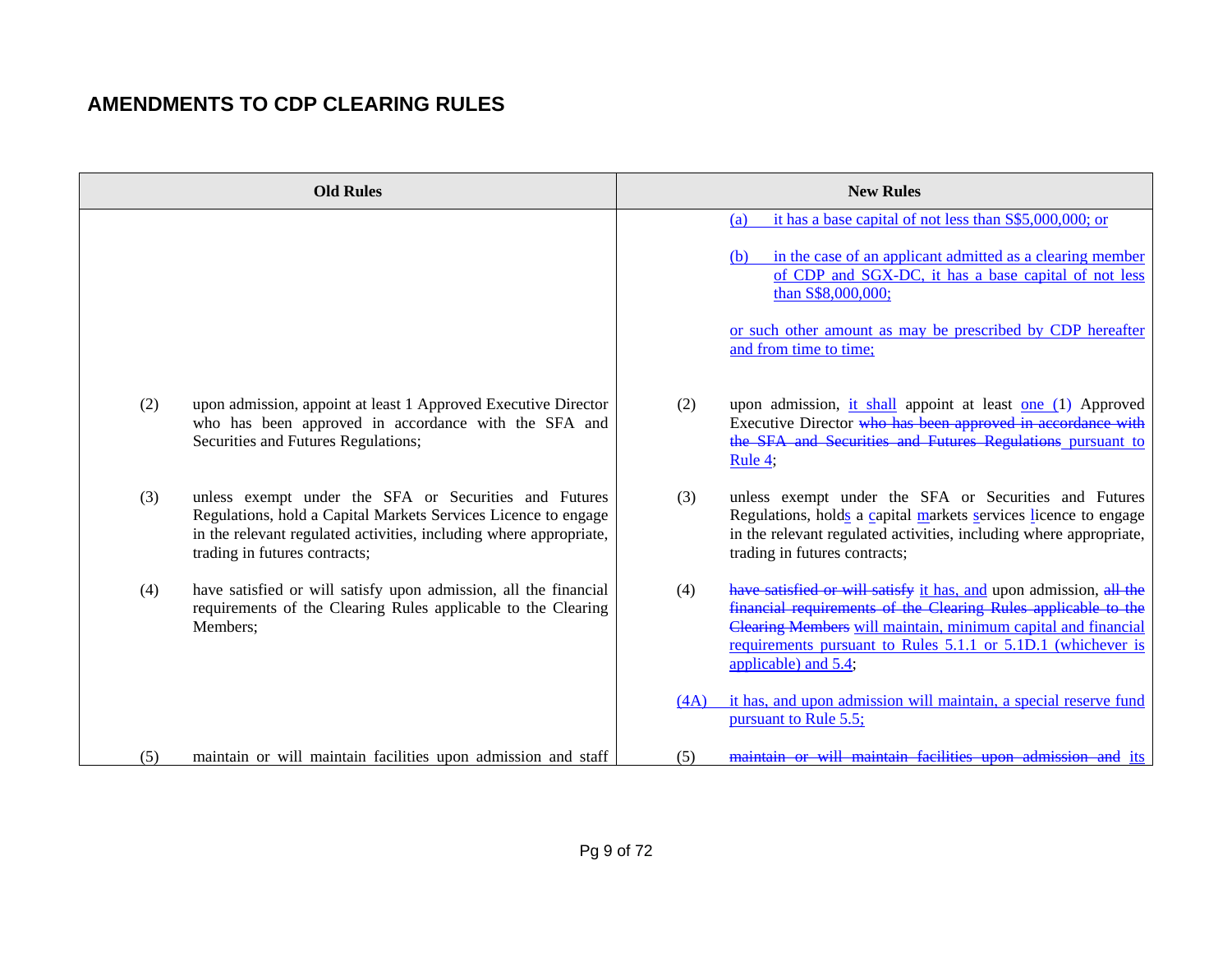# AMENDMENTS TO CDP CLEARING RULES

| Old Rules | New Rules |
|---|---|
| | (a) it has a base capital of not less than S$5,000,000; or<br><br>(b) in the case of an applicant admitted as a clearing member of CDP and SGX-DC, it has a base capital of not less than S$8,000,000;<br><br>or such other amount as may be prescribed by CDP hereafter and from time to time; |
| (2) upon admission, appoint at least 1 Approved Executive Director who has been approved in accordance with the SFA and Securities and Futures Regulations; | (2) upon admission, it shall appoint at least one (1) Approved Executive Director ~~who has been approved in accordance with the SFA and Securities and Futures Regulations~~ pursuant to Rule 4; |
| (3) unless exempt under the SFA or Securities and Futures Regulations, hold a Capital Markets Services Licence to engage in the relevant regulated activities, including where appropriate, trading in futures contracts; | (3) unless exempt under the SFA or Securities and Futures Regulations, holds a capital markets services licence to engage in the relevant regulated activities, including where appropriate, trading in futures contracts; |
| (4) have satisfied or will satisfy upon admission, all the financial requirements of the Clearing Rules applicable to the Clearing Members; | (4) ~~have satisfied or will satisfy~~ it has, and upon admission, ~~all the financial requirements of the Clearing Rules applicable to the Clearing Members~~ will maintain, minimum capital and financial requirements pursuant to Rules 5.1.1 or 5.1D.1 (whichever is applicable) and 5.4; |
| | (4A) it has, and upon admission will maintain, a special reserve fund pursuant to Rule 5.5; |
| (5) maintain or will maintain facilities upon admission and staff | (5) ~~maintain or will maintain facilities upon admission and~~ its |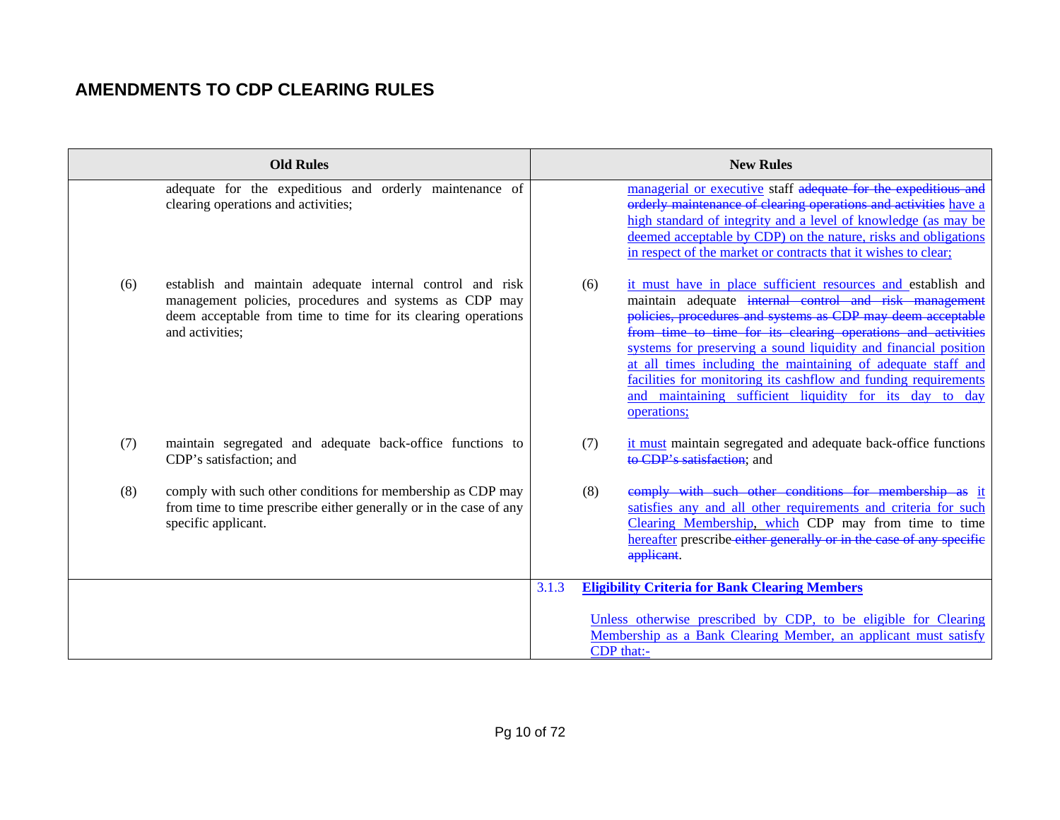## AMENDMENTS TO CDP CLEARING RULES

| Old Rules | New Rules |
|---|---|
| adequate for the expeditious and orderly maintenance of clearing operations and activities; | managerial or executive staff ~~adequate for the expeditious and orderly maintenance of clearing operations and activities~~ have a high standard of integrity and a level of knowledge (as may be deemed acceptable by CDP) on the nature, risks and obligations in respect of the market or contracts that it wishes to clear; |
| (6) establish and maintain adequate internal control and risk management policies, procedures and systems as CDP may deem acceptable from time to time for its clearing operations and activities; | (6) it must have in place sufficient resources and establish and maintain adequate ~~internal control and risk management policies, procedures and systems as CDP may deem acceptable from time to time for its clearing operations and activities~~ systems for preserving a sound liquidity and financial position at all times including the maintaining of adequate staff and facilities for monitoring its cashflow and funding requirements and maintaining sufficient liquidity for its day to day operations; |
| (7) maintain segregated and adequate back-office functions to CDP's satisfaction; and | (7) it must maintain segregated and adequate back-office functions ~~to CDP's satisfaction~~; and |
| (8) comply with such other conditions for membership as CDP may from time to time prescribe either generally or in the case of any specific applicant. | (8) ~~comply with such other conditions for membership as~~ it satisfies any and all other requirements and criteria for such Clearing Membership, which CDP may from time to time hereafter prescribe ~~either generally or in the case of any specific applicant~~. |
| | 3.1.3 **Eligibility Criteria for Bank Clearing Members**<br><br>Unless otherwise prescribed by CDP, to be eligible for Clearing Membership as a Bank Clearing Member, an applicant must satisfy CDP that:- |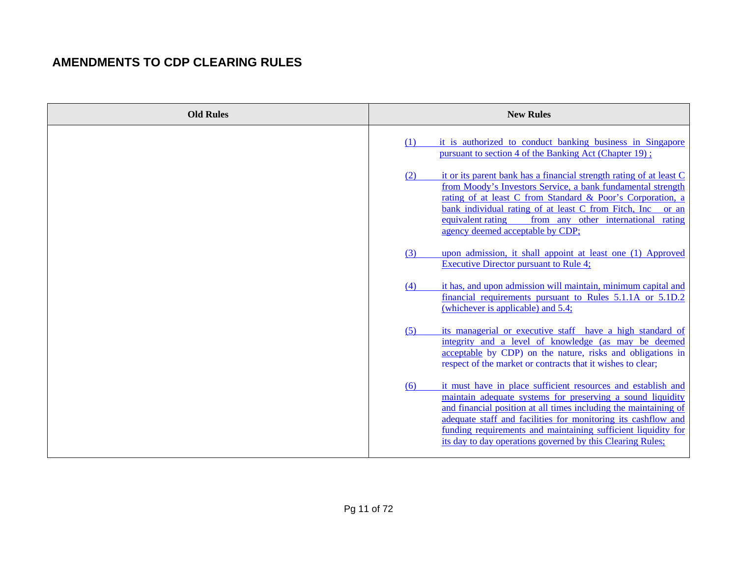## AMENDMENTS TO CDP CLEARING RULES

| Old Rules | New Rules |
| --- | --- |
| | (1) it is authorized to conduct banking business in Singapore pursuant to section 4 of the Banking Act (Chapter 19) ;<br><br>(2) it or its parent bank has a financial strength rating of at least C from Moody's Investors Service, a bank fundamental strength rating of at least C from Standard & Poor's Corporation, a bank individual rating of at least C from Fitch, Inc or an equivalent rating from any other international rating agency deemed acceptable by CDP;<br><br>(3) upon admission, it shall appoint at least one (1) Approved Executive Director pursuant to Rule 4;<br><br>(4) it has, and upon admission will maintain, minimum capital and financial requirements pursuant to Rules 5.1.1A or 5.1D.2 (whichever is applicable) and 5.4;<br><br>(5) its managerial or executive staff have a high standard of integrity and a level of knowledge (as may be deemed acceptable by CDP) on the nature, risks and obligations in respect of the market or contracts that it wishes to clear;<br><br>(6) it must have in place sufficient resources and establish and maintain adequate systems for preserving a sound liquidity and financial position at all times including the maintaining of adequate staff and facilities for monitoring its cashflow and funding requirements and maintaining sufficient liquidity for its day to day operations governed by this Clearing Rules; |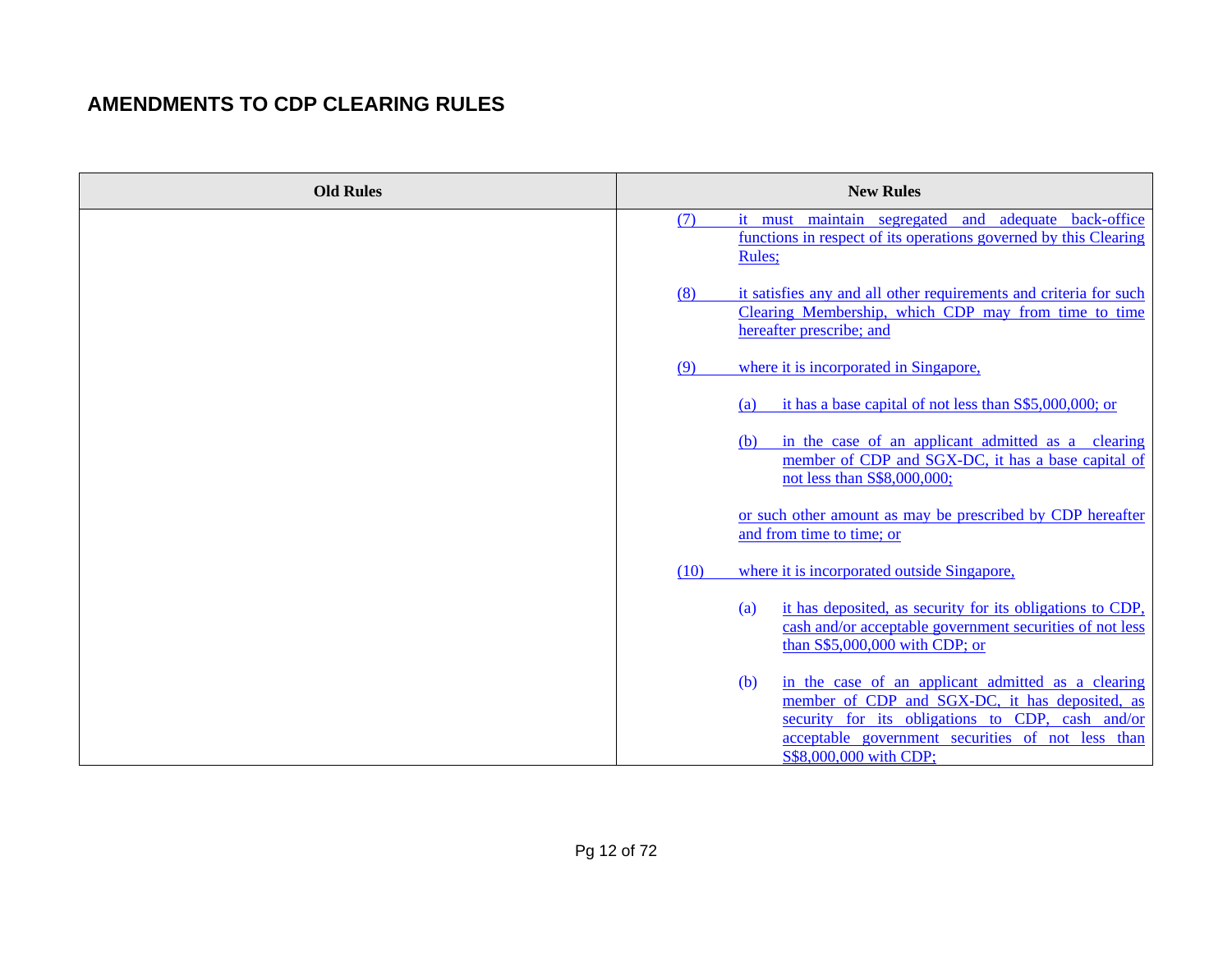## AMENDMENTS TO CDP CLEARING RULES

| Old Rules | New Rules |
|---|---|
| | (7) it must maintain segregated and adequate back-office functions in respect of its operations governed by this Clearing Rules;<br><br>(8) it satisfies any and all other requirements and criteria for such Clearing Membership, which CDP may from time to time hereafter prescribe; and<br><br>(9) where it is incorporated in Singapore,<br><br>(a) it has a base capital of not less than S$5,000,000; or<br><br>(b) in the case of an applicant admitted as a clearing member of CDP and SGX-DC, it has a base capital of not less than S$8,000,000;<br><br>or such other amount as may be prescribed by CDP hereafter and from time to time; or<br><br>(10) where it is incorporated outside Singapore,<br><br>(a) it has deposited, as security for its obligations to CDP, cash and/or acceptable government securities of not less than S$5,000,000 with CDP; or<br><br>(b) in the case of an applicant admitted as a clearing member of CDP and SGX-DC, it has deposited, as security for its obligations to CDP, cash and/or acceptable government securities of not less than S$8,000,000 with CDP; |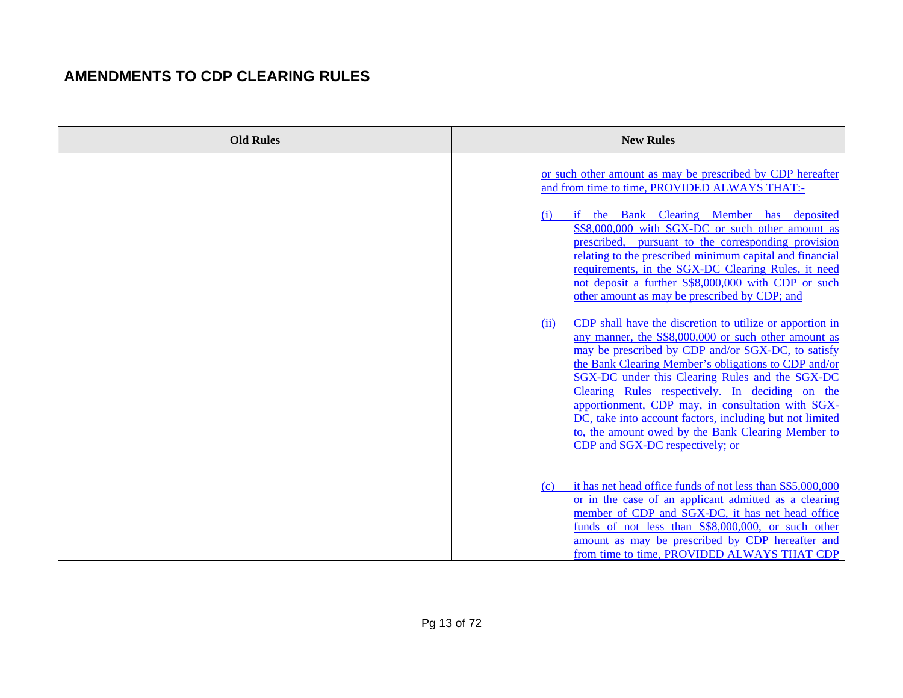## AMENDMENTS TO CDP CLEARING RULES

| Old Rules | New Rules |
|---|---|
| | or such other amount as may be prescribed by CDP hereafter and from time to time, PROVIDED ALWAYS THAT:-<br><br>(i) if the Bank Clearing Member has deposited S$8,000,000 with SGX-DC or such other amount as prescribed, pursuant to the corresponding provision relating to the prescribed minimum capital and financial requirements, in the SGX-DC Clearing Rules, it need not deposit a further S$8,000,000 with CDP or such other amount as may be prescribed by CDP; and<br><br>(ii) CDP shall have the discretion to utilize or apportion in any manner, the S$8,000,000 or such other amount as may be prescribed by CDP and/or SGX-DC, to satisfy the Bank Clearing Member's obligations to CDP and/or SGX-DC under this Clearing Rules and the SGX-DC Clearing Rules respectively. In deciding on the apportionment, CDP may, in consultation with SGX-DC, take into account factors, including but not limited to, the amount owed by the Bank Clearing Member to CDP and SGX-DC respectively; or<br><br>(c) it has net head office funds of not less than S$5,000,000 or in the case of an applicant admitted as a clearing member of CDP and SGX-DC, it has net head office funds of not less than S$8,000,000, or such other amount as may be prescribed by CDP hereafter and from time to time, PROVIDED ALWAYS THAT CDP |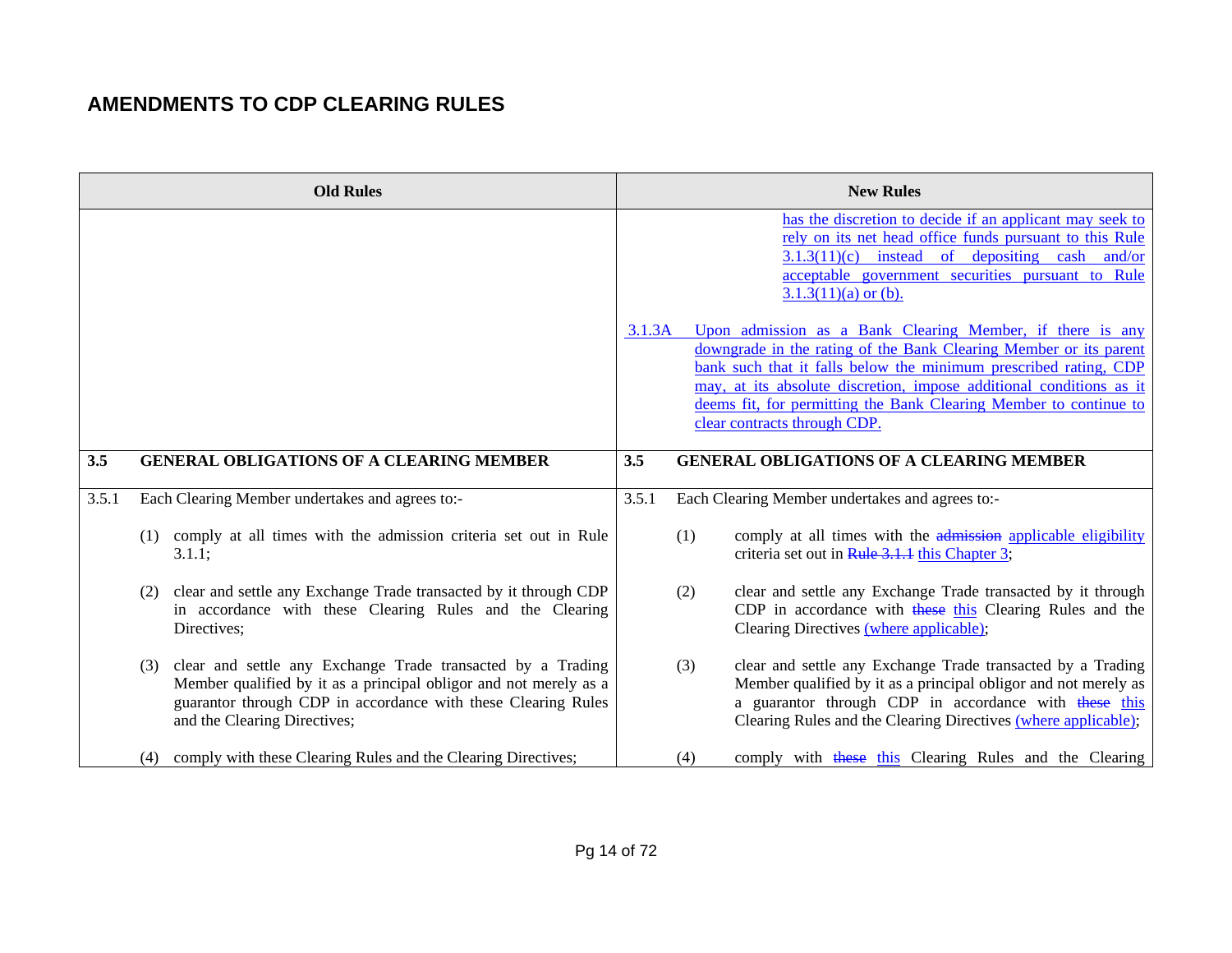# AMENDMENTS TO CDP CLEARING RULES

| Old Rules | New Rules |
|---|---|
| | has the discretion to decide if an applicant may seek to rely on its net head office funds pursuant to this Rule 3.1.3(11)(c) instead of depositing cash and/or acceptable government securities pursuant to Rule 3.1.3(11)(a) or (b).<br><br>3.1.3A Upon admission as a Bank Clearing Member, if there is any downgrade in the rating of the Bank Clearing Member or its parent bank such that it falls below the minimum prescribed rating, CDP may, at its absolute discretion, impose additional conditions as it deems fit, for permitting the Bank Clearing Member to continue to clear contracts through CDP. |
| **3.5 GENERAL OBLIGATIONS OF A CLEARING MEMBER** | **3.5 GENERAL OBLIGATIONS OF A CLEARING MEMBER** |
| 3.5.1 Each Clearing Member undertakes and agrees to:-<br><br>(1) comply at all times with the admission criteria set out in Rule 3.1.1;<br><br>(2) clear and settle any Exchange Trade transacted by it through CDP in accordance with these Clearing Rules and the Clearing Directives;<br><br>(3) clear and settle any Exchange Trade transacted by a Trading Member qualified by it as a principal obligor and not merely as a guarantor through CDP in accordance with these Clearing Rules and the Clearing Directives;<br><br>(4) comply with these Clearing Rules and the Clearing Directives; | 3.5.1 Each Clearing Member undertakes and agrees to:-<br><br>(1) comply at all times with the ~~admission~~ applicable eligibility criteria set out in ~~Rule 3.1.1~~ this Chapter 3;<br><br>(2) clear and settle any Exchange Trade transacted by it through CDP in accordance with ~~these~~ this Clearing Rules and the Clearing Directives (where applicable);<br><br>(3) clear and settle any Exchange Trade transacted by a Trading Member qualified by it as a principal obligor and not merely as a guarantor through CDP in accordance with ~~these~~ this Clearing Rules and the Clearing Directives (where applicable);<br><br>(4) comply with ~~these~~ this Clearing Rules and the Clearing |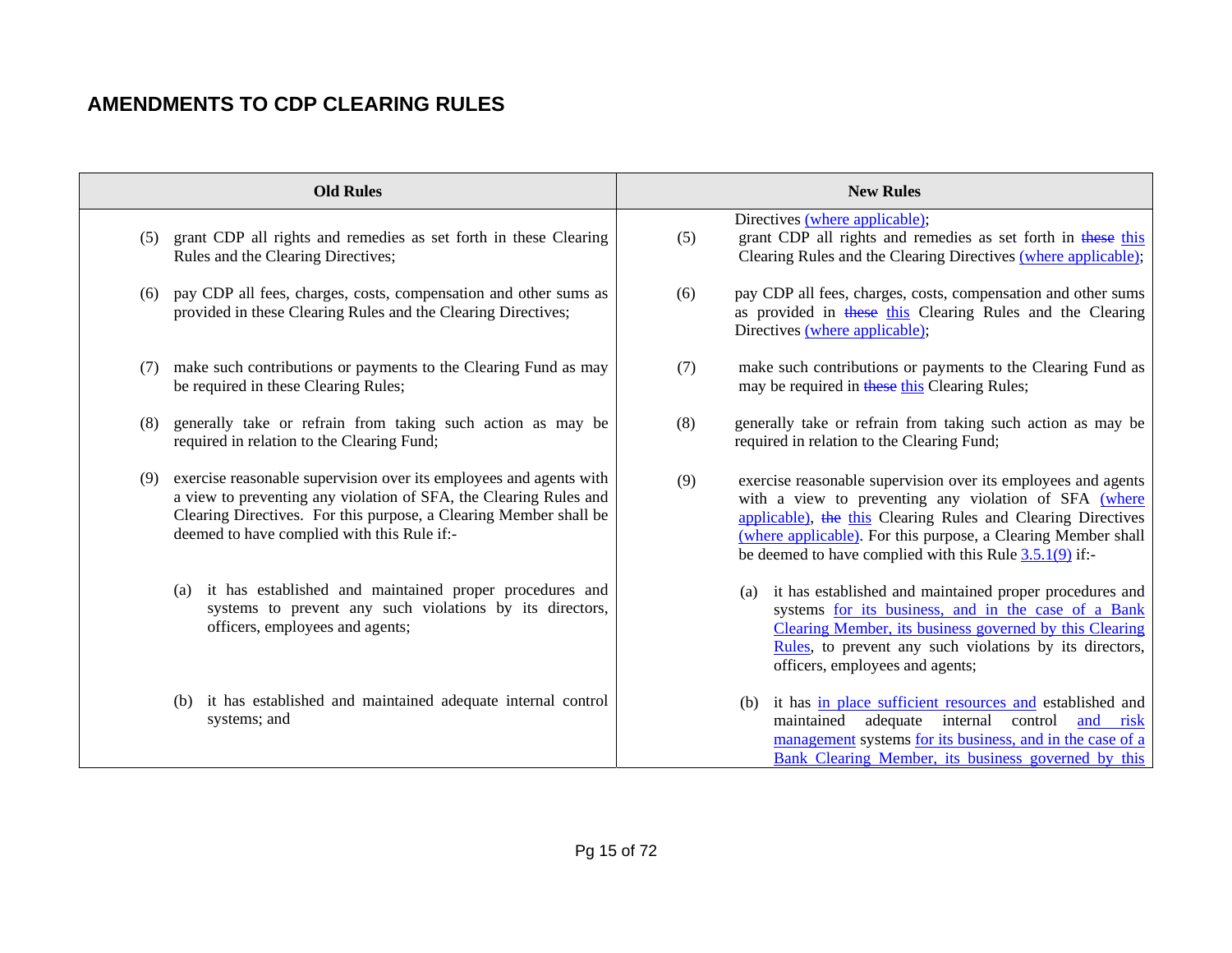## AMENDMENTS TO CDP CLEARING RULES

| Old Rules | New Rules |
|---|---|
| | Directives (where applicable); |
| (5) grant CDP all rights and remedies as set forth in these Clearing Rules and the Clearing Directives; | (5) grant CDP all rights and remedies as set forth in ~~these~~ this Clearing Rules and the Clearing Directives (where applicable); |
| (6) pay CDP all fees, charges, costs, compensation and other sums as provided in these Clearing Rules and the Clearing Directives; | (6) pay CDP all fees, charges, costs, compensation and other sums as provided in ~~these~~ this Clearing Rules and the Clearing Directives (where applicable); |
| (7) make such contributions or payments to the Clearing Fund as may be required in these Clearing Rules; | (7) make such contributions or payments to the Clearing Fund as may be required in ~~these~~ this Clearing Rules; |
| (8) generally take or refrain from taking such action as may be required in relation to the Clearing Fund; | (8) generally take or refrain from taking such action as may be required in relation to the Clearing Fund; |
| (9) exercise reasonable supervision over its employees and agents with a view to preventing any violation of SFA, the Clearing Rules and Clearing Directives. For this purpose, a Clearing Member shall be deemed to have complied with this Rule if:- | (9) exercise reasonable supervision over its employees and agents with a view to preventing any violation of SFA (where applicable), ~~the~~ this Clearing Rules and Clearing Directives (where applicable). For this purpose, a Clearing Member shall be deemed to have complied with this Rule 3.5.1(9) if:- |
| (a) it has established and maintained proper procedures and systems to prevent any such violations by its directors, officers, employees and agents; | (a) it has established and maintained proper procedures and systems for its business, and in the case of a Bank Clearing Member, its business governed by this Clearing Rules, to prevent any such violations by its directors, officers, employees and agents; |
| (b) it has established and maintained adequate internal control systems; and | (b) it has in place sufficient resources and established and maintained adequate internal control and risk management systems for its business, and in the case of a Bank Clearing Member, its business governed by this |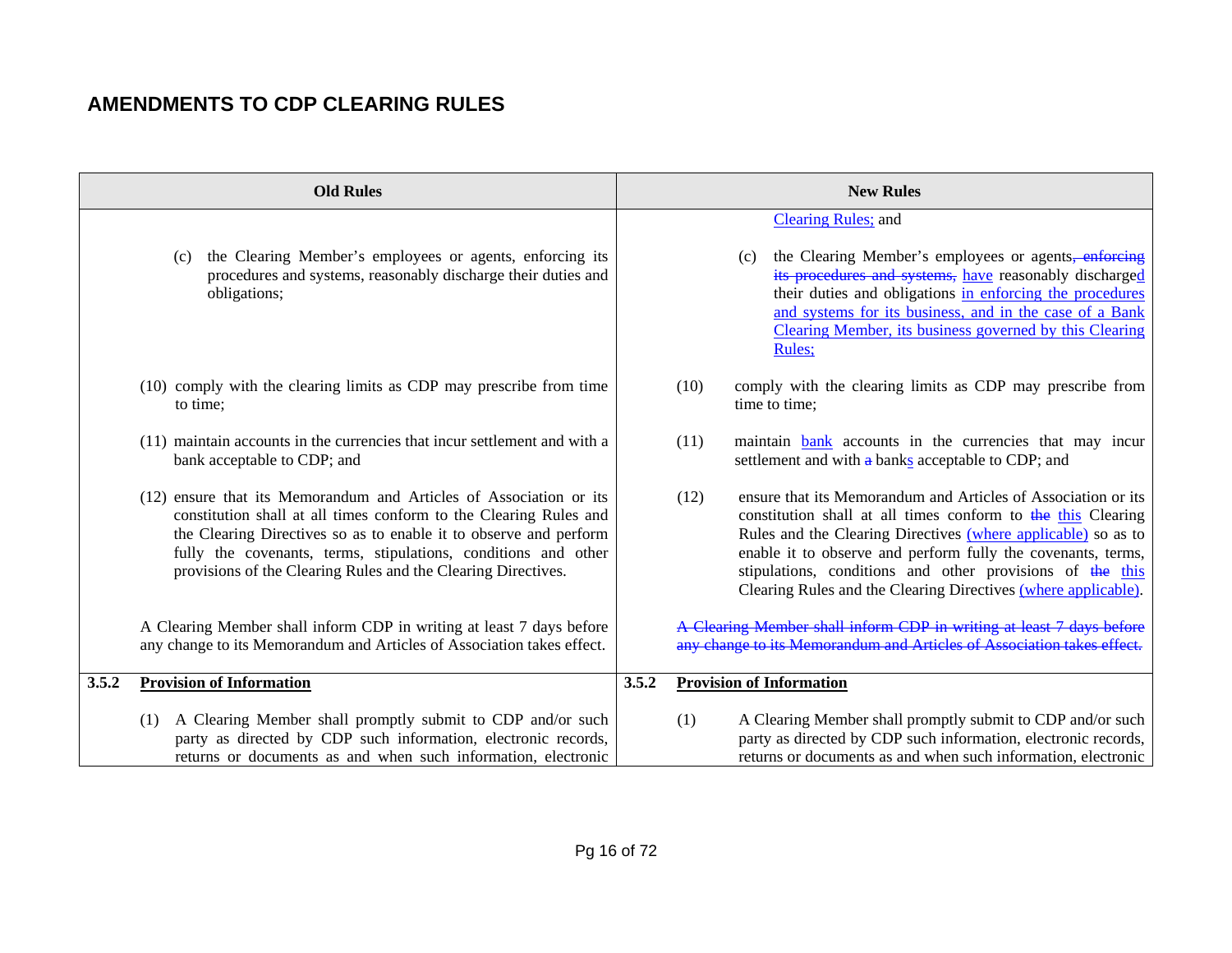## AMENDMENTS TO CDP CLEARING RULES

| Old Rules | New Rules |
|---|---|
| | Clearing Rules; and |
| (c) the Clearing Member's employees or agents, enforcing its procedures and systems, reasonably discharge their duties and obligations; | (c) the Clearing Member's employees or agents~~, enforcing its procedures and systems,~~ have reasonably discharged their duties and obligations in enforcing the procedures and systems for its business, and in the case of a Bank Clearing Member, its business governed by this Clearing Rules; |
| (10) comply with the clearing limits as CDP may prescribe from time to time; | (10) comply with the clearing limits as CDP may prescribe from time to time; |
| (11) maintain accounts in the currencies that incur settlement and with a bank acceptable to CDP; and | (11) maintain bank accounts in the currencies that may incur settlement and with ~~a~~ banks acceptable to CDP; and |
| (12) ensure that its Memorandum and Articles of Association or its constitution shall at all times conform to the Clearing Rules and the Clearing Directives so as to enable it to observe and perform fully the covenants, terms, stipulations, conditions and other provisions of the Clearing Rules and the Clearing Directives. | (12) ensure that its Memorandum and Articles of Association or its constitution shall at all times conform to ~~the~~ this Clearing Rules and the Clearing Directives (where applicable) so as to enable it to observe and perform fully the covenants, terms, stipulations, conditions and other provisions of ~~the~~ this Clearing Rules and the Clearing Directives (where applicable). |
| A Clearing Member shall inform CDP in writing at least 7 days before any change to its Memorandum and Articles of Association takes effect. | ~~A Clearing Member shall inform CDP in writing at least 7 days before any change to its Memorandum and Articles of Association takes effect.~~ |
| **3.5.2 Provision of Information** | **3.5.2 Provision of Information** |
| (1) A Clearing Member shall promptly submit to CDP and/or such party as directed by CDP such information, electronic records, returns or documents as and when such information, electronic | (1) A Clearing Member shall promptly submit to CDP and/or such party as directed by CDP such information, electronic records, returns or documents as and when such information, electronic |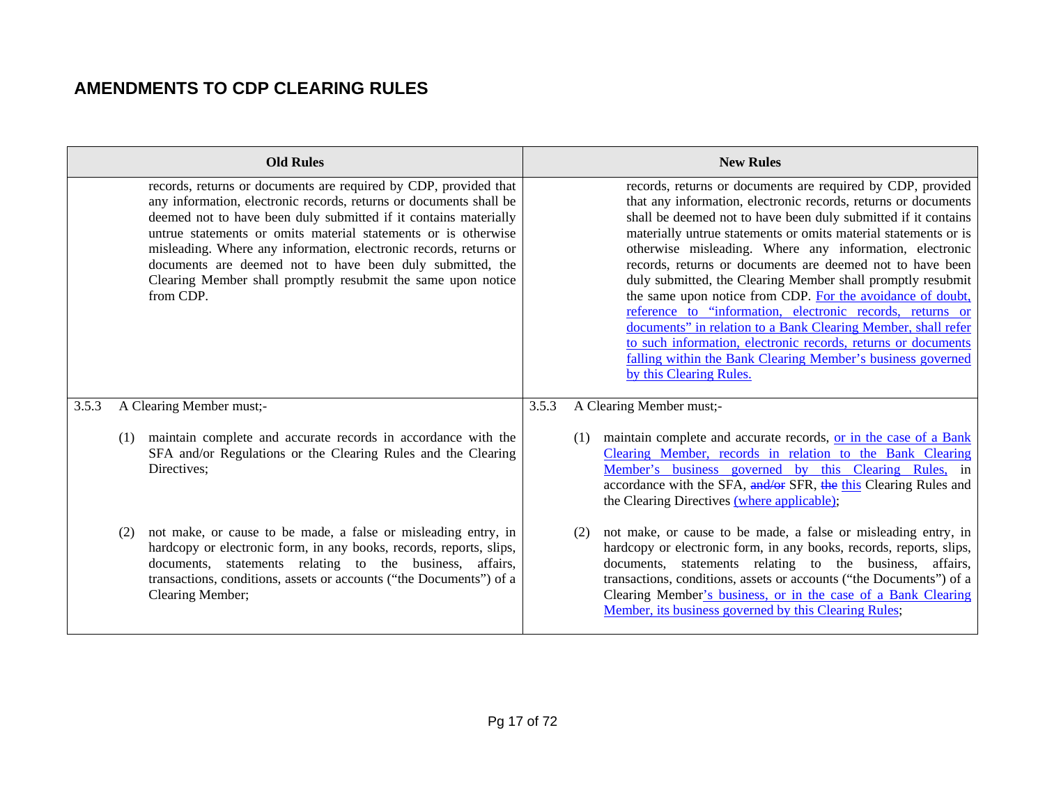## AMENDMENTS TO CDP CLEARING RULES

| Old Rules | New Rules |
|---|---|
| records, returns or documents are required by CDP, provided that any information, electronic records, returns or documents shall be deemed not to have been duly submitted if it contains materially untrue statements or omits material statements or is otherwise misleading. Where any information, electronic records, returns or documents are deemed not to have been duly submitted, the Clearing Member shall promptly resubmit the same upon notice from CDP. | records, returns or documents are required by CDP, provided that any information, electronic records, returns or documents shall be deemed not to have been duly submitted if it contains materially untrue statements or omits material statements or is otherwise misleading. Where any information, electronic records, returns or documents are deemed not to have been duly submitted, the Clearing Member shall promptly resubmit the same upon notice from CDP. For the avoidance of doubt, reference to "information, electronic records, returns or documents" in relation to a Bank Clearing Member, shall refer to such information, electronic records, returns or documents falling within the Bank Clearing Member's business governed by this Clearing Rules. |
| 3.5.3 A Clearing Member must;- | 3.5.3 A Clearing Member must;- |
| (1) maintain complete and accurate records in accordance with the SFA and/or Regulations or the Clearing Rules and the Clearing Directives; | (1) maintain complete and accurate records, or in the case of a Bank Clearing Member, records in relation to the Bank Clearing Member's business governed by this Clearing Rules, in accordance with the SFA, ~~and/or~~ SFR, ~~the~~ this Clearing Rules and the Clearing Directives (where applicable); |
| (2) not make, or cause to be made, a false or misleading entry, in hardcopy or electronic form, in any books, records, reports, slips, documents, statements relating to the business, affairs, transactions, conditions, assets or accounts ("the Documents") of a Clearing Member; | (2) not make, or cause to be made, a false or misleading entry, in hardcopy or electronic form, in any books, records, reports, slips, documents, statements relating to the business, affairs, transactions, conditions, assets or accounts ("the Documents") of a Clearing Member's business, or in the case of a Bank Clearing Member, its business governed by this Clearing Rules; |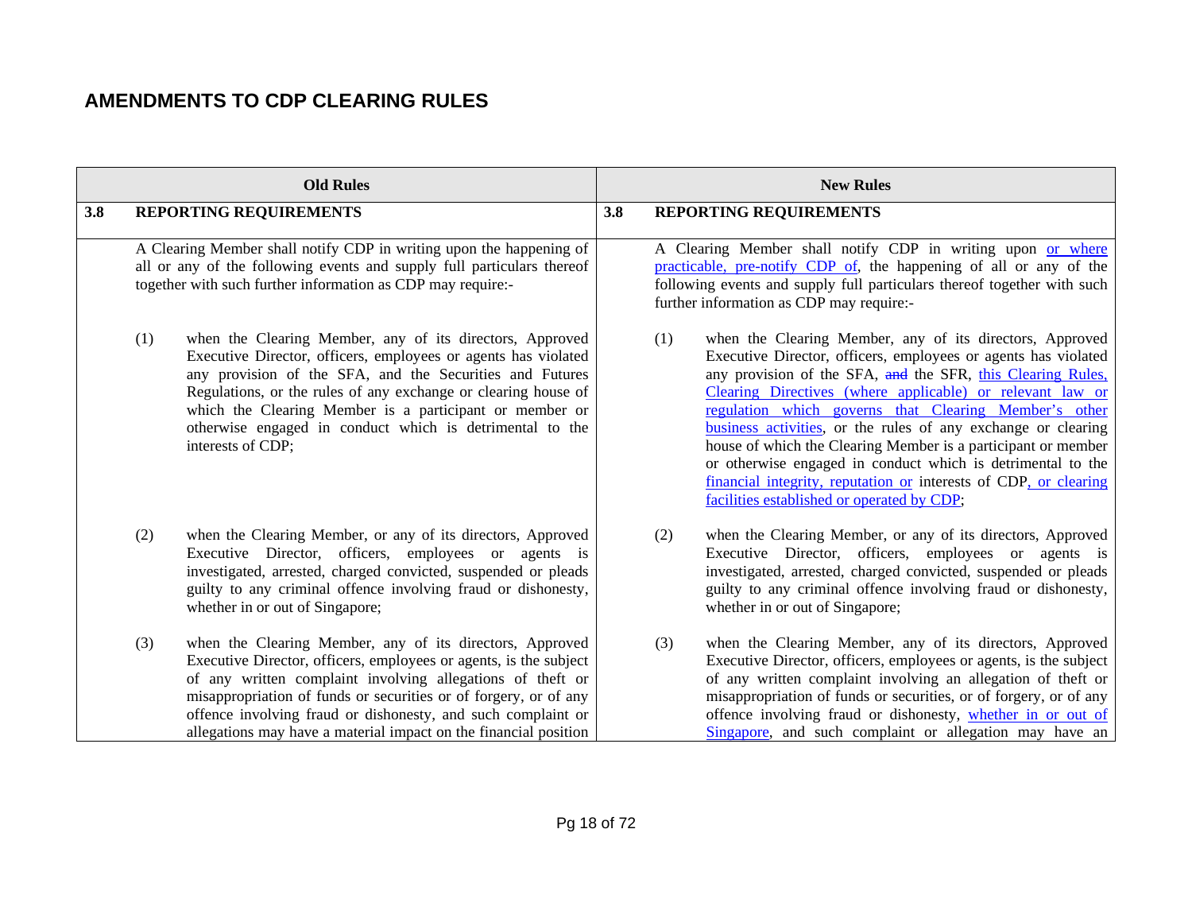## AMENDMENTS TO CDP CLEARING RULES

| Old Rules | New Rules |
|---|---|
| **3.8 REPORTING REQUIREMENTS** | **3.8 REPORTING REQUIREMENTS** |
| A Clearing Member shall notify CDP in writing upon the happening of all or any of the following events and supply full particulars thereof together with such further information as CDP may require:- | A Clearing Member shall notify CDP in writing upon or where practicable, pre-notify CDP of, the happening of all or any of the following events and supply full particulars thereof together with such further information as CDP may require:- |
| (1) when the Clearing Member, any of its directors, Approved Executive Director, officers, employees or agents has violated any provision of the SFA, and the Securities and Futures Regulations, or the rules of any exchange or clearing house of which the Clearing Member is a participant or member or otherwise engaged in conduct which is detrimental to the interests of CDP; | (1) when the Clearing Member, any of its directors, Approved Executive Director, officers, employees or agents has violated any provision of the SFA, ~~and~~ the SFR, this Clearing Rules, Clearing Directives (where applicable) or relevant law or regulation which governs that Clearing Member's other business activities, or the rules of any exchange or clearing house of which the Clearing Member is a participant or member or otherwise engaged in conduct which is detrimental to the financial integrity, reputation or interests of CDP, or clearing facilities established or operated by CDP; |
| (2) when the Clearing Member, or any of its directors, Approved Executive Director, officers, employees or agents is investigated, arrested, charged convicted, suspended or pleads guilty to any criminal offence involving fraud or dishonesty, whether in or out of Singapore; | (2) when the Clearing Member, or any of its directors, Approved Executive Director, officers, employees or agents is investigated, arrested, charged convicted, suspended or pleads guilty to any criminal offence involving fraud or dishonesty, whether in or out of Singapore; |
| (3) when the Clearing Member, any of its directors, Approved Executive Director, officers, employees or agents, is the subject of any written complaint involving allegations of theft or misappropriation of funds or securities or of forgery, or of any offence involving fraud or dishonesty, and such complaint or allegations may have a material impact on the financial position | (3) when the Clearing Member, any of its directors, Approved Executive Director, officers, employees or agents, is the subject of any written complaint involving an allegation of theft or misappropriation of funds or securities, or of forgery, or of any offence involving fraud or dishonesty, whether in or out of Singapore, and such complaint or allegation may have an |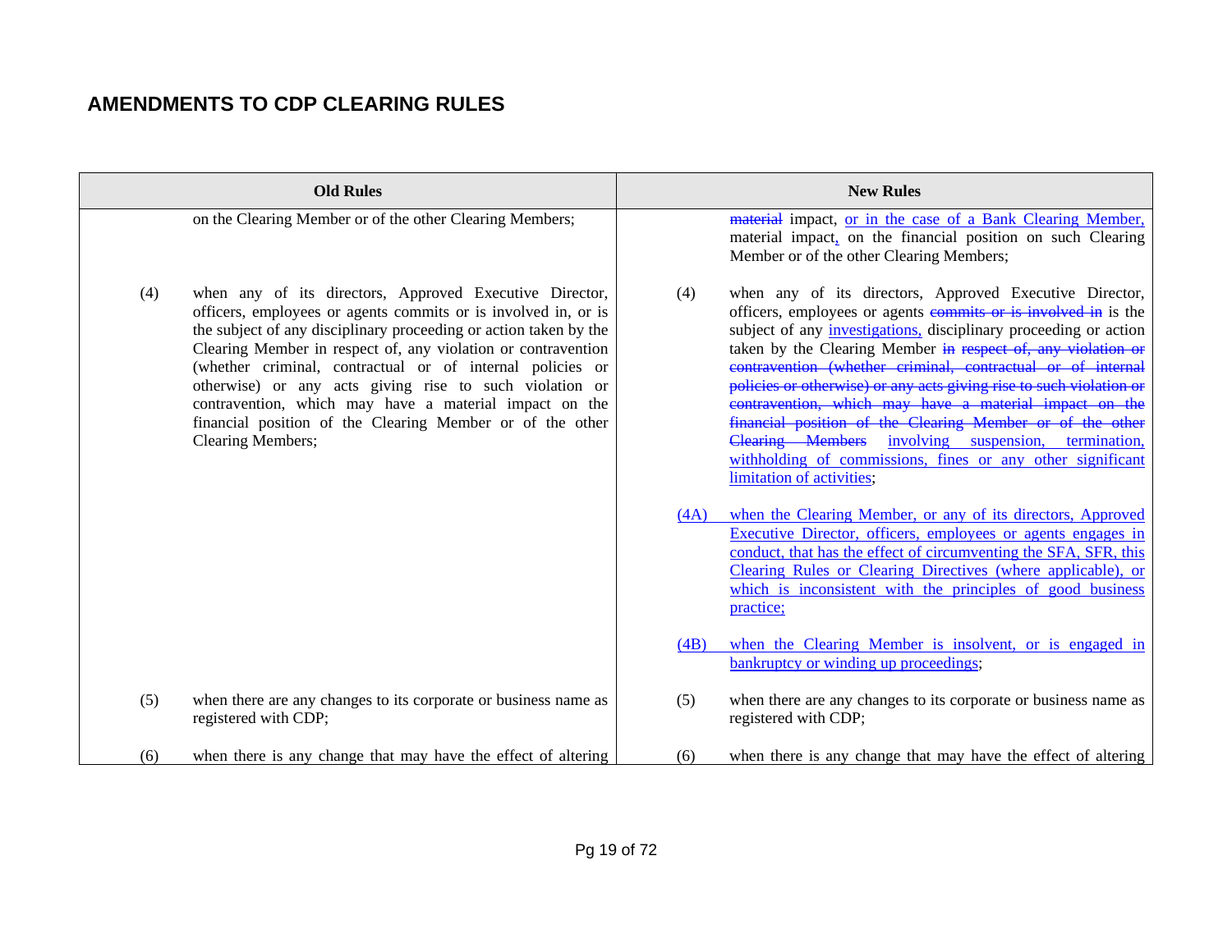## AMENDMENTS TO CDP CLEARING RULES

| Old Rules | New Rules |
|---|---|
| on the Clearing Member or of the other Clearing Members; | ~~material~~ impact, <u>or in the case of a Bank Clearing Member,</u> material impact<u>,</u> on the financial position on such Clearing Member or of the other Clearing Members; |
| (4) when any of its directors, Approved Executive Director, officers, employees or agents commits or is involved in, or is the subject of any disciplinary proceeding or action taken by the Clearing Member in respect of, any violation or contravention (whether criminal, contractual or of internal policies or otherwise) or any acts giving rise to such violation or contravention, which may have a material impact on the financial position of the Clearing Member or of the other Clearing Members; | (4) when any of its directors, Approved Executive Director, officers, employees or agents ~~commits or is involved in~~ is the subject of any <u>investigations,</u> disciplinary proceeding or action taken by the Clearing Member ~~in respect of, any violation or contravention (whether criminal, contractual or of internal policies or otherwise) or any acts giving rise to such violation or contravention, which may have a material impact on the financial position of the Clearing Member or of the other Clearing Members~~ <u>involving suspension, termination, withholding of commissions, fines or any other significant limitation of activities</u>; |
| | <u>(4A) when the Clearing Member, or any of its directors, Approved Executive Director, officers, employees or agents engages in conduct, that has the effect of circumventing the SFA, SFR, this Clearing Rules or Clearing Directives (where applicable), or which is inconsistent with the principles of good business practice;</u> |
| | <u>(4B) when the Clearing Member is insolvent, or is engaged in bankruptcy or winding up proceedings</u>; |
| (5) when there are any changes to its corporate or business name as registered with CDP; | (5) when there are any changes to its corporate or business name as registered with CDP; |
| (6) when there is any change that may have the effect of altering | (6) when there is any change that may have the effect of altering |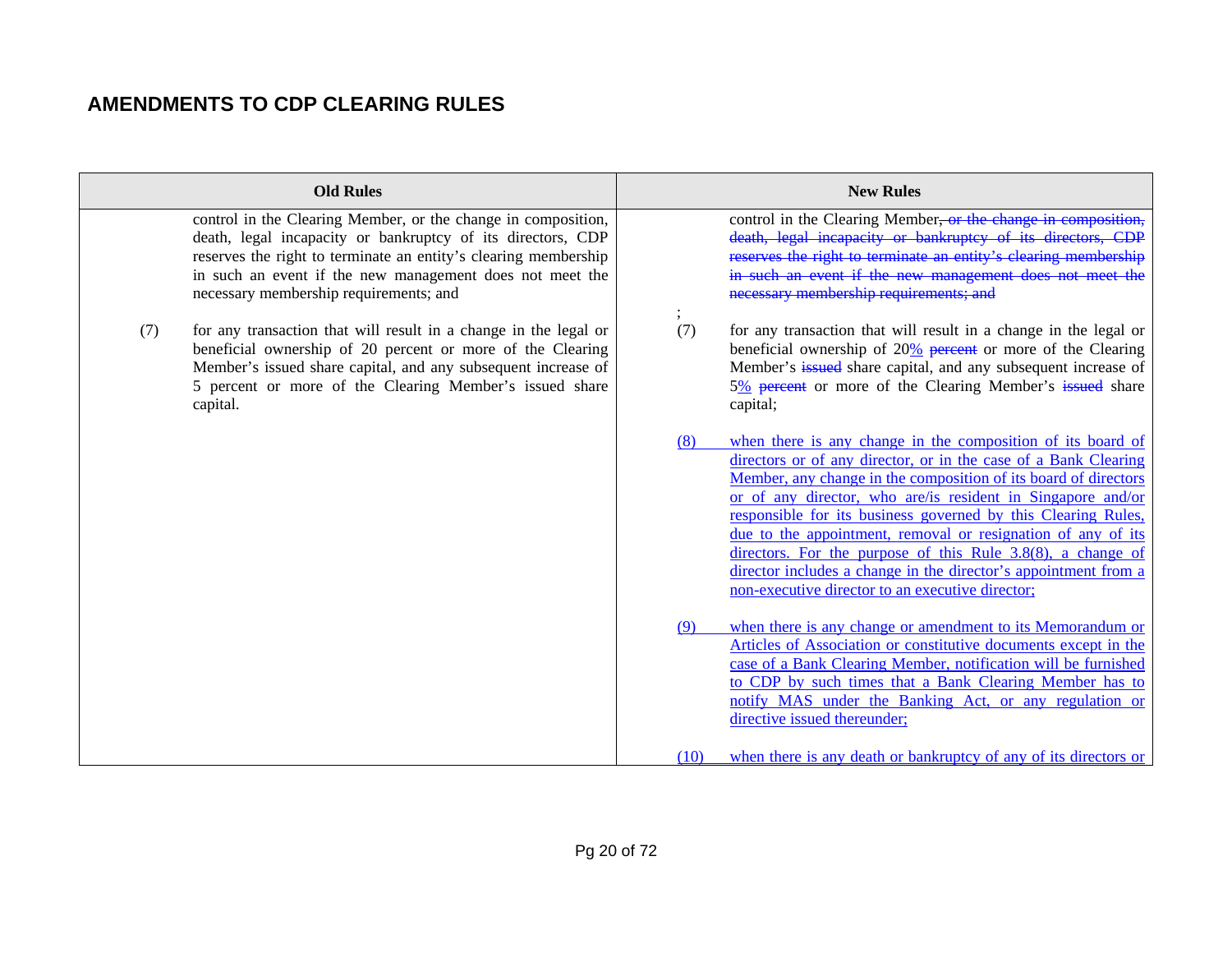## AMENDMENTS TO CDP CLEARING RULES

| Old Rules | New Rules |
|---|---|
| control in the Clearing Member, or the change in composition, death, legal incapacity or bankruptcy of its directors, CDP reserves the right to terminate an entity's clearing membership in such an event if the new management does not meet the necessary membership requirements; and | control in the Clearing Member~~, or the change in composition, death, legal incapacity or bankruptcy of its directors, CDP reserves the right to terminate an entity's clearing membership in such an event if the new management does not meet the necessary membership requirements; and~~ ; |
| (7) for any transaction that will result in a change in the legal or beneficial ownership of 20 percent or more of the Clearing Member's issued share capital, and any subsequent increase of 5 percent or more of the Clearing Member's issued share capital. | (7) for any transaction that will result in a change in the legal or beneficial ownership of 20<u>%</u> ~~percent~~ or more of the Clearing Member's ~~issued~~ share capital, and any subsequent increase of 5<u>%</u> ~~percent~~ or more of the Clearing Member's ~~issued~~ share capital; |
| | <u>(8) when there is any change in the composition of its board of directors or of any director, or in the case of a Bank Clearing Member, any change in the composition of its board of directors or of any director, who are/is resident in Singapore and/or responsible for its business governed by this Clearing Rules, due to the appointment, removal or resignation of any of its directors. For the purpose of this Rule 3.8(8), a change of director includes a change in the director's appointment from a non-executive director to an executive director;</u> |
| | <u>(9) when there is any change or amendment to its Memorandum or Articles of Association or constitutive documents except in the case of a Bank Clearing Member, notification will be furnished to CDP by such times that a Bank Clearing Member has to notify MAS under the Banking Act, or any regulation or directive issued thereunder;</u> |
| | <u>(10) when there is any death or bankruptcy of any of its directors or</u> |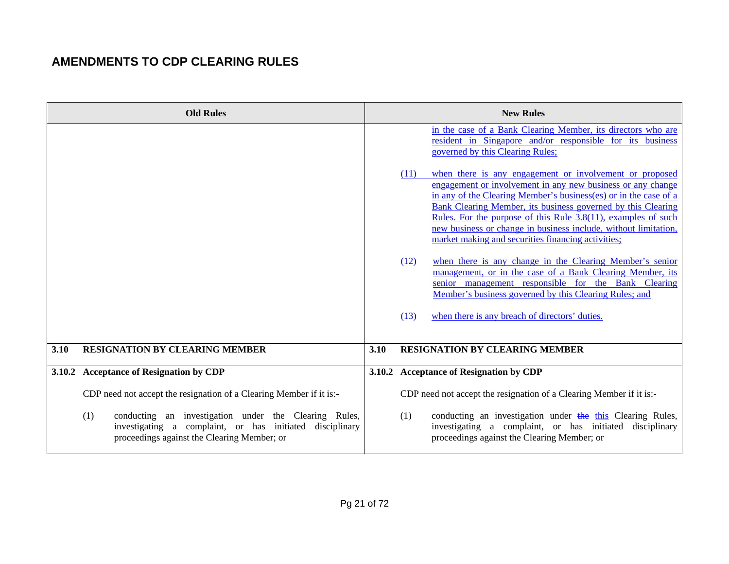## AMENDMENTS TO CDP CLEARING RULES

| Old Rules | New Rules |
|---|---|
| | in the case of a Bank Clearing Member, its directors who are resident in Singapore and/or responsible for its business governed by this Clearing Rules;<br><br>(11) when there is any engagement or involvement or proposed engagement or involvement in any new business or any change in any of the Clearing Member's business(es) or in the case of a Bank Clearing Member, its business governed by this Clearing Rules. For the purpose of this Rule 3.8(11), examples of such new business or change in business include, without limitation, market making and securities financing activities;<br><br>(12) when there is any change in the Clearing Member's senior management, or in the case of a Bank Clearing Member, its senior management responsible for the Bank Clearing Member's business governed by this Clearing Rules; and<br><br>(13) when there is any breach of directors' duties. |
| **3.10 RESIGNATION BY CLEARING MEMBER** | **3.10 RESIGNATION BY CLEARING MEMBER** |
| **3.10.2 Acceptance of Resignation by CDP**<br><br>CDP need not accept the resignation of a Clearing Member if it is:-<br><br>(1) conducting an investigation under the Clearing Rules, investigating a complaint, or has initiated disciplinary proceedings against the Clearing Member; or | **3.10.2 Acceptance of Resignation by CDP**<br><br>CDP need not accept the resignation of a Clearing Member if it is:-<br><br>(1) conducting an investigation under ~~the~~ this Clearing Rules, investigating a complaint, or has initiated disciplinary proceedings against the Clearing Member; or |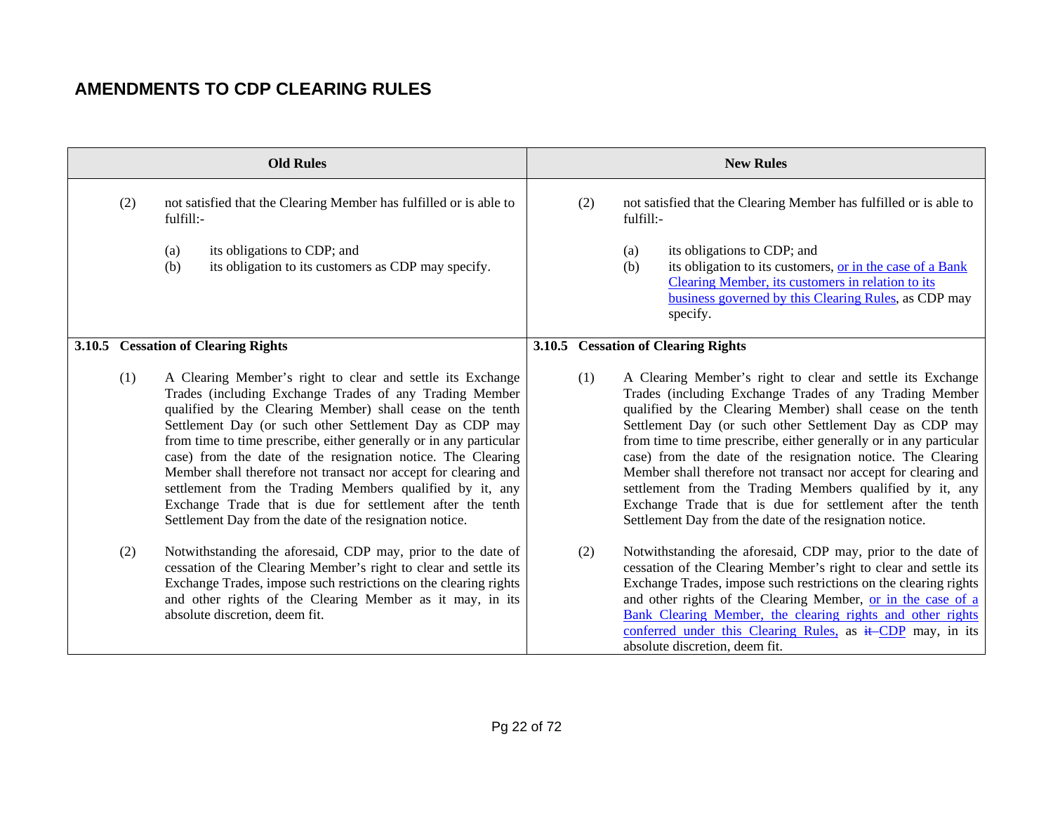## AMENDMENTS TO CDP CLEARING RULES

| Old Rules | New Rules |
|---|---|
| (2) not satisfied that the Clearing Member has fulfilled or is able to fulfill:-<br><br>(a) its obligations to CDP; and<br>(b) its obligation to its customers as CDP may specify. | (2) not satisfied that the Clearing Member has fulfilled or is able to fulfill:-<br><br>(a) its obligations to CDP; and<br>(b) its obligation to its customers, <u>or in the case of a Bank Clearing Member, its customers in relation to its business governed by this Clearing Rules</u>, as CDP may specify. |
| **3.10.5 Cessation of Clearing Rights** | **3.10.5 Cessation of Clearing Rights** |
| (1) A Clearing Member's right to clear and settle its Exchange Trades (including Exchange Trades of any Trading Member qualified by the Clearing Member) shall cease on the tenth Settlement Day (or such other Settlement Day as CDP may from time to time prescribe, either generally or in any particular case) from the date of the resignation notice. The Clearing Member shall therefore not transact nor accept for clearing and settlement from the Trading Members qualified by it, any Exchange Trade that is due for settlement after the tenth Settlement Day from the date of the resignation notice. | (1) A Clearing Member's right to clear and settle its Exchange Trades (including Exchange Trades of any Trading Member qualified by the Clearing Member) shall cease on the tenth Settlement Day (or such other Settlement Day as CDP may from time to time prescribe, either generally or in any particular case) from the date of the resignation notice. The Clearing Member shall therefore not transact nor accept for clearing and settlement from the Trading Members qualified by it, any Exchange Trade that is due for settlement after the tenth Settlement Day from the date of the resignation notice. |
| (2) Notwithstanding the aforesaid, CDP may, prior to the date of cessation of the Clearing Member's right to clear and settle its Exchange Trades, impose such restrictions on the clearing rights and other rights of the Clearing Member as it may, in its absolute discretion, deem fit. | (2) Notwithstanding the aforesaid, CDP may, prior to the date of cessation of the Clearing Member's right to clear and settle its Exchange Trades, impose such restrictions on the clearing rights and other rights of the Clearing Member, <u>or in the case of a Bank Clearing Member, the clearing rights and other rights conferred under this Clearing Rules,</u> as ~~it~~ <u>CDP</u> may, in its absolute discretion, deem fit. |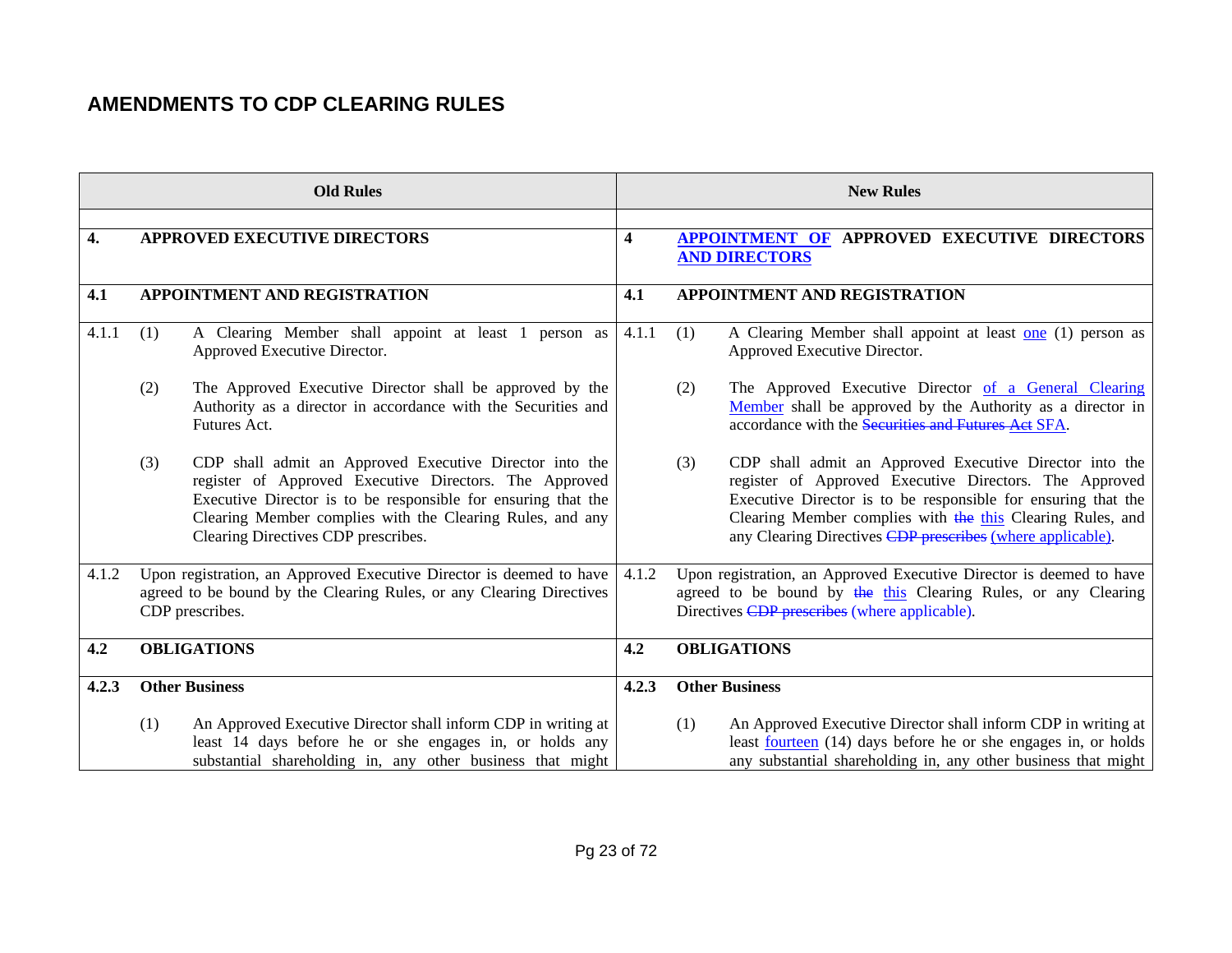## AMENDMENTS TO CDP CLEARING RULES

| Old Rules | New Rules |
|---|---|
| | |
| **4. APPROVED EXECUTIVE DIRECTORS** | **4 APPOINTMENT OF APPROVED EXECUTIVE DIRECTORS AND DIRECTORS** |
| **4.1 APPOINTMENT AND REGISTRATION** | **4.1 APPOINTMENT AND REGISTRATION** |
| 4.1.1 (1) A Clearing Member shall appoint at least 1 person as Approved Executive Director.<br><br>(2) The Approved Executive Director shall be approved by the Authority as a director in accordance with the Securities and Futures Act.<br><br>(3) CDP shall admit an Approved Executive Director into the register of Approved Executive Directors. The Approved Executive Director is to be responsible for ensuring that the Clearing Member complies with the Clearing Rules, and any Clearing Directives CDP prescribes. | 4.1.1 (1) A Clearing Member shall appoint at least one (1) person as Approved Executive Director.<br><br>(2) The Approved Executive Director of a General Clearing Member shall be approved by the Authority as a director in accordance with the ~~Securities and Futures Act~~ SFA.<br><br>(3) CDP shall admit an Approved Executive Director into the register of Approved Executive Directors. The Approved Executive Director is to be responsible for ensuring that the Clearing Member complies with ~~the~~ this Clearing Rules, and any Clearing Directives ~~CDP prescribes~~ (where applicable). |
| 4.1.2 Upon registration, an Approved Executive Director is deemed to have agreed to be bound by the Clearing Rules, or any Clearing Directives CDP prescribes. | 4.1.2 Upon registration, an Approved Executive Director is deemed to have agreed to be bound by ~~the~~ this Clearing Rules, or any Clearing Directives ~~CDP prescribes~~ (where applicable). |
| **4.2 OBLIGATIONS** | **4.2 OBLIGATIONS** |
| **4.2.3 Other Business**<br><br>(1) An Approved Executive Director shall inform CDP in writing at least 14 days before he or she engages in, or holds any substantial shareholding in, any other business that might | **4.2.3 Other Business**<br><br>(1) An Approved Executive Director shall inform CDP in writing at least fourteen (14) days before he or she engages in, or holds any substantial shareholding in, any other business that might |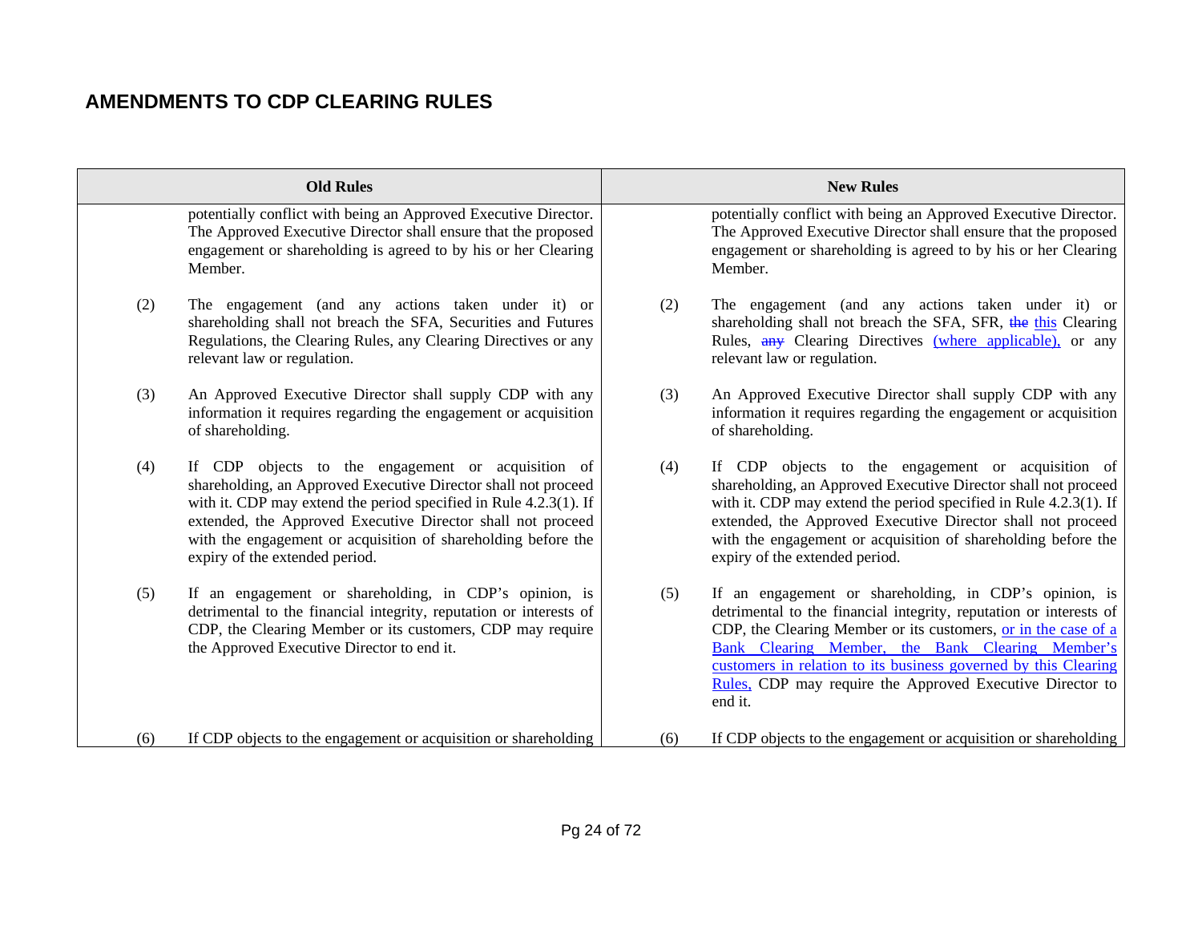## AMENDMENTS TO CDP CLEARING RULES

| Old Rules | New Rules |
|---|---|
| potentially conflict with being an Approved Executive Director. The Approved Executive Director shall ensure that the proposed engagement or shareholding is agreed to by his or her Clearing Member. | potentially conflict with being an Approved Executive Director. The Approved Executive Director shall ensure that the proposed engagement or shareholding is agreed to by his or her Clearing Member. |
| (2) The engagement (and any actions taken under it) or shareholding shall not breach the SFA, Securities and Futures Regulations, the Clearing Rules, any Clearing Directives or any relevant law or regulation. | (2) The engagement (and any actions taken under it) or shareholding shall not breach the SFA, SFR, ~~the~~ this Clearing Rules, ~~any~~ Clearing Directives (where applicable), or any relevant law or regulation. |
| (3) An Approved Executive Director shall supply CDP with any information it requires regarding the engagement or acquisition of shareholding. | (3) An Approved Executive Director shall supply CDP with any information it requires regarding the engagement or acquisition of shareholding. |
| (4) If CDP objects to the engagement or acquisition of shareholding, an Approved Executive Director shall not proceed with it. CDP may extend the period specified in Rule 4.2.3(1). If extended, the Approved Executive Director shall not proceed with the engagement or acquisition of shareholding before the expiry of the extended period. | (4) If CDP objects to the engagement or acquisition of shareholding, an Approved Executive Director shall not proceed with it. CDP may extend the period specified in Rule 4.2.3(1). If extended, the Approved Executive Director shall not proceed with the engagement or acquisition of shareholding before the expiry of the extended period. |
| (5) If an engagement or shareholding, in CDP's opinion, is detrimental to the financial integrity, reputation or interests of CDP, the Clearing Member or its customers, CDP may require the Approved Executive Director to end it. | (5) If an engagement or shareholding, in CDP's opinion, is detrimental to the financial integrity, reputation or interests of CDP, the Clearing Member or its customers, or in the case of a Bank Clearing Member, the Bank Clearing Member's customers in relation to its business governed by this Clearing Rules, CDP may require the Approved Executive Director to end it. |
| (6) If CDP objects to the engagement or acquisition or shareholding | (6) If CDP objects to the engagement or acquisition or shareholding |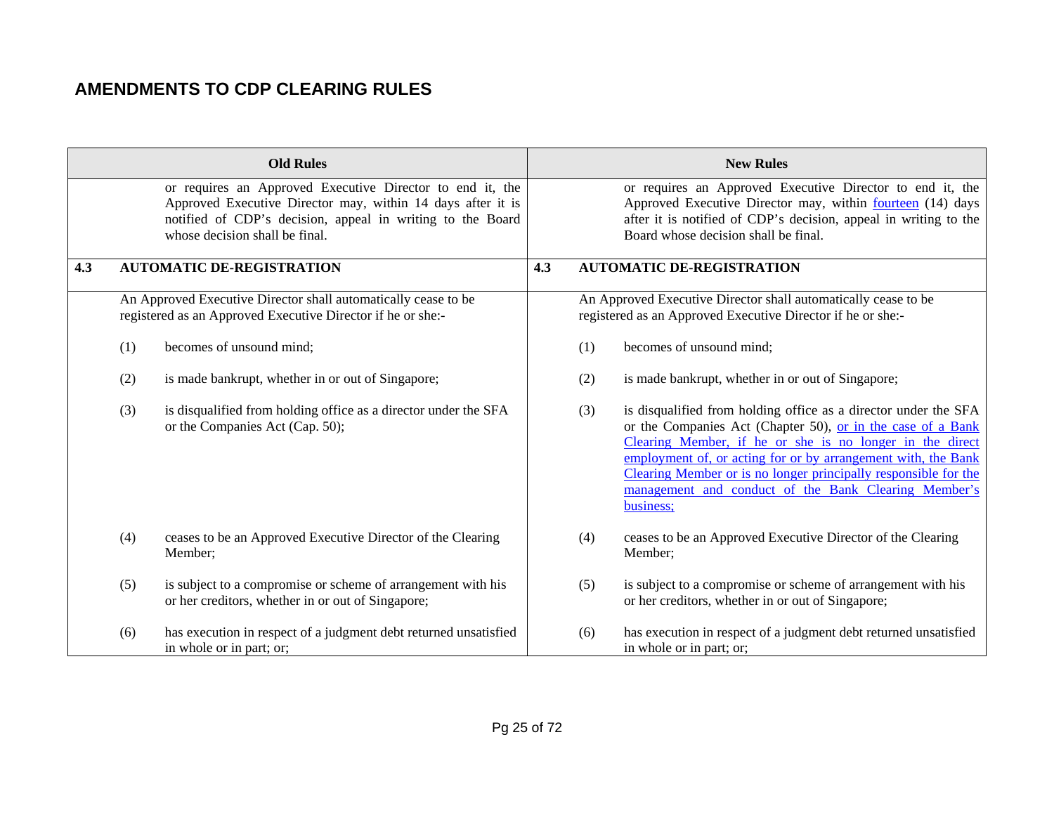## AMENDMENTS TO CDP CLEARING RULES

| Old Rules | New Rules |
|---|---|
| or requires an Approved Executive Director to end it, the Approved Executive Director may, within 14 days after it is notified of CDP's decision, appeal in writing to the Board whose decision shall be final. | or requires an Approved Executive Director to end it, the Approved Executive Director may, within fourteen (14) days after it is notified of CDP's decision, appeal in writing to the Board whose decision shall be final. |
| **4.3 AUTOMATIC DE-REGISTRATION** | **4.3 AUTOMATIC DE-REGISTRATION** |
| An Approved Executive Director shall automatically cease to be registered as an Approved Executive Director if he or she:-<br><br>(1) becomes of unsound mind;<br><br>(2) is made bankrupt, whether in or out of Singapore;<br><br>(3) is disqualified from holding office as a director under the SFA or the Companies Act (Cap. 50);<br><br>(4) ceases to be an Approved Executive Director of the Clearing Member;<br><br>(5) is subject to a compromise or scheme of arrangement with his or her creditors, whether in or out of Singapore;<br><br>(6) has execution in respect of a judgment debt returned unsatisfied in whole or in part; or; | An Approved Executive Director shall automatically cease to be registered as an Approved Executive Director if he or she:-<br><br>(1) becomes of unsound mind;<br><br>(2) is made bankrupt, whether in or out of Singapore;<br><br>(3) is disqualified from holding office as a director under the SFA or the Companies Act (Chapter 50), or in the case of a Bank Clearing Member, if he or she is no longer in the direct employment of, or acting for or by arrangement with, the Bank Clearing Member or is no longer principally responsible for the management and conduct of the Bank Clearing Member's business;<br><br>(4) ceases to be an Approved Executive Director of the Clearing Member;<br><br>(5) is subject to a compromise or scheme of arrangement with his or her creditors, whether in or out of Singapore;<br><br>(6) has execution in respect of a judgment debt returned unsatisfied in whole or in part; or; |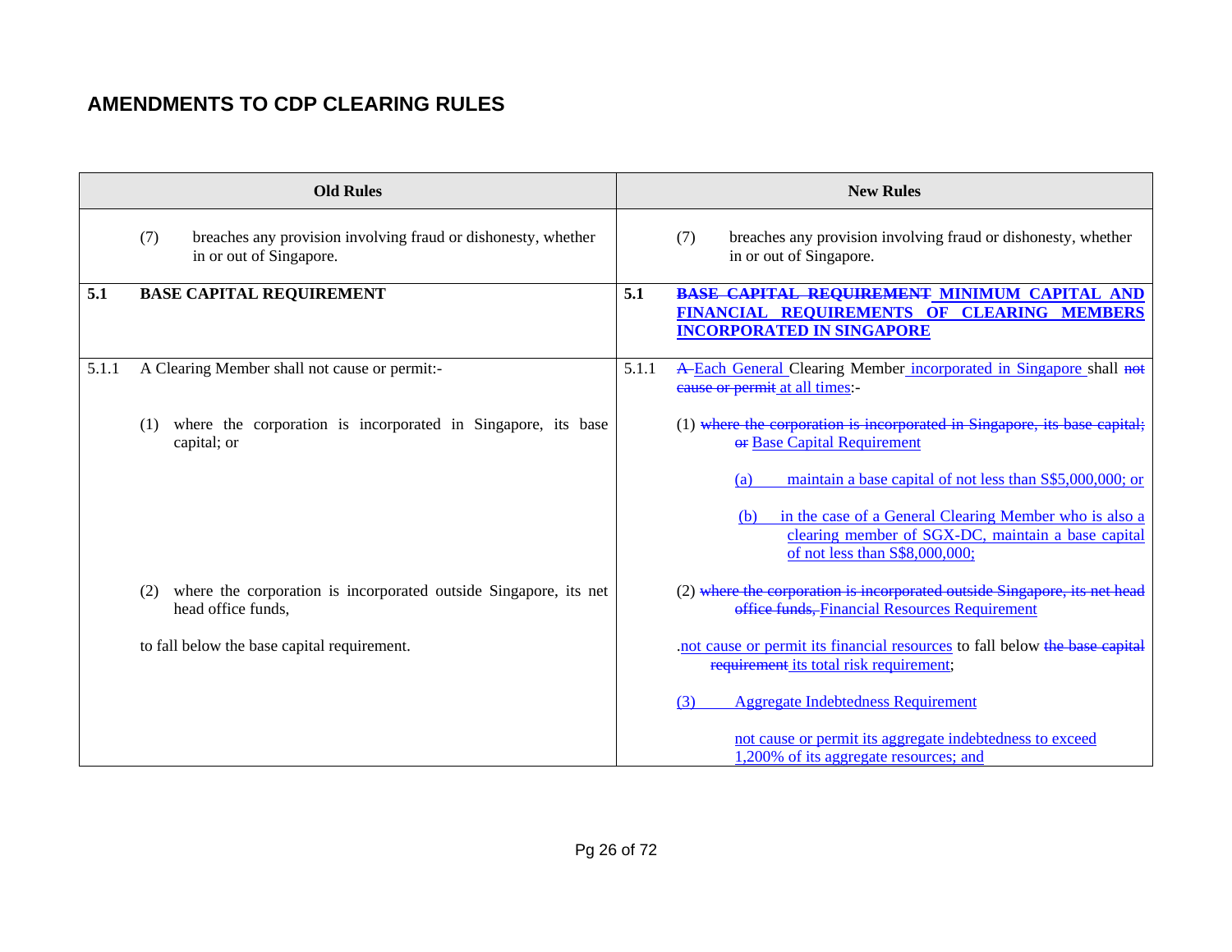## AMENDMENTS TO CDP CLEARING RULES

| Old Rules | New Rules |
|---|---|
| (7) breaches any provision involving fraud or dishonesty, whether in or out of Singapore. | (7) breaches any provision involving fraud or dishonesty, whether in or out of Singapore. |
| **5.1 BASE CAPITAL REQUIREMENT** | **5.1 ~~BASE CAPITAL REQUIREMENT~~ <u>MINIMUM CAPITAL AND FINANCIAL REQUIREMENTS OF CLEARING MEMBERS INCORPORATED IN SINGAPORE</u>** |
| 5.1.1 A Clearing Member shall not cause or permit:-<br><br>(1) where the corporation is incorporated in Singapore, its base capital; or<br><br>(2) where the corporation is incorporated outside Singapore, its net head office funds,<br><br>to fall below the base capital requirement. | 5.1.1 ~~A~~ <u>Each General</u> Clearing Member <u>incorporated in Singapore</u> shall ~~not cause or permit~~ <u>at all times</u>:-<br><br>(1) ~~where the corporation is incorporated in Singapore, its base capital; or~~ <u>Base Capital Requirement</u><br><br><u>(a) maintain a base capital of not less than S$5,000,000; or</u><br><br><u>(b) in the case of a General Clearing Member who is also a clearing member of SGX-DC, maintain a base capital of not less than S$8,000,000;</u><br><br>(2) ~~where the corporation is incorporated outside Singapore, its net head office funds,~~ <u>Financial Resources Requirement</u><br><br>.<u>not cause or permit its financial resources</u> to fall below ~~the base capital requirement~~ <u>its total risk requirement</u>;<br><br><u>(3) Aggregate Indebtedness Requirement</u><br><br><u>not cause or permit its aggregate indebtedness to exceed 1,200% of its aggregate resources; and</u> |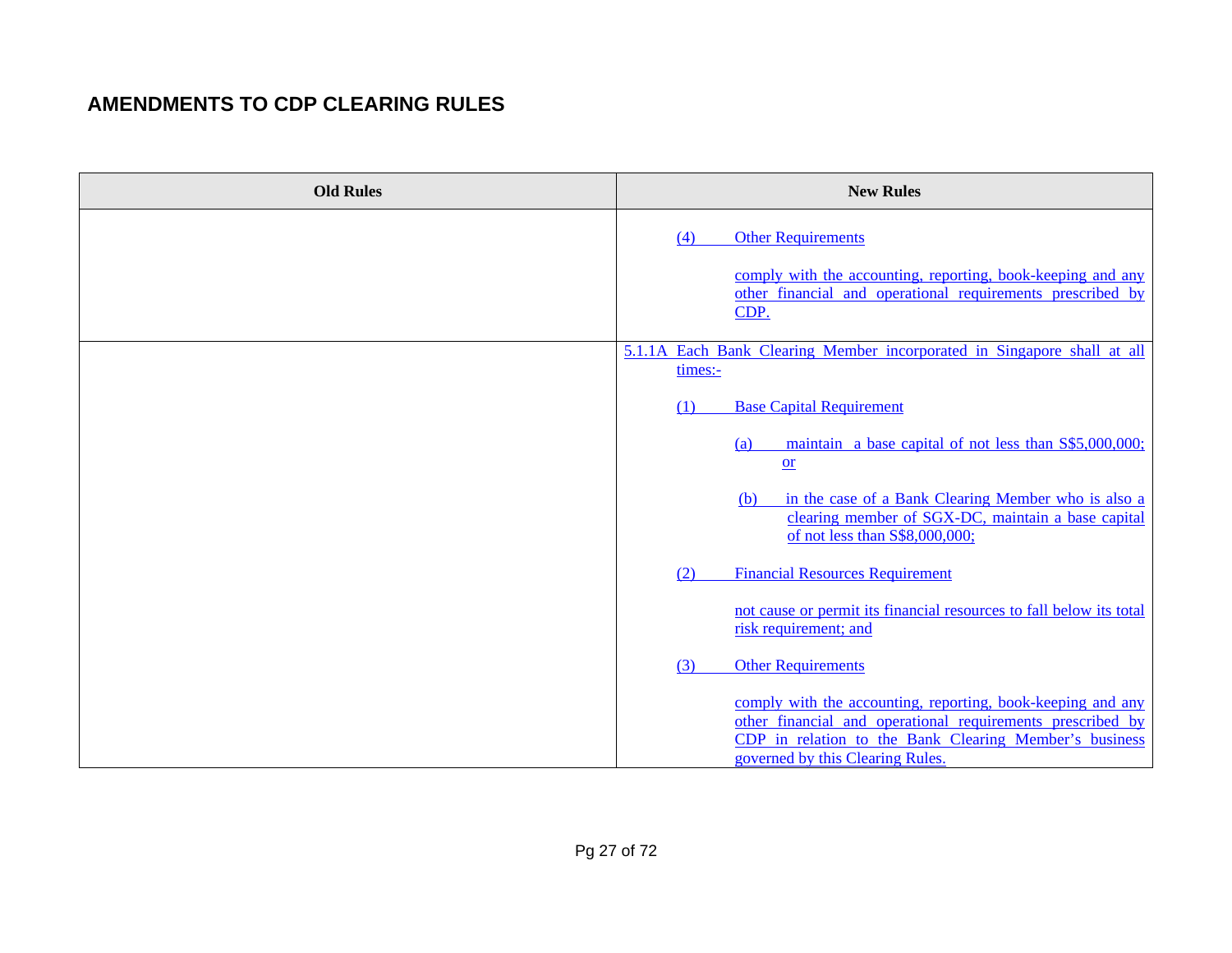## AMENDMENTS TO CDP CLEARING RULES

| Old Rules | New Rules |
|---|---|
| | (4) Other Requirements<br><br>comply with the accounting, reporting, book-keeping and any other financial and operational requirements prescribed by CDP. |
| | 5.1.1A Each Bank Clearing Member incorporated in Singapore shall at all times:-<br><br>(1) Base Capital Requirement<br><br>(a) maintain a base capital of not less than S$5,000,000; or<br><br>(b) in the case of a Bank Clearing Member who is also a clearing member of SGX-DC, maintain a base capital of not less than S$8,000,000;<br><br>(2) Financial Resources Requirement<br><br>not cause or permit its financial resources to fall below its total risk requirement; and<br><br>(3) Other Requirements<br><br>comply with the accounting, reporting, book-keeping and any other financial and operational requirements prescribed by CDP in relation to the Bank Clearing Member's business governed by this Clearing Rules. |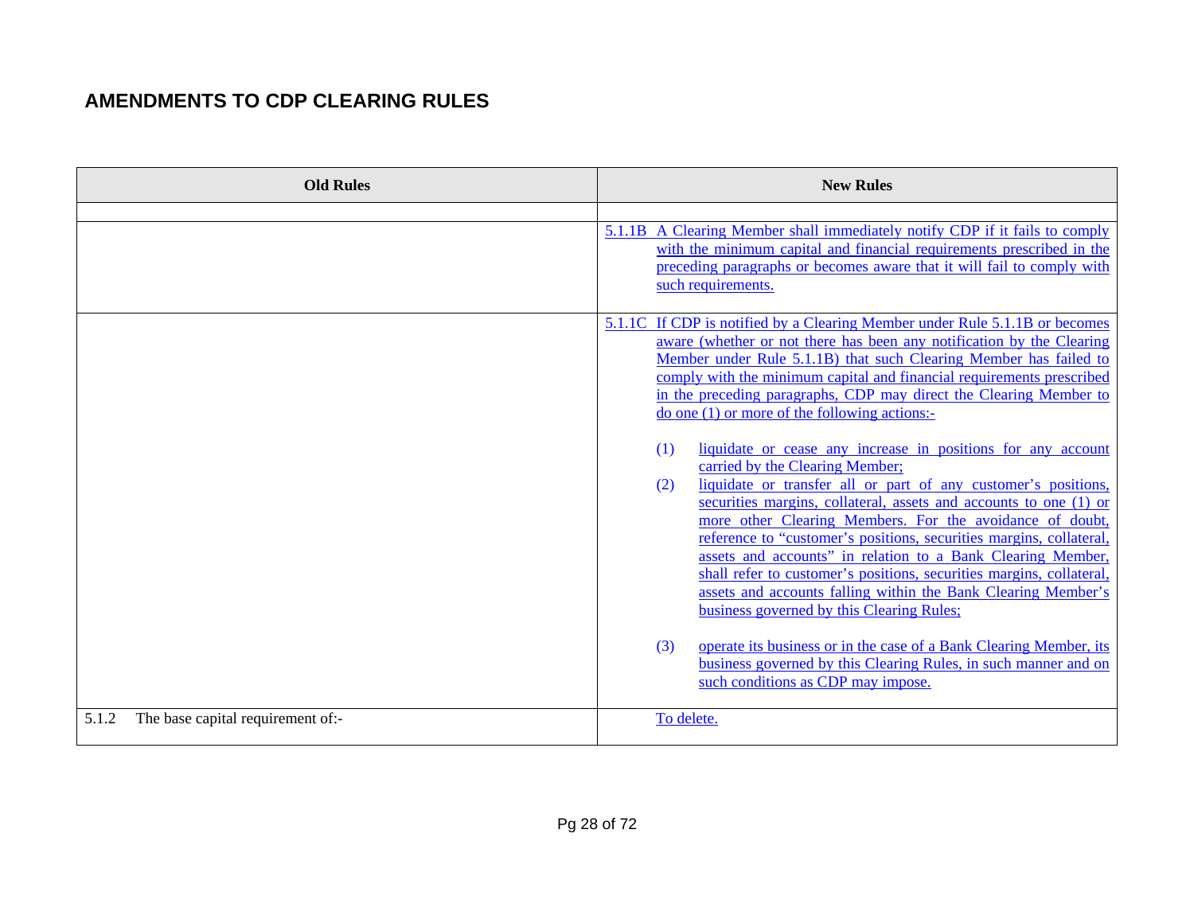## AMENDMENTS TO CDP CLEARING RULES

| Old Rules | New Rules |
|---|---|
| | |
| | 5.1.1B A Clearing Member shall immediately notify CDP if it fails to comply with the minimum capital and financial requirements prescribed in the preceding paragraphs or becomes aware that it will fail to comply with such requirements. |
| | 5.1.1C If CDP is notified by a Clearing Member under Rule 5.1.1B or becomes aware (whether or not there has been any notification by the Clearing Member under Rule 5.1.1B) that such Clearing Member has failed to comply with the minimum capital and financial requirements prescribed in the preceding paragraphs, CDP may direct the Clearing Member to do one (1) or more of the following actions:-<br><br>(1) liquidate or cease any increase in positions for any account carried by the Clearing Member;<br>(2) liquidate or transfer all or part of any customer's positions, securities margins, collateral, assets and accounts to one (1) or more other Clearing Members. For the avoidance of doubt, reference to "customer's positions, securities margins, collateral, assets and accounts" in relation to a Bank Clearing Member, shall refer to customer's positions, securities margins, collateral, assets and accounts falling within the Bank Clearing Member's business governed by this Clearing Rules;<br><br>(3) operate its business or in the case of a Bank Clearing Member, its business governed by this Clearing Rules, in such manner and on such conditions as CDP may impose. |
| 5.1.2 The base capital requirement of:- | To delete. |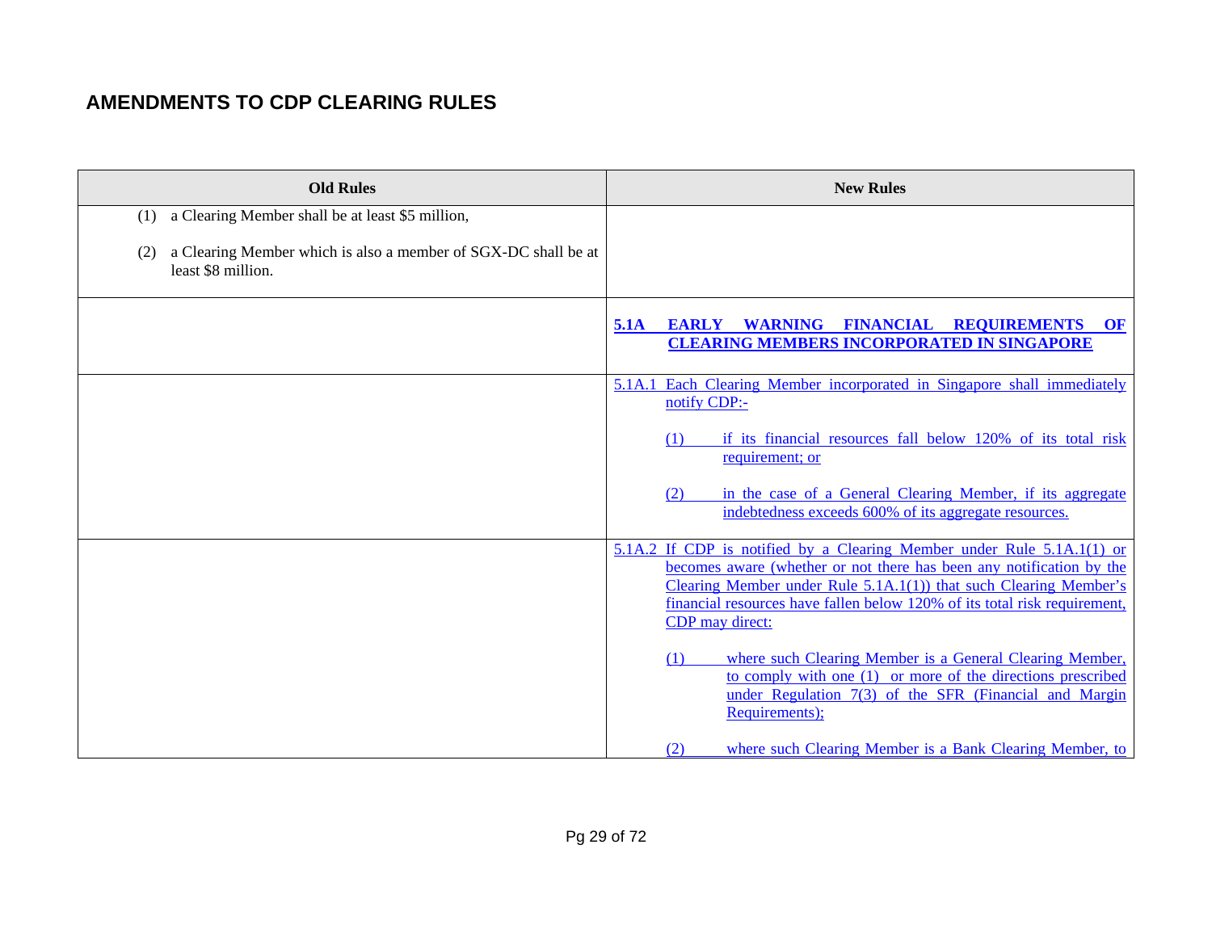## AMENDMENTS TO CDP CLEARING RULES

| Old Rules | New Rules |
|---|---|
| (1) a Clearing Member shall be at least $5 million,<br><br>(2) a Clearing Member which is also a member of SGX-DC shall be at least $8 million. | |
| | **5.1A EARLY WARNING FINANCIAL REQUIREMENTS OF CLEARING MEMBERS INCORPORATED IN SINGAPORE** |
| | 5.1A.1 Each Clearing Member incorporated in Singapore shall immediately notify CDP:-<br><br>(1) if its financial resources fall below 120% of its total risk requirement; or<br><br>(2) in the case of a General Clearing Member, if its aggregate indebtedness exceeds 600% of its aggregate resources. |
| | 5.1A.2 If CDP is notified by a Clearing Member under Rule 5.1A.1(1) or becomes aware (whether or not there has been any notification by the Clearing Member under Rule 5.1A.1(1)) that such Clearing Member's financial resources have fallen below 120% of its total risk requirement, CDP may direct:<br><br>(1) where such Clearing Member is a General Clearing Member, to comply with one (1) or more of the directions prescribed under Regulation 7(3) of the SFR (Financial and Margin Requirements);<br><br>(2) where such Clearing Member is a Bank Clearing Member, to |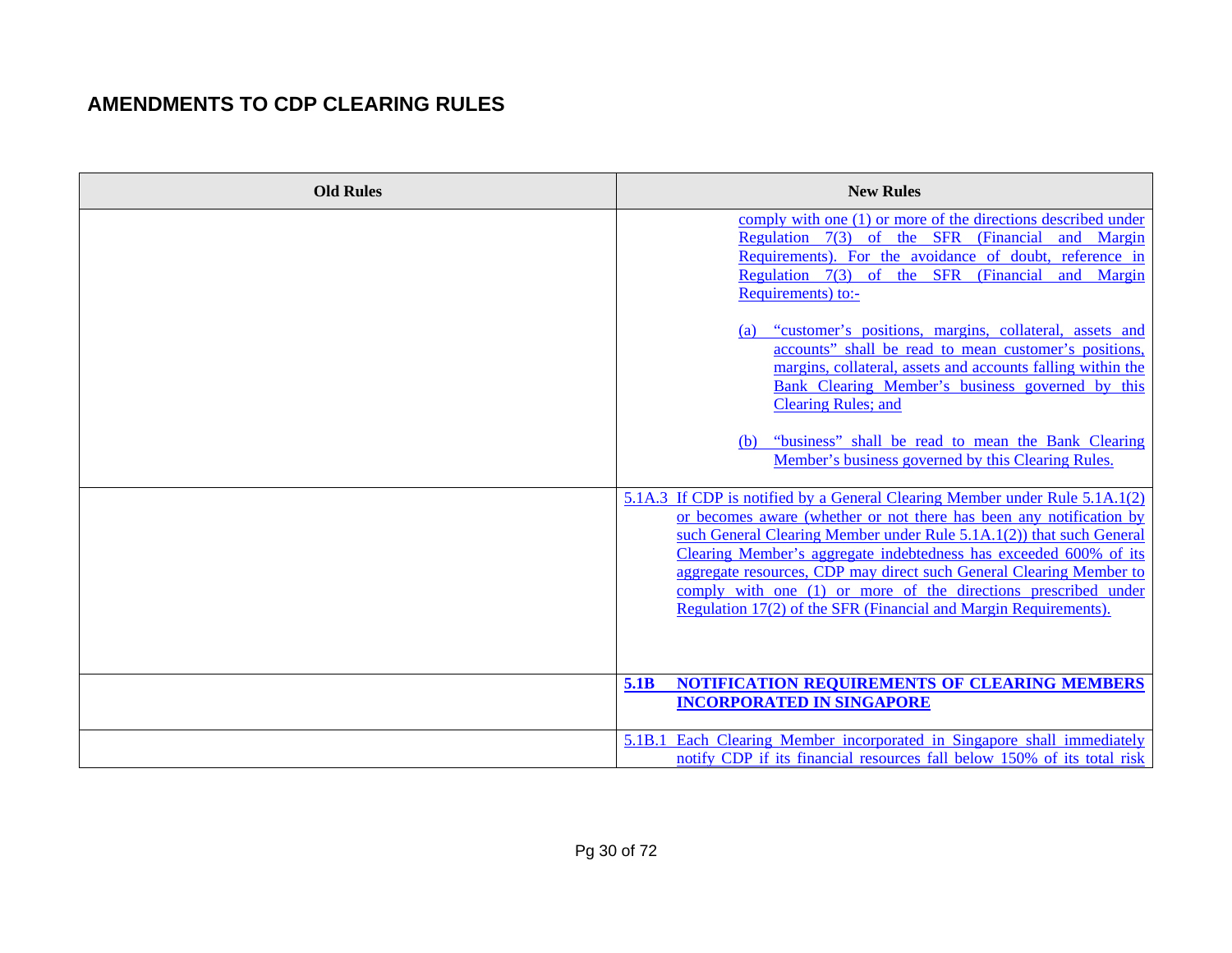## AMENDMENTS TO CDP CLEARING RULES

| Old Rules | New Rules |
|---|---|
| | comply with one (1) or more of the directions described under Regulation 7(3) of the SFR (Financial and Margin Requirements). For the avoidance of doubt, reference in Regulation 7(3) of the SFR (Financial and Margin Requirements) to:-<br><br>(a) "customer's positions, margins, collateral, assets and accounts" shall be read to mean customer's positions, margins, collateral, assets and accounts falling within the Bank Clearing Member's business governed by this Clearing Rules; and<br><br>(b) "business" shall be read to mean the Bank Clearing Member's business governed by this Clearing Rules. |
| | 5.1A.3 If CDP is notified by a General Clearing Member under Rule 5.1A.1(2) or becomes aware (whether or not there has been any notification by such General Clearing Member under Rule 5.1A.1(2)) that such General Clearing Member's aggregate indebtedness has exceeded 600% of its aggregate resources, CDP may direct such General Clearing Member to comply with one (1) or more of the directions prescribed under Regulation 17(2) of the SFR (Financial and Margin Requirements). |
| | **5.1B NOTIFICATION REQUIREMENTS OF CLEARING MEMBERS INCORPORATED IN SINGAPORE** |
| | 5.1B.1 Each Clearing Member incorporated in Singapore shall immediately notify CDP if its financial resources fall below 150% of its total risk |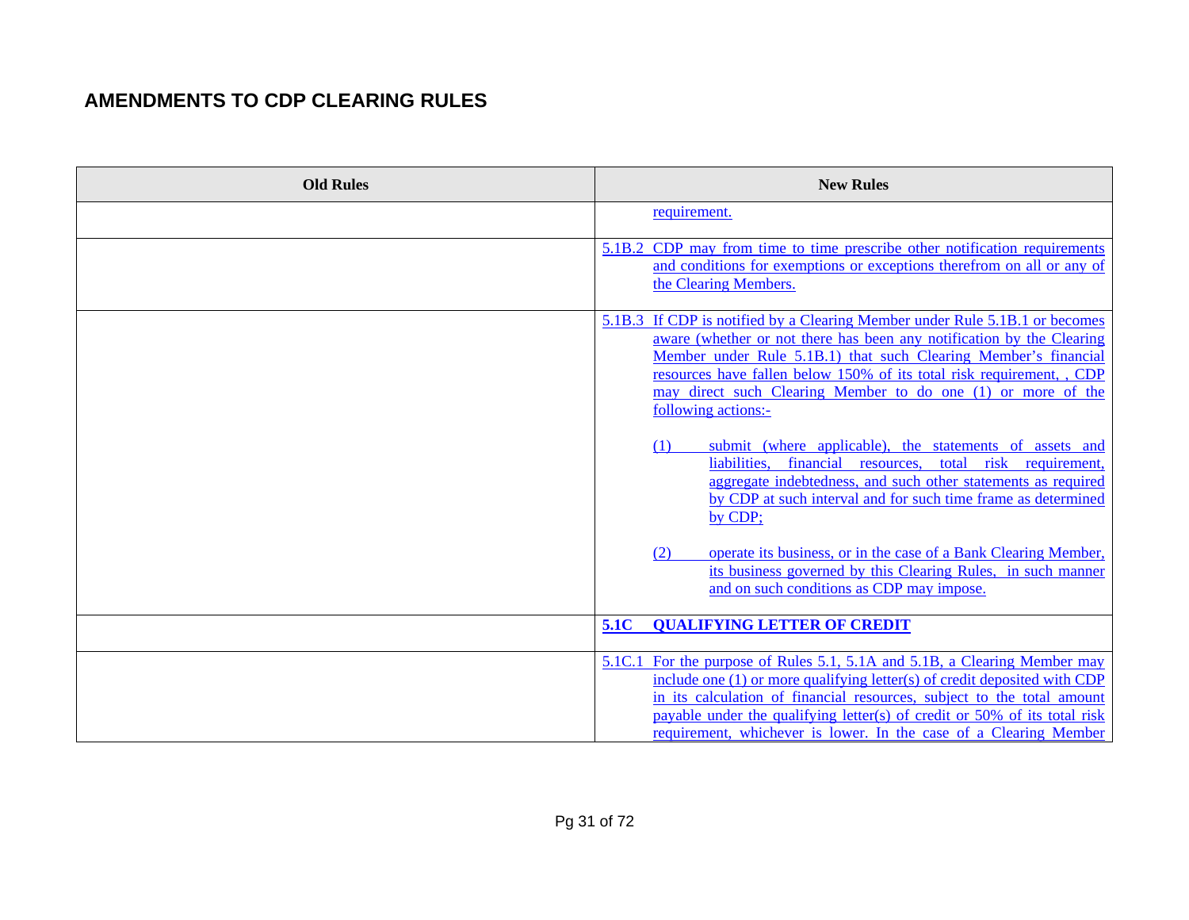## AMENDMENTS TO CDP CLEARING RULES

| Old Rules | New Rules |
|---|---|
| | requirement. |
| | 5.1B.2 CDP may from time to time prescribe other notification requirements and conditions for exemptions or exceptions therefrom on all or any of the Clearing Members. |
| | 5.1B.3 If CDP is notified by a Clearing Member under Rule 5.1B.1 or becomes aware (whether or not there has been any notification by the Clearing Member under Rule 5.1B.1) that such Clearing Member's financial resources have fallen below 150% of its total risk requirement, , CDP may direct such Clearing Member to do one (1) or more of the following actions:-<br><br>(1) submit (where applicable), the statements of assets and liabilities, financial resources, total risk requirement, aggregate indebtedness, and such other statements as required by CDP at such interval and for such time frame as determined by CDP;<br><br>(2) operate its business, or in the case of a Bank Clearing Member, its business governed by this Clearing Rules, in such manner and on such conditions as CDP may impose. |
| | **5.1C QUALIFYING LETTER OF CREDIT** |
| | 5.1C.1 For the purpose of Rules 5.1, 5.1A and 5.1B, a Clearing Member may include one (1) or more qualifying letter(s) of credit deposited with CDP in its calculation of financial resources, subject to the total amount payable under the qualifying letter(s) of credit or 50% of its total risk requirement, whichever is lower. In the case of a Clearing Member |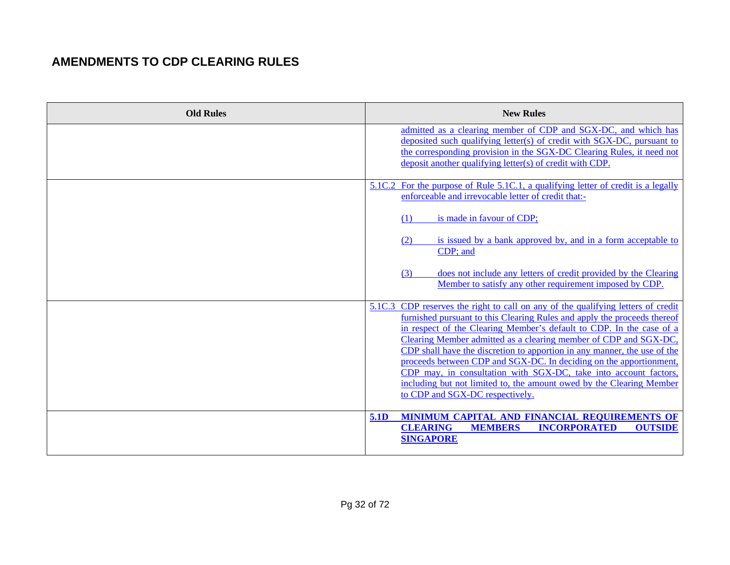## AMENDMENTS TO CDP CLEARING RULES

| Old Rules | New Rules |
|---|---|
| | admitted as a clearing member of CDP and SGX-DC, and which has deposited such qualifying letter(s) of credit with SGX-DC, pursuant to the corresponding provision in the SGX-DC Clearing Rules, it need not deposit another qualifying letter(s) of credit with CDP. |
| | 5.1C.2 For the purpose of Rule 5.1C.1, a qualifying letter of credit is a legally enforceable and irrevocable letter of credit that:-<br><br>(1) is made in favour of CDP;<br><br>(2) is issued by a bank approved by, and in a form acceptable to CDP; and<br><br>(3) does not include any letters of credit provided by the Clearing Member to satisfy any other requirement imposed by CDP. |
| | 5.1C.3 CDP reserves the right to call on any of the qualifying letters of credit furnished pursuant to this Clearing Rules and apply the proceeds thereof in respect of the Clearing Member's default to CDP. In the case of a Clearing Member admitted as a clearing member of CDP and SGX-DC, CDP shall have the discretion to apportion in any manner, the use of the proceeds between CDP and SGX-DC. In deciding on the apportionment, CDP may, in consultation with SGX-DC, take into account factors, including but not limited to, the amount owed by the Clearing Member to CDP and SGX-DC respectively. |
| | **5.1D MINIMUM CAPITAL AND FINANCIAL REQUIREMENTS OF CLEARING MEMBERS INCORPORATED OUTSIDE SINGAPORE** |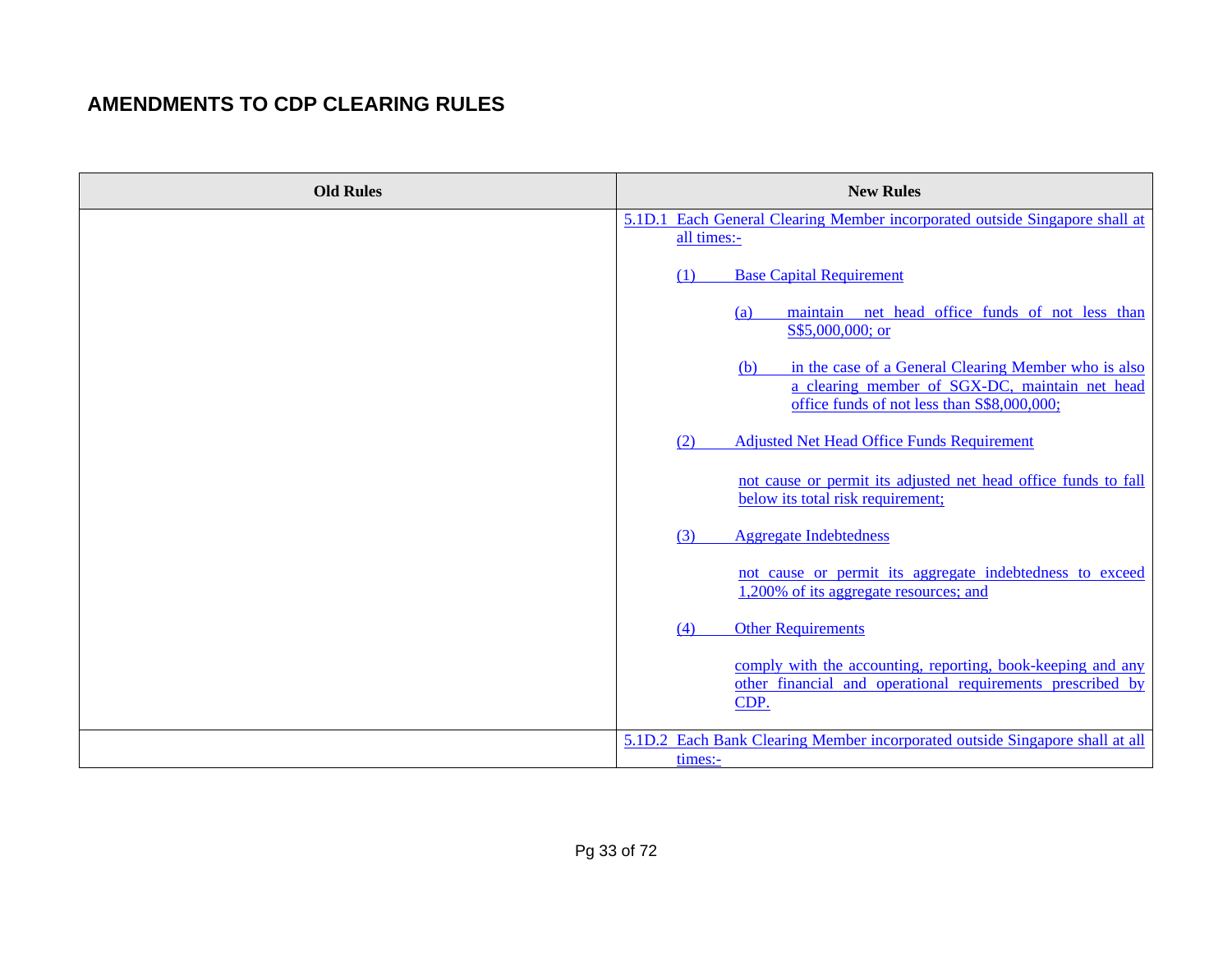## AMENDMENTS TO CDP CLEARING RULES

| Old Rules | New Rules |
|---|---|
| | 5.1D.1 Each General Clearing Member incorporated outside Singapore shall at all times:-<br><br>(1) Base Capital Requirement<br><br>(a) maintain net head office funds of not less than S$5,000,000; or<br><br>(b) in the case of a General Clearing Member who is also a clearing member of SGX-DC, maintain net head office funds of not less than S$8,000,000;<br><br>(2) Adjusted Net Head Office Funds Requirement<br><br>not cause or permit its adjusted net head office funds to fall below its total risk requirement;<br><br>(3) Aggregate Indebtedness<br><br>not cause or permit its aggregate indebtedness to exceed 1,200% of its aggregate resources; and<br><br>(4) Other Requirements<br><br>comply with the accounting, reporting, book-keeping and any other financial and operational requirements prescribed by CDP. |
| | 5.1D.2 Each Bank Clearing Member incorporated outside Singapore shall at all times:- |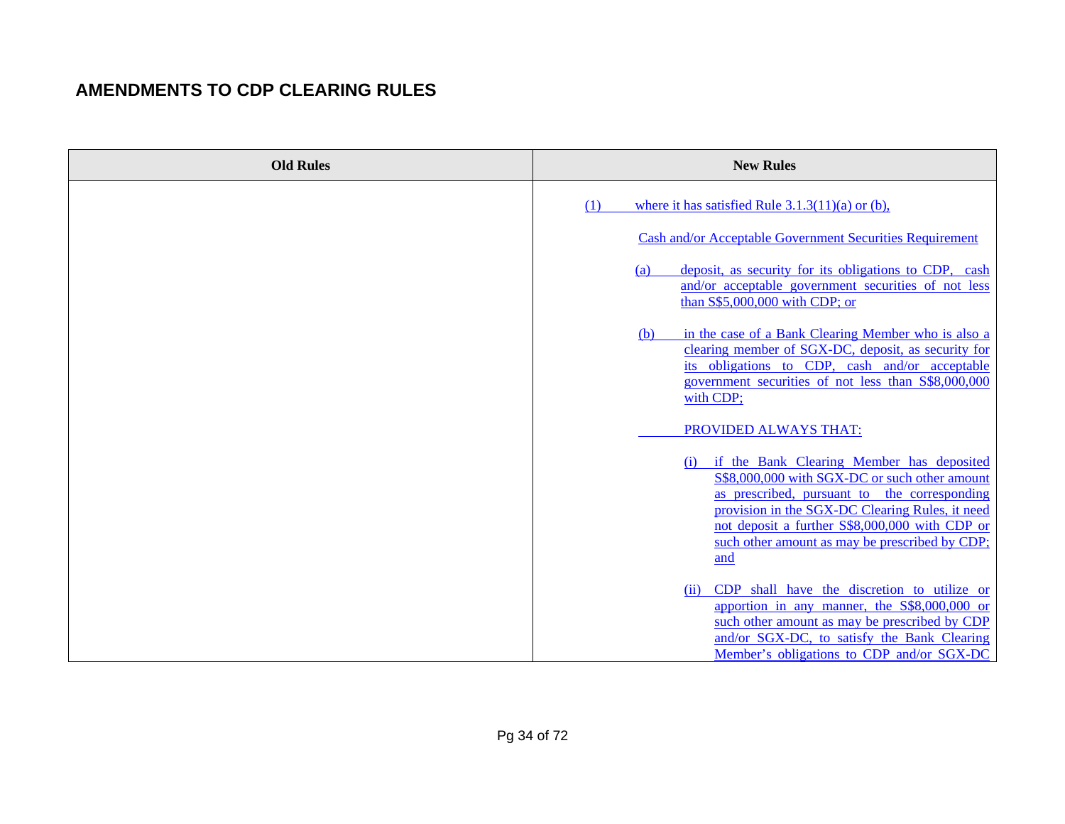## AMENDMENTS TO CDP CLEARING RULES

| Old Rules | New Rules |
|---|---|
| | (1) where it has satisfied Rule 3.1.3(11)(a) or (b),<br><br>Cash and/or Acceptable Government Securities Requirement<br><br>(a) deposit, as security for its obligations to CDP, cash and/or acceptable government securities of not less than S$5,000,000 with CDP; or<br><br>(b) in the case of a Bank Clearing Member who is also a clearing member of SGX-DC, deposit, as security for its obligations to CDP, cash and/or acceptable government securities of not less than S$8,000,000 with CDP;<br><br>PROVIDED ALWAYS THAT:<br><br>(i) if the Bank Clearing Member has deposited S$8,000,000 with SGX-DC or such other amount as prescribed, pursuant to the corresponding provision in the SGX-DC Clearing Rules, it need not deposit a further S$8,000,000 with CDP or such other amount as may be prescribed by CDP; and<br><br>(ii) CDP shall have the discretion to utilize or apportion in any manner, the S$8,000,000 or such other amount as may be prescribed by CDP and/or SGX-DC, to satisfy the Bank Clearing Member's obligations to CDP and/or SGX-DC |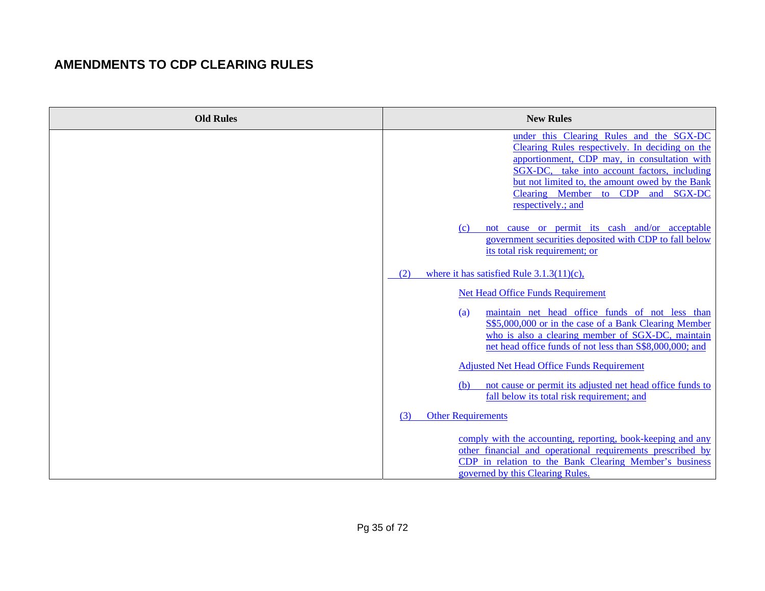## AMENDMENTS TO CDP CLEARING RULES

| Old Rules | New Rules |
|---|---|
| | under this Clearing Rules and the SGX-DC Clearing Rules respectively. In deciding on the apportionment, CDP may, in consultation with SGX-DC, take into account factors, including but not limited to, the amount owed by the Bank Clearing Member to CDP and SGX-DC respectively.; and<br><br>(c) not cause or permit its cash and/or acceptable government securities deposited with CDP to fall below its total risk requirement; or<br><br>(2) where it has satisfied Rule 3.1.3(11)(c),<br><br>Net Head Office Funds Requirement<br><br>(a) maintain net head office funds of not less than S$5,000,000 or in the case of a Bank Clearing Member who is also a clearing member of SGX-DC, maintain net head office funds of not less than S$8,000,000; and<br><br>Adjusted Net Head Office Funds Requirement<br><br>(b) not cause or permit its adjusted net head office funds to fall below its total risk requirement; and<br><br>(3) Other Requirements<br><br>comply with the accounting, reporting, book-keeping and any other financial and operational requirements prescribed by CDP in relation to the Bank Clearing Member's business governed by this Clearing Rules. |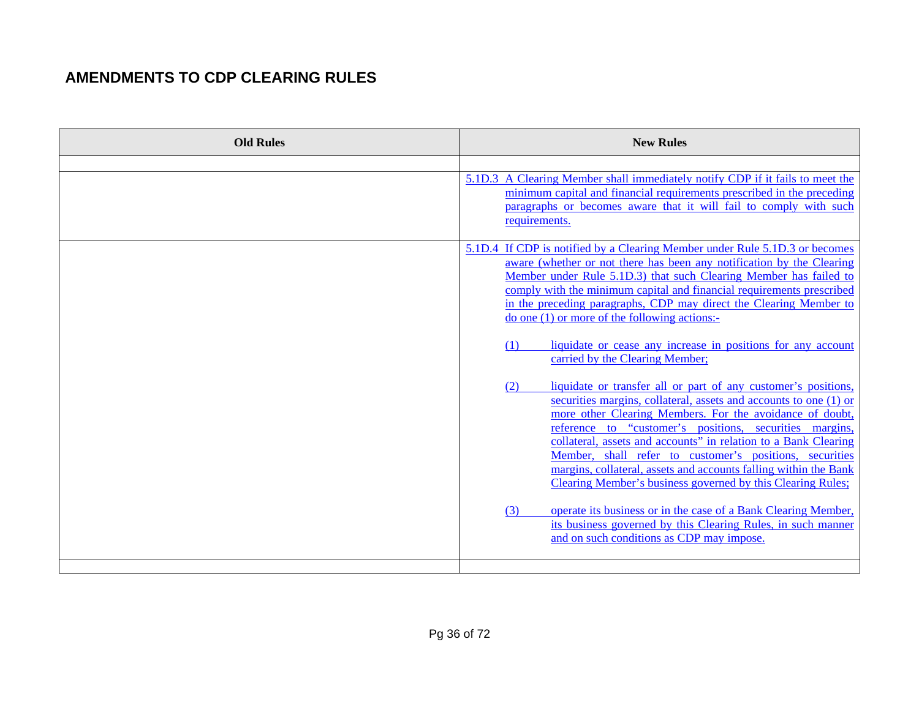## AMENDMENTS TO CDP CLEARING RULES

| Old Rules | New Rules |
|---|---|
| | |
| | 5.1D.3 A Clearing Member shall immediately notify CDP if it fails to meet the minimum capital and financial requirements prescribed in the preceding paragraphs or becomes aware that it will fail to comply with such requirements. |
| | 5.1D.4 If CDP is notified by a Clearing Member under Rule 5.1D.3 or becomes aware (whether or not there has been any notification by the Clearing Member under Rule 5.1D.3) that such Clearing Member has failed to comply with the minimum capital and financial requirements prescribed in the preceding paragraphs, CDP may direct the Clearing Member to do one (1) or more of the following actions:-<br><br>(1) liquidate or cease any increase in positions for any account carried by the Clearing Member;<br><br>(2) liquidate or transfer all or part of any customer's positions, securities margins, collateral, assets and accounts to one (1) or more other Clearing Members. For the avoidance of doubt, reference to "customer's positions, securities margins, collateral, assets and accounts" in relation to a Bank Clearing Member, shall refer to customer's positions, securities margins, collateral, assets and accounts falling within the Bank Clearing Member's business governed by this Clearing Rules;<br><br>(3) operate its business or in the case of a Bank Clearing Member, its business governed by this Clearing Rules, in such manner and on such conditions as CDP may impose. |
| | |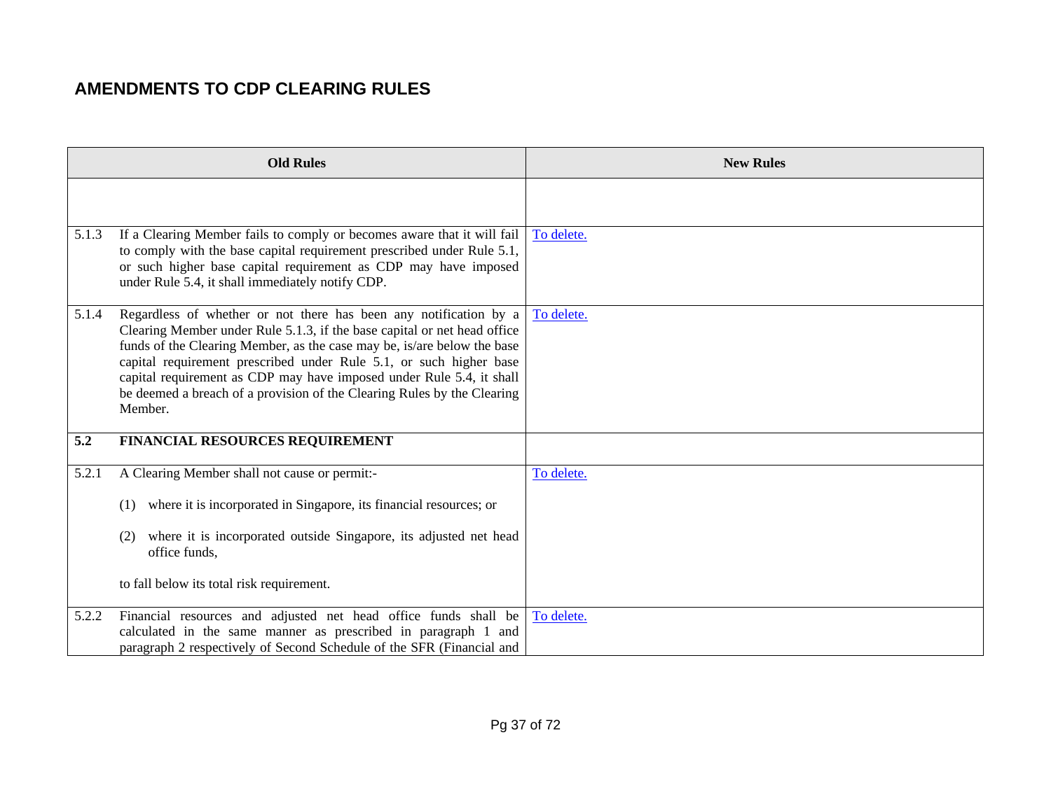## AMENDMENTS TO CDP CLEARING RULES

| Old Rules | New Rules |
|---|---|
| | |
| 5.1.3 If a Clearing Member fails to comply or becomes aware that it will fail to comply with the base capital requirement prescribed under Rule 5.1, or such higher base capital requirement as CDP may have imposed under Rule 5.4, it shall immediately notify CDP. | To delete. |
| 5.1.4 Regardless of whether or not there has been any notification by a Clearing Member under Rule 5.1.3, if the base capital or net head office funds of the Clearing Member, as the case may be, is/are below the base capital requirement prescribed under Rule 5.1, or such higher base capital requirement as CDP may have imposed under Rule 5.4, it shall be deemed a breach of a provision of the Clearing Rules by the Clearing Member. | To delete. |
| **5.2 FINANCIAL RESOURCES REQUIREMENT** | |
| 5.2.1 A Clearing Member shall not cause or permit:- <br><br> (1) where it is incorporated in Singapore, its financial resources; or <br><br> (2) where it is incorporated outside Singapore, its adjusted net head office funds, <br><br> to fall below its total risk requirement. | To delete. |
| 5.2.2 Financial resources and adjusted net head office funds shall be calculated in the same manner as prescribed in paragraph 1 and paragraph 2 respectively of Second Schedule of the SFR (Financial and | To delete. |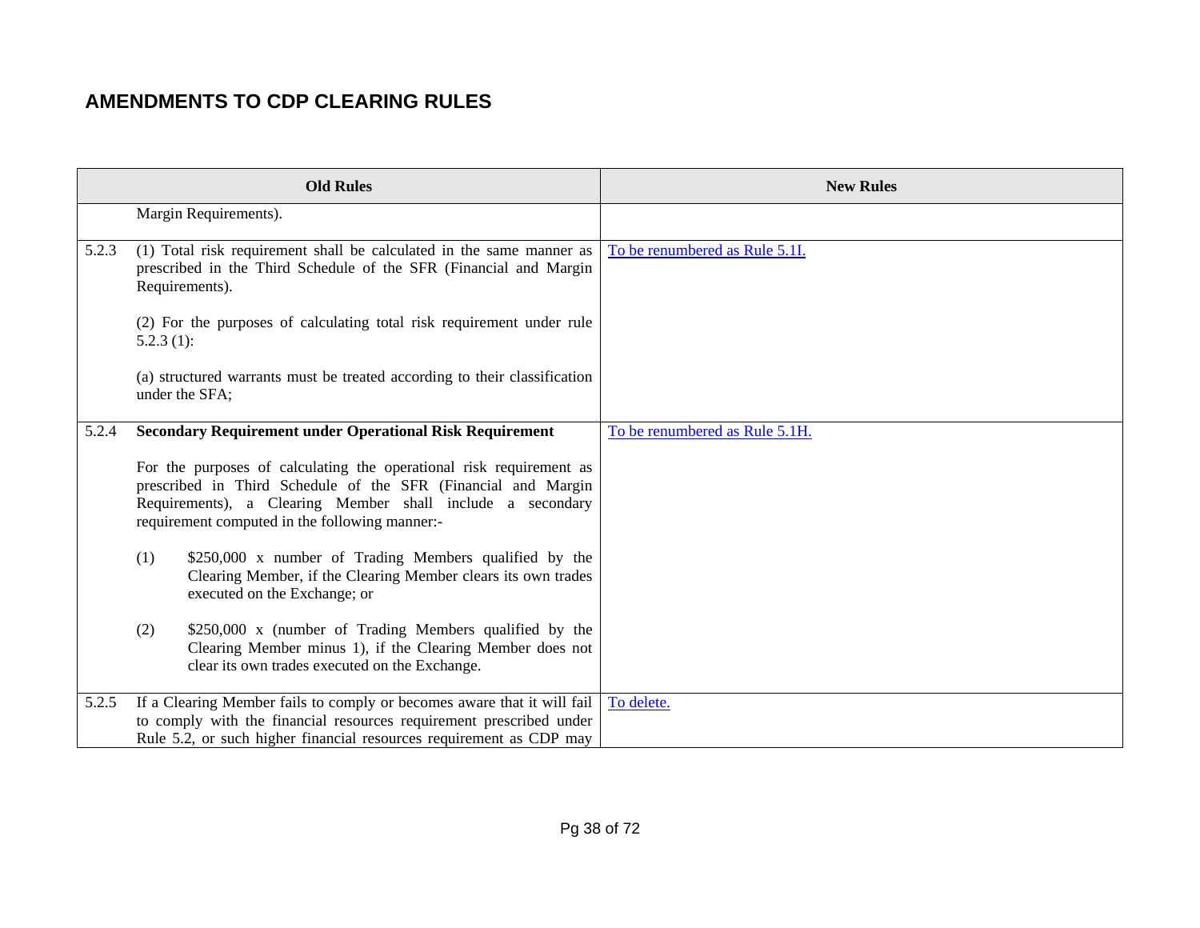## AMENDMENTS TO CDP CLEARING RULES

| | Old Rules | New Rules |
|---|---|---|
| | Margin Requirements). | |
| 5.2.3 | (1) Total risk requirement shall be calculated in the same manner as prescribed in the Third Schedule of the SFR (Financial and Margin Requirements).<br><br>(2) For the purposes of calculating total risk requirement under rule 5.2.3 (1):<br><br>(a) structured warrants must be treated according to their classification under the SFA; | To be renumbered as Rule 5.1I. |
| 5.2.4 | **Secondary Requirement under Operational Risk Requirement**<br><br>For the purposes of calculating the operational risk requirement as prescribed in Third Schedule of the SFR (Financial and Margin Requirements), a Clearing Member shall include a secondary requirement computed in the following manner:-<br><br>(1) $250,000 x number of Trading Members qualified by the Clearing Member, if the Clearing Member clears its own trades executed on the Exchange; or<br><br>(2) $250,000 x (number of Trading Members qualified by the Clearing Member minus 1), if the Clearing Member does not clear its own trades executed on the Exchange. | To be renumbered as Rule 5.1H. |
| 5.2.5 | If a Clearing Member fails to comply or becomes aware that it will fail to comply with the financial resources requirement prescribed under Rule 5.2, or such higher financial resources requirement as CDP may | To delete. |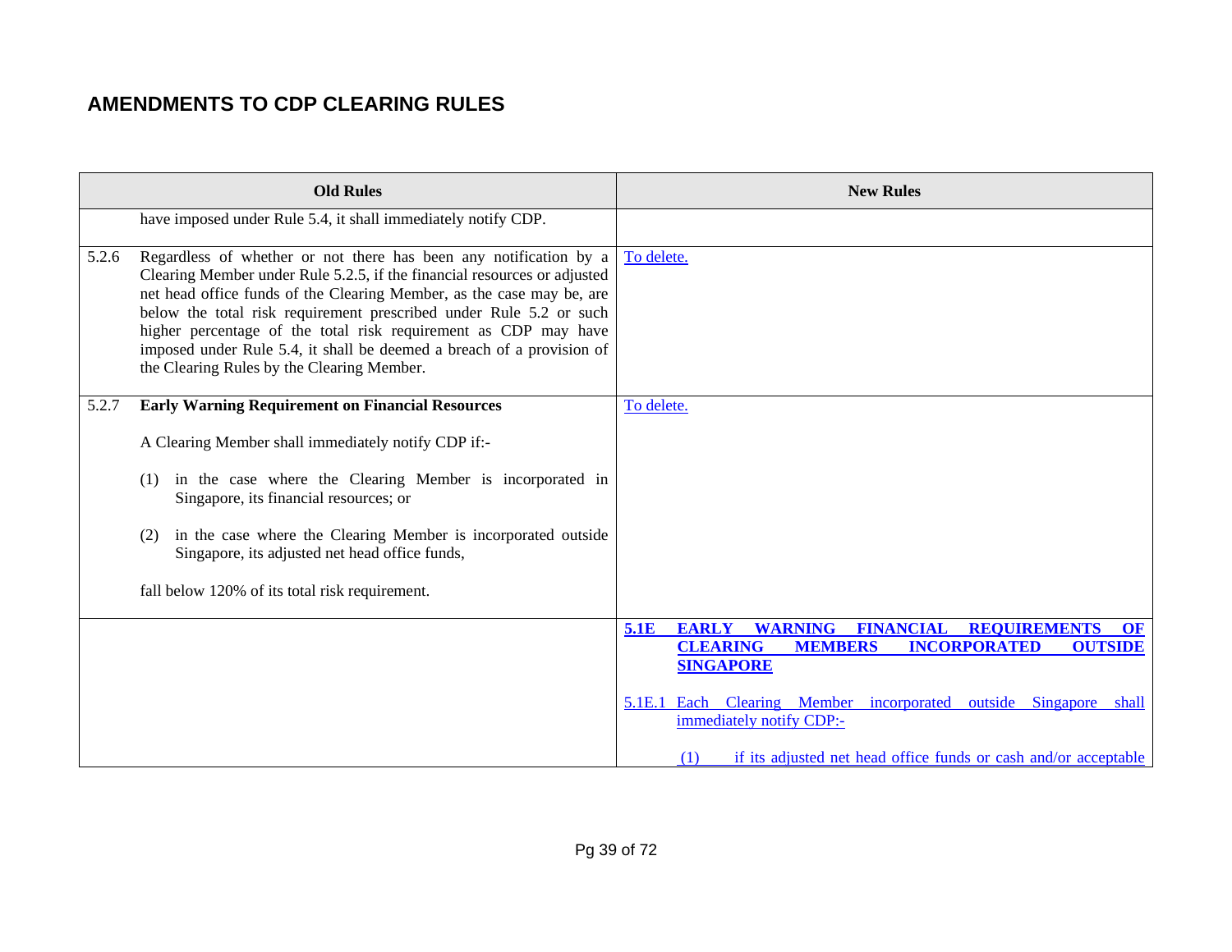# AMENDMENTS TO CDP CLEARING RULES

| Old Rules | New Rules |
|---|---|
| have imposed under Rule 5.4, it shall immediately notify CDP. | |
| 5.2.6 Regardless of whether or not there has been any notification by a Clearing Member under Rule 5.2.5, if the financial resources or adjusted net head office funds of the Clearing Member, as the case may be, are below the total risk requirement prescribed under Rule 5.2 or such higher percentage of the total risk requirement as CDP may have imposed under Rule 5.4, it shall be deemed a breach of a provision of the Clearing Rules by the Clearing Member. | To delete. |
| 5.2.7 **Early Warning Requirement on Financial Resources**<br><br>A Clearing Member shall immediately notify CDP if:-<br><br>(1) in the case where the Clearing Member is incorporated in Singapore, its financial resources; or<br><br>(2) in the case where the Clearing Member is incorporated outside Singapore, its adjusted net head office funds,<br><br>fall below 120% of its total risk requirement. | To delete. |
| | **5.1E EARLY WARNING FINANCIAL REQUIREMENTS OF CLEARING MEMBERS INCORPORATED OUTSIDE SINGAPORE**<br><br>5.1E.1 Each Clearing Member incorporated outside Singapore shall immediately notify CDP:-<br><br>(1) if its adjusted net head office funds or cash and/or acceptable |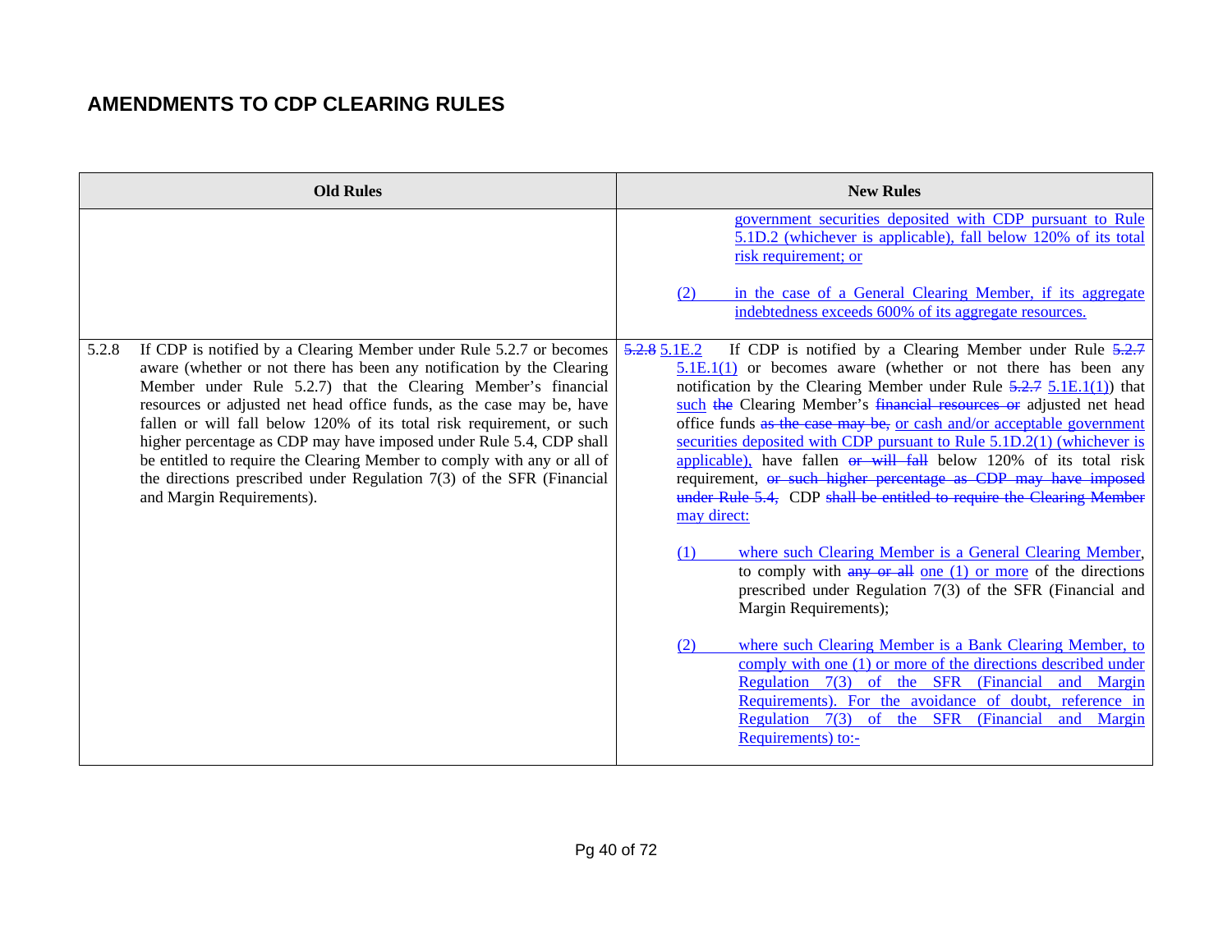## AMENDMENTS TO CDP CLEARING RULES

| Old Rules | New Rules |
|---|---|
| | government securities deposited with CDP pursuant to Rule 5.1D.2 (whichever is applicable), fall below 120% of its total risk requirement; or<br><br>(2) in the case of a General Clearing Member, if its aggregate indebtedness exceeds 600% of its aggregate resources. |
| 5.2.8 If CDP is notified by a Clearing Member under Rule 5.2.7 or becomes aware (whether or not there has been any notification by the Clearing Member under Rule 5.2.7) that the Clearing Member's financial resources or adjusted net head office funds, as the case may be, have fallen or will fall below 120% of its total risk requirement, or such higher percentage as CDP may have imposed under Rule 5.4, CDP shall be entitled to require the Clearing Member to comply with any or all of the directions prescribed under Regulation 7(3) of the SFR (Financial and Margin Requirements). | ~~5.2.8~~ 5.1E.2 If CDP is notified by a Clearing Member under Rule ~~5.2.7~~ 5.1E.1(1) or becomes aware (whether or not there has been any notification by the Clearing Member under Rule ~~5.2.7~~ 5.1E.1(1)) that such ~~the~~ Clearing Member's ~~financial resources or~~ adjusted net head office funds ~~as the case may be,~~ or cash and/or acceptable government securities deposited with CDP pursuant to Rule 5.1D.2(1) (whichever is applicable), have fallen ~~or will fall~~ below 120% of its total risk requirement, ~~or such higher percentage as CDP may have imposed under Rule 5.4,~~ CDP ~~shall be entitled to require the Clearing Member~~ may direct:<br><br>(1) where such Clearing Member is a General Clearing Member, to comply with ~~any or all~~ one (1) or more of the directions prescribed under Regulation 7(3) of the SFR (Financial and Margin Requirements);<br><br>(2) where such Clearing Member is a Bank Clearing Member, to comply with one (1) or more of the directions described under Regulation 7(3) of the SFR (Financial and Margin Requirements). For the avoidance of doubt, reference in Regulation 7(3) of the SFR (Financial and Margin Requirements) to:- |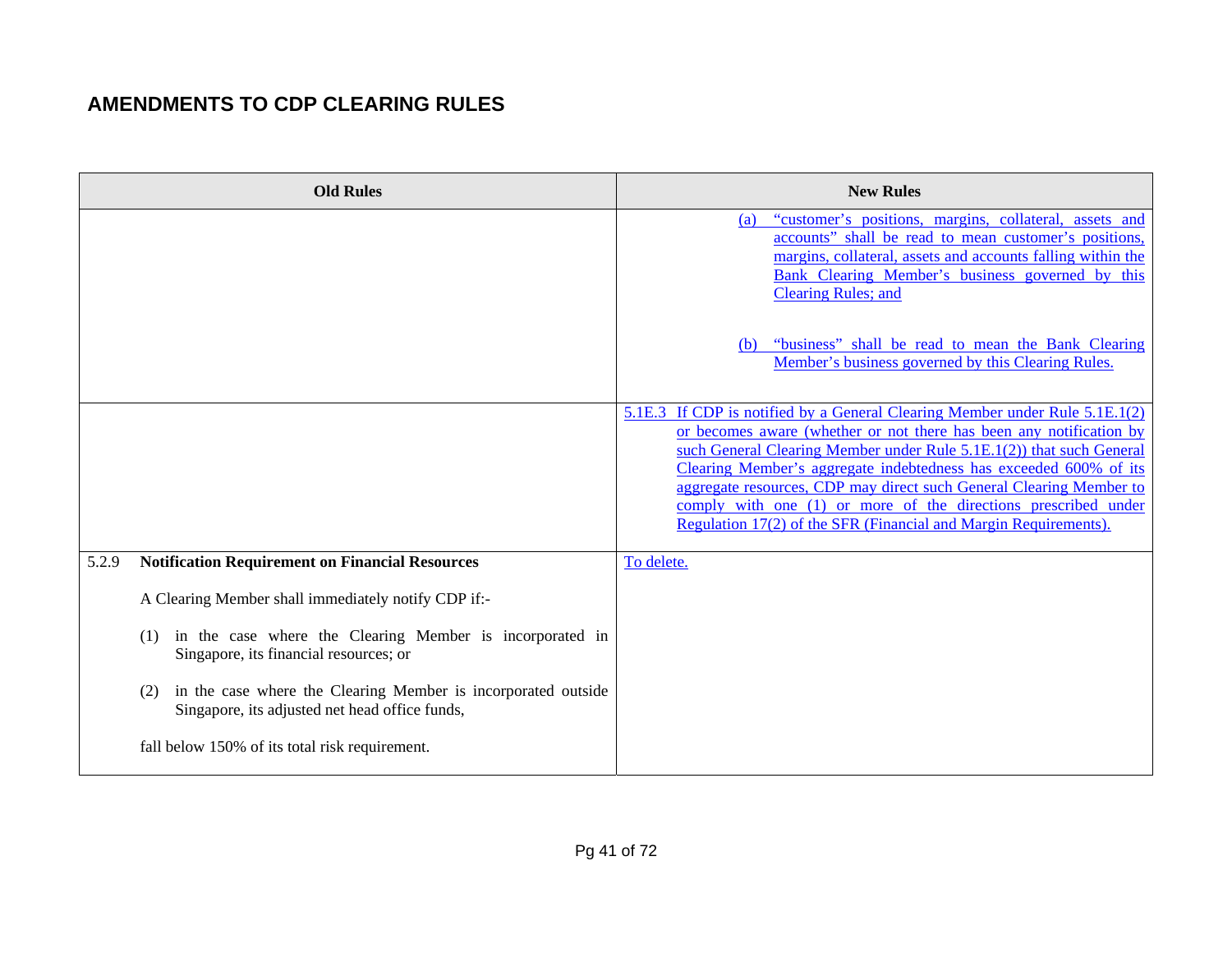## AMENDMENTS TO CDP CLEARING RULES

| Old Rules | New Rules |
|---|---|
| | (a) "customer's positions, margins, collateral, assets and accounts" shall be read to mean customer's positions, margins, collateral, assets and accounts falling within the Bank Clearing Member's business governed by this Clearing Rules; and<br><br>(b) "business" shall be read to mean the Bank Clearing Member's business governed by this Clearing Rules. |
| | 5.1E.3 If CDP is notified by a General Clearing Member under Rule 5.1E.1(2) or becomes aware (whether or not there has been any notification by such General Clearing Member under Rule 5.1E.1(2)) that such General Clearing Member's aggregate indebtedness has exceeded 600% of its aggregate resources, CDP may direct such General Clearing Member to comply with one (1) or more of the directions prescribed under Regulation 17(2) of the SFR (Financial and Margin Requirements). |
| 5.2.9 **Notification Requirement on Financial Resources**<br><br>A Clearing Member shall immediately notify CDP if:-<br><br>(1) in the case where the Clearing Member is incorporated in Singapore, its financial resources; or<br><br>(2) in the case where the Clearing Member is incorporated outside Singapore, its adjusted net head office funds,<br><br>fall below 150% of its total risk requirement. | To delete. |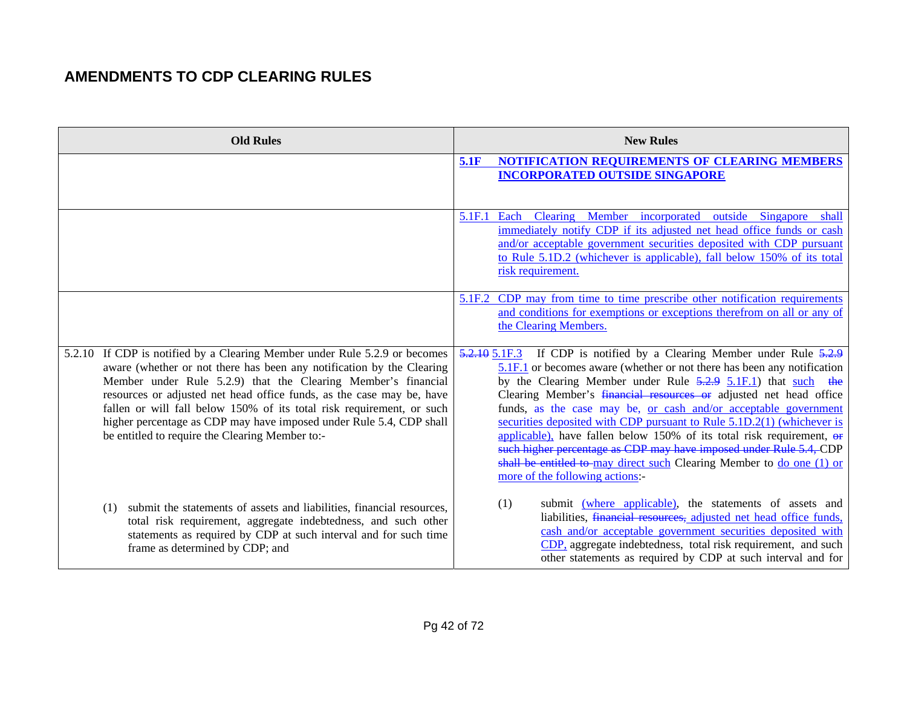# AMENDMENTS TO CDP CLEARING RULES

| Old Rules | New Rules |
|---|---|
| | **5.1F NOTIFICATION REQUIREMENTS OF CLEARING MEMBERS INCORPORATED OUTSIDE SINGAPORE** |
| | 5.1F.1 Each Clearing Member incorporated outside Singapore shall immediately notify CDP if its adjusted net head office funds or cash and/or acceptable government securities deposited with CDP pursuant to Rule 5.1D.2 (whichever is applicable), fall below 150% of its total risk requirement. |
| | 5.1F.2 CDP may from time to time prescribe other notification requirements and conditions for exemptions or exceptions therefrom on all or any of the Clearing Members. |
| 5.2.10 If CDP is notified by a Clearing Member under Rule 5.2.9 or becomes aware (whether or not there has been any notification by the Clearing Member under Rule 5.2.9) that the Clearing Member's financial resources or adjusted net head office funds, as the case may be, have fallen or will fall below 150% of its total risk requirement, or such higher percentage as CDP may have imposed under Rule 5.4, CDP shall be entitled to require the Clearing Member to:- | ~~5.2.10~~ 5.1F.3 If CDP is notified by a Clearing Member under Rule ~~5.2.9~~ 5.1F.1 or becomes aware (whether or not there has been any notification by the Clearing Member under Rule ~~5.2.9~~ 5.1F.1) that such ~~the~~ Clearing Member's ~~financial resources or~~ adjusted net head office funds, as the case may be, or cash and/or acceptable government securities deposited with CDP pursuant to Rule 5.1D.2(1) (whichever is applicable), have fallen below 150% of its total risk requirement, ~~or such higher percentage as CDP may have imposed under Rule 5.4,~~ CDP ~~shall be entitled to~~ may direct such Clearing Member to do one (1) or more of the following actions:- |
| (1) submit the statements of assets and liabilities, financial resources, total risk requirement, aggregate indebtedness, and such other statements as required by CDP at such interval and for such time frame as determined by CDP; and | (1) submit (where applicable), the statements of assets and liabilities, ~~financial resources,~~ adjusted net head office funds, cash and/or acceptable government securities deposited with CDP, aggregate indebtedness, total risk requirement, and such other statements as required by CDP at such interval and for |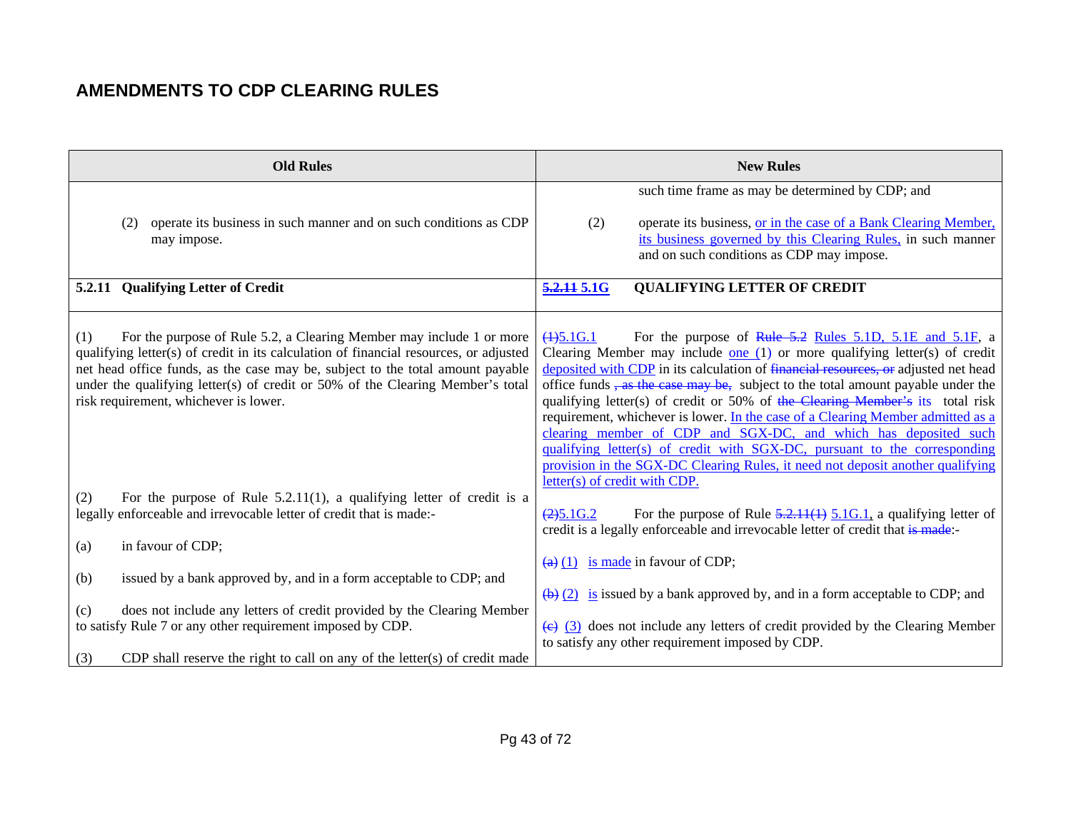## AMENDMENTS TO CDP CLEARING RULES

| Old Rules | New Rules |
|---|---|
| | such time frame as may be determined by CDP; and |
| (2) operate its business in such manner and on such conditions as CDP may impose. | (2) operate its business, or in the case of a Bank Clearing Member, its business governed by this Clearing Rules, in such manner and on such conditions as CDP may impose. |
| **5.2.11 Qualifying Letter of Credit** | **~~5.2.11~~ 5.1G QUALIFYING LETTER OF CREDIT** |
| (1) For the purpose of Rule 5.2, a Clearing Member may include 1 or more qualifying letter(s) of credit in its calculation of financial resources, or adjusted net head office funds, as the case may be, subject to the total amount payable under the qualifying letter(s) of credit or 50% of the Clearing Member's total risk requirement, whichever is lower. | ~~(1)~~5.1G.1 For the purpose of ~~Rule 5.2~~ Rules 5.1D, 5.1E and 5.1F, a Clearing Member may include one (1) or more qualifying letter(s) of credit deposited with CDP in its calculation of ~~financial resources, or~~ adjusted net head office funds ~~, as the case may be,~~ subject to the total amount payable under the qualifying letter(s) of credit or 50% of ~~the Clearing Member's~~ its total risk requirement, whichever is lower. In the case of a Clearing Member admitted as a clearing member of CDP and SGX-DC, and which has deposited such qualifying letter(s) of credit with SGX-DC, pursuant to the corresponding provision in the SGX-DC Clearing Rules, it need not deposit another qualifying letter(s) of credit with CDP. |
| (2) For the purpose of Rule 5.2.11(1), a qualifying letter of credit is a legally enforceable and irrevocable letter of credit that is made:-<br><br>(a) in favour of CDP;<br><br>(b) issued by a bank approved by, and in a form acceptable to CDP; and<br><br>(c) does not include any letters of credit provided by the Clearing Member to satisfy Rule 7 or any other requirement imposed by CDP. | ~~(2)~~5.1G.2 For the purpose of Rule ~~5.2.11(1)~~ 5.1G.1, a qualifying letter of credit is a legally enforceable and irrevocable letter of credit that ~~is made~~:-<br><br>~~(a)~~ (1) is made in favour of CDP;<br><br>~~(b)~~ (2) is issued by a bank approved by, and in a form acceptable to CDP; and<br><br>~~(c)~~ (3) does not include any letters of credit provided by the Clearing Member to satisfy any other requirement imposed by CDP. |
| (3) CDP shall reserve the right to call on any of the letter(s) of credit made | |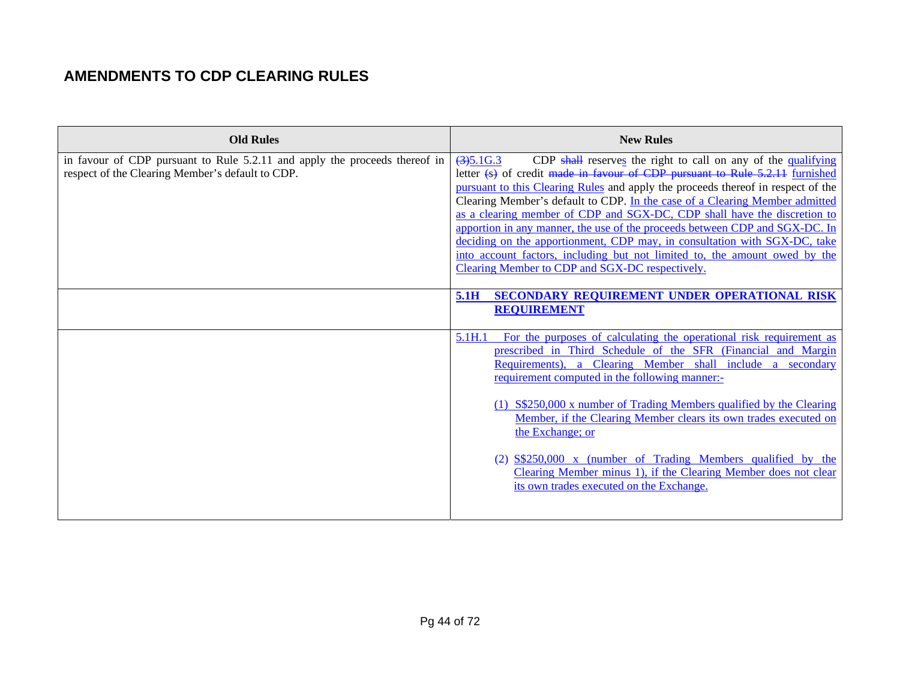## AMENDMENTS TO CDP CLEARING RULES

| Old Rules | New Rules |
|---|---|
| in favour of CDP pursuant to Rule 5.2.11 and apply the proceeds thereof in respect of the Clearing Member's default to CDP. | ~~(3)~~5.1G.3 CDP ~~shall~~ reserves the right to call on any of the qualifying letter ~~(s)~~ of credit ~~made in favour of CDP pursuant to Rule 5.2.11~~ furnished pursuant to this Clearing Rules and apply the proceeds thereof in respect of the Clearing Member's default to CDP. In the case of a Clearing Member admitted as a clearing member of CDP and SGX-DC, CDP shall have the discretion to apportion in any manner, the use of the proceeds between CDP and SGX-DC. In deciding on the apportionment, CDP may, in consultation with SGX-DC, take into account factors, including but not limited to, the amount owed by the Clearing Member to CDP and SGX-DC respectively. |
| | **5.1H SECONDARY REQUIREMENT UNDER OPERATIONAL RISK REQUIREMENT** |
| | 5.1H.1 For the purposes of calculating the operational risk requirement as prescribed in Third Schedule of the SFR (Financial and Margin Requirements), a Clearing Member shall include a secondary requirement computed in the following manner:-<br><br>(1) S$250,000 x number of Trading Members qualified by the Clearing Member, if the Clearing Member clears its own trades executed on the Exchange; or<br><br>(2) S$250,000 x (number of Trading Members qualified by the Clearing Member minus 1), if the Clearing Member does not clear its own trades executed on the Exchange. |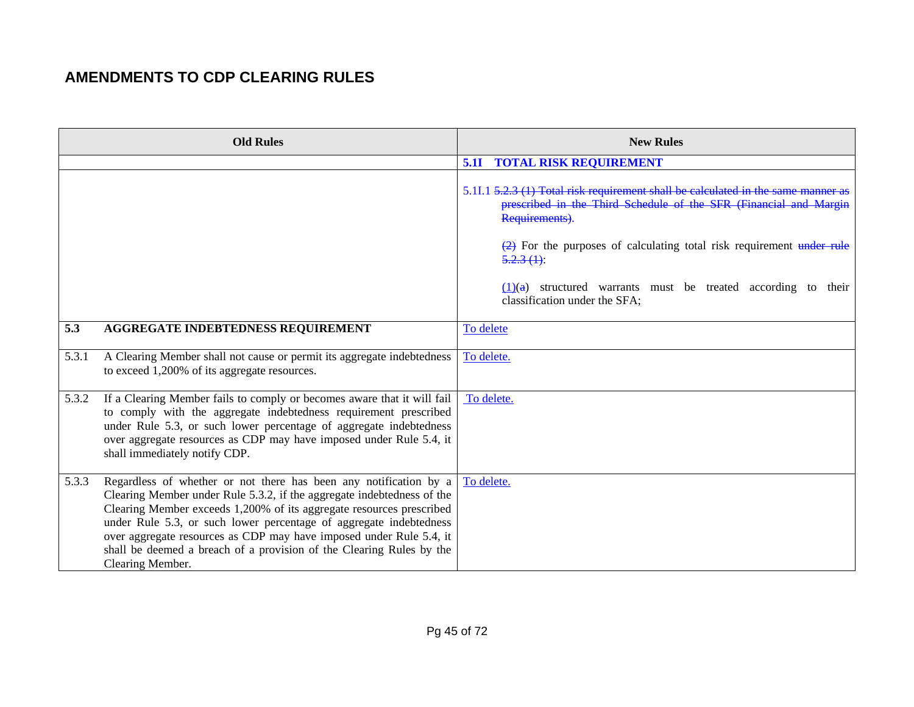## AMENDMENTS TO CDP CLEARING RULES

| Old Rules | New Rules |
| --- | --- |
| | **5.1I TOTAL RISK REQUIREMENT** |
| | 5.1I.1 ~~5.2.3 (1) Total risk requirement shall be calculated in the same manner as prescribed in the Third Schedule of the SFR (Financial and Margin Requirements).~~<br><br>~~(2)~~ For the purposes of calculating total risk requirement ~~under rule 5.2.3 (1)~~:<br><br>(1)(~~a~~) structured warrants must be treated according to their classification under the SFA; |
| **5.3 AGGREGATE INDEBTEDNESS REQUIREMENT** | To delete |
| 5.3.1 A Clearing Member shall not cause or permit its aggregate indebtedness to exceed 1,200% of its aggregate resources. | To delete. |
| 5.3.2 If a Clearing Member fails to comply or becomes aware that it will fail to comply with the aggregate indebtedness requirement prescribed under Rule 5.3, or such lower percentage of aggregate indebtedness over aggregate resources as CDP may have imposed under Rule 5.4, it shall immediately notify CDP. | To delete. |
| 5.3.3 Regardless of whether or not there has been any notification by a Clearing Member under Rule 5.3.2, if the aggregate indebtedness of the Clearing Member exceeds 1,200% of its aggregate resources prescribed under Rule 5.3, or such lower percentage of aggregate indebtedness over aggregate resources as CDP may have imposed under Rule 5.4, it shall be deemed a breach of a provision of the Clearing Rules by the Clearing Member. | To delete. |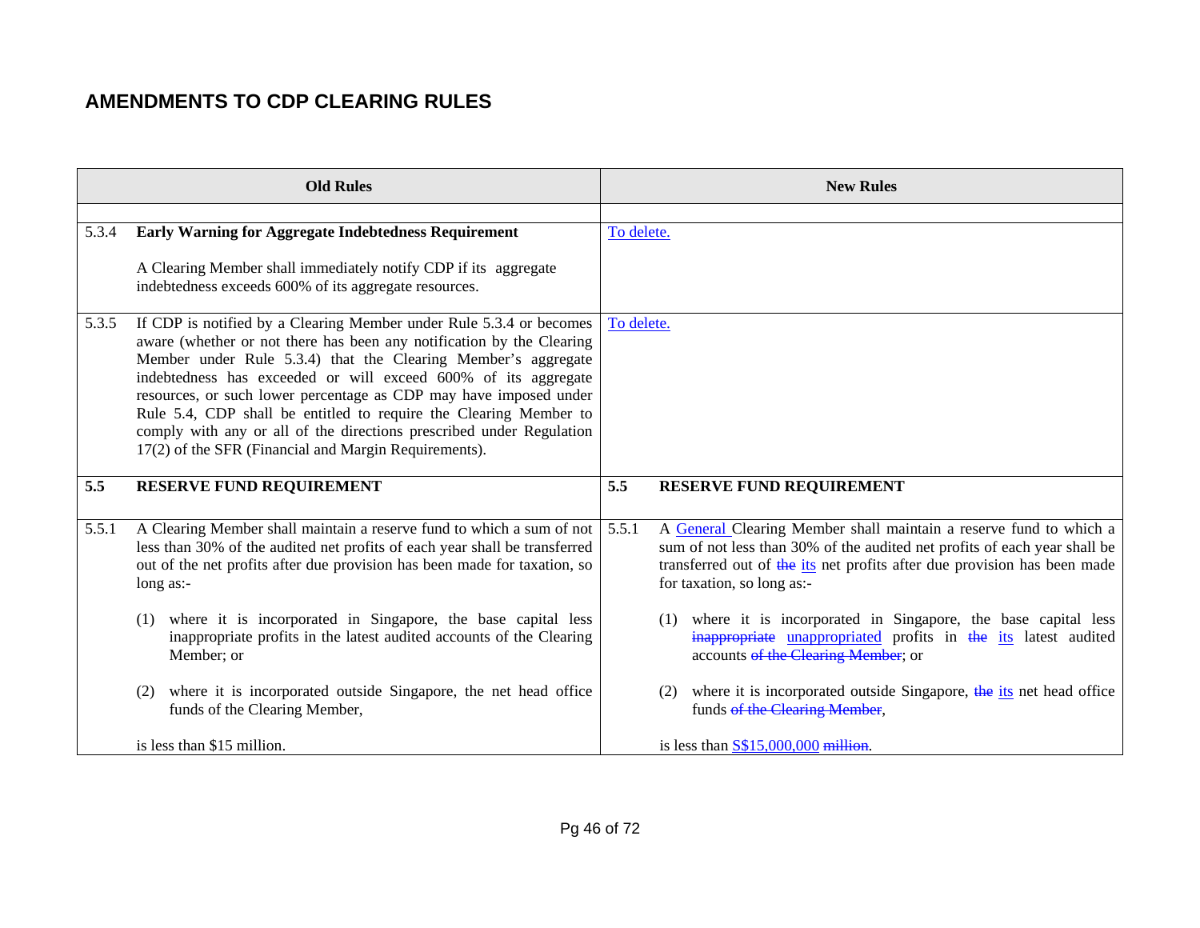## AMENDMENTS TO CDP CLEARING RULES

| Old Rules | New Rules |
|---|---|
| | |
| 5.3.4 **Early Warning for Aggregate Indebtedness Requirement**<br><br>A Clearing Member shall immediately notify CDP if its aggregate indebtedness exceeds 600% of its aggregate resources. | To delete. |
| 5.3.5 If CDP is notified by a Clearing Member under Rule 5.3.4 or becomes aware (whether or not there has been any notification by the Clearing Member under Rule 5.3.4) that the Clearing Member's aggregate indebtedness has exceeded or will exceed 600% of its aggregate resources, or such lower percentage as CDP may have imposed under Rule 5.4, CDP shall be entitled to require the Clearing Member to comply with any or all of the directions prescribed under Regulation 17(2) of the SFR (Financial and Margin Requirements). | To delete. |
| **5.5 RESERVE FUND REQUIREMENT** | **5.5 RESERVE FUND REQUIREMENT** |
| 5.5.1 A Clearing Member shall maintain a reserve fund to which a sum of not less than 30% of the audited net profits of each year shall be transferred out of the net profits after due provision has been made for taxation, so long as:-<br><br>(1) where it is incorporated in Singapore, the base capital less inappropriate profits in the latest audited accounts of the Clearing Member; or<br><br>(2) where it is incorporated outside Singapore, the net head office funds of the Clearing Member,<br><br>is less than $15 million. | 5.5.1 A General Clearing Member shall maintain a reserve fund to which a sum of not less than 30% of the audited net profits of each year shall be transferred out of ~~the~~ its net profits after due provision has been made for taxation, so long as:-<br><br>(1) where it is incorporated in Singapore, the base capital less ~~inappropriate~~ unappropriated profits in ~~the~~ its latest audited accounts ~~of the Clearing Member~~; or<br><br>(2) where it is incorporated outside Singapore, ~~the~~ its net head office funds ~~of the Clearing Member~~,<br><br>is less than S$15,000,000 ~~million~~. |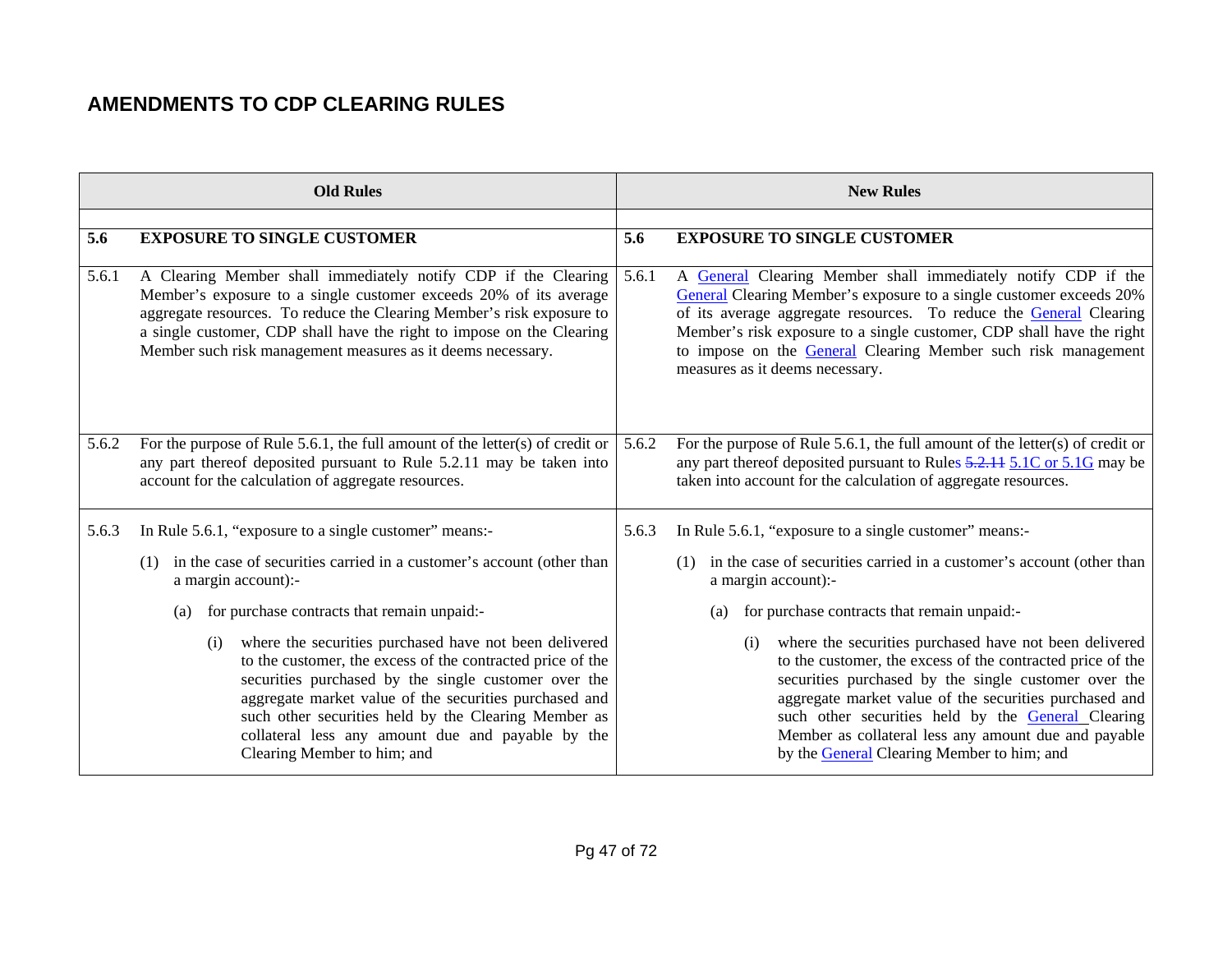## AMENDMENTS TO CDP CLEARING RULES

| Old Rules | | New Rules | |
|---|---|---|---|
| **5.6** | **EXPOSURE TO SINGLE CUSTOMER** | **5.6** | **EXPOSURE TO SINGLE CUSTOMER** |
| 5.6.1 | A Clearing Member shall immediately notify CDP if the Clearing Member's exposure to a single customer exceeds 20% of its average aggregate resources. To reduce the Clearing Member's risk exposure to a single customer, CDP shall have the right to impose on the Clearing Member such risk management measures as it deems necessary. | 5.6.1 | A General Clearing Member shall immediately notify CDP if the General Clearing Member's exposure to a single customer exceeds 20% of its average aggregate resources. To reduce the General Clearing Member's risk exposure to a single customer, CDP shall have the right to impose on the General Clearing Member such risk management measures as it deems necessary. |
| 5.6.2 | For the purpose of Rule 5.6.1, the full amount of the letter(s) of credit or any part thereof deposited pursuant to Rule 5.2.11 may be taken into account for the calculation of aggregate resources. | 5.6.2 | For the purpose of Rule 5.6.1, the full amount of the letter(s) of credit or any part thereof deposited pursuant to Rules ~~5.2.11~~ 5.1C or 5.1G may be taken into account for the calculation of aggregate resources. |
| 5.6.3 | In Rule 5.6.1, "exposure to a single customer" means:-<br><br>(1) in the case of securities carried in a customer's account (other than a margin account):-<br><br>(a) for purchase contracts that remain unpaid:-<br><br>(i) where the securities purchased have not been delivered to the customer, the excess of the contracted price of the securities purchased by the single customer over the aggregate market value of the securities purchased and such other securities held by the Clearing Member as collateral less any amount due and payable by the Clearing Member to him; and | 5.6.3 | In Rule 5.6.1, "exposure to a single customer" means:-<br><br>(1) in the case of securities carried in a customer's account (other than a margin account):-<br><br>(a) for purchase contracts that remain unpaid:-<br><br>(i) where the securities purchased have not been delivered to the customer, the excess of the contracted price of the securities purchased by the single customer over the aggregate market value of the securities purchased and such other securities held by the General Clearing Member as collateral less any amount due and payable by the General Clearing Member to him; and |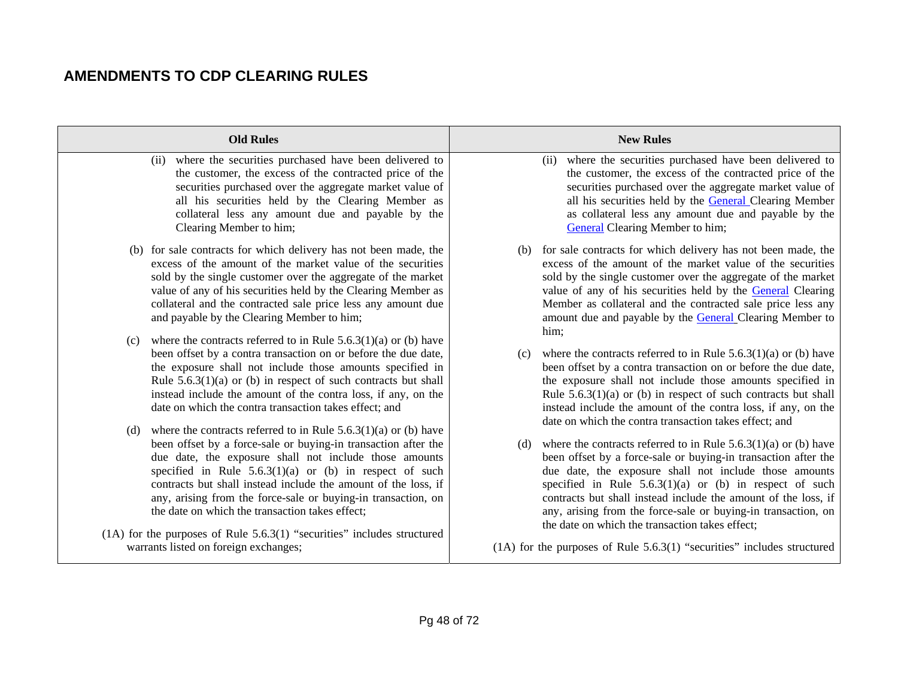## AMENDMENTS TO CDP CLEARING RULES

| Old Rules | New Rules |
|---|---|
| (ii) where the securities purchased have been delivered to the customer, the excess of the contracted price of the securities purchased over the aggregate market value of all his securities held by the Clearing Member as collateral less any amount due and payable by the Clearing Member to him; | (ii) where the securities purchased have been delivered to the customer, the excess of the contracted price of the securities purchased over the aggregate market value of all his securities held by the General Clearing Member as collateral less any amount due and payable by the General Clearing Member to him; |
| (b) for sale contracts for which delivery has not been made, the excess of the amount of the market value of the securities sold by the single customer over the aggregate of the market value of any of his securities held by the Clearing Member as collateral and the contracted sale price less any amount due and payable by the Clearing Member to him; | (b) for sale contracts for which delivery has not been made, the excess of the amount of the market value of the securities sold by the single customer over the aggregate of the market value of any of his securities held by the General Clearing Member as collateral and the contracted sale price less any amount due and payable by the General Clearing Member to him; |
| (c) where the contracts referred to in Rule 5.6.3(1)(a) or (b) have been offset by a contra transaction on or before the due date, the exposure shall not include those amounts specified in Rule 5.6.3(1)(a) or (b) in respect of such contracts but shall instead include the amount of the contra loss, if any, on the date on which the contra transaction takes effect; and | (c) where the contracts referred to in Rule 5.6.3(1)(a) or (b) have been offset by a contra transaction on or before the due date, the exposure shall not include those amounts specified in Rule 5.6.3(1)(a) or (b) in respect of such contracts but shall instead include the amount of the contra loss, if any, on the date on which the contra transaction takes effect; and |
| (d) where the contracts referred to in Rule 5.6.3(1)(a) or (b) have been offset by a force-sale or buying-in transaction after the due date, the exposure shall not include those amounts specified in Rule 5.6.3(1)(a) or (b) in respect of such contracts but shall instead include the amount of the loss, if any, arising from the force-sale or buying-in transaction, on the date on which the transaction takes effect; | (d) where the contracts referred to in Rule 5.6.3(1)(a) or (b) have been offset by a force-sale or buying-in transaction after the due date, the exposure shall not include those amounts specified in Rule 5.6.3(1)(a) or (b) in respect of such contracts but shall instead include the amount of the loss, if any, arising from the force-sale or buying-in transaction, on the date on which the transaction takes effect; |
| (1A) for the purposes of Rule 5.6.3(1) "securities" includes structured warrants listed on foreign exchanges; | (1A) for the purposes of Rule 5.6.3(1) "securities" includes structured |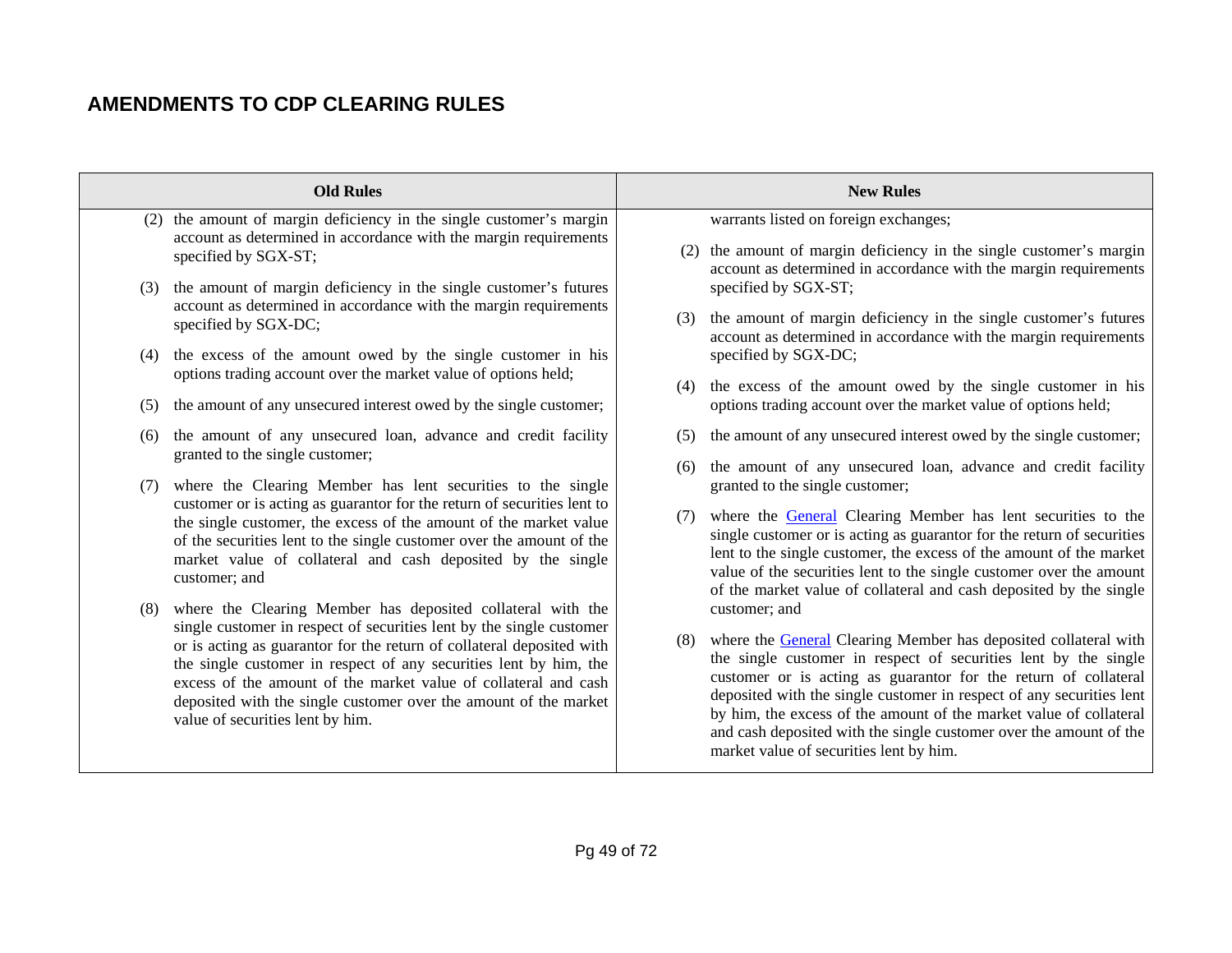## AMENDMENTS TO CDP CLEARING RULES

| Old Rules | New Rules |
|---|---|
| (2) the amount of margin deficiency in the single customer's margin account as determined in accordance with the margin requirements specified by SGX-ST;<br><br>(3) the amount of margin deficiency in the single customer's futures account as determined in accordance with the margin requirements specified by SGX-DC;<br><br>(4) the excess of the amount owed by the single customer in his options trading account over the market value of options held;<br><br>(5) the amount of any unsecured interest owed by the single customer;<br><br>(6) the amount of any unsecured loan, advance and credit facility granted to the single customer;<br><br>(7) where the Clearing Member has lent securities to the single customer or is acting as guarantor for the return of securities lent to the single customer, the excess of the amount of the market value of the securities lent to the single customer over the amount of the market value of collateral and cash deposited by the single customer; and<br><br>(8) where the Clearing Member has deposited collateral with the single customer in respect of securities lent by the single customer or is acting as guarantor for the return of collateral deposited with the single customer in respect of any securities lent by him, the excess of the amount of the market value of collateral and cash deposited with the single customer over the amount of the market value of securities lent by him. | warrants listed on foreign exchanges;<br><br>(2) the amount of margin deficiency in the single customer's margin account as determined in accordance with the margin requirements specified by SGX-ST;<br><br>(3) the amount of margin deficiency in the single customer's futures account as determined in accordance with the margin requirements specified by SGX-DC;<br><br>(4) the excess of the amount owed by the single customer in his options trading account over the market value of options held;<br><br>(5) the amount of any unsecured interest owed by the single customer;<br><br>(6) the amount of any unsecured loan, advance and credit facility granted to the single customer;<br><br>(7) where the General Clearing Member has lent securities to the single customer or is acting as guarantor for the return of securities lent to the single customer, the excess of the amount of the market value of the securities lent to the single customer over the amount of the market value of collateral and cash deposited by the single customer; and<br><br>(8) where the General Clearing Member has deposited collateral with the single customer in respect of securities lent by the single customer or is acting as guarantor for the return of collateral deposited with the single customer in respect of any securities lent by him, the excess of the amount of the market value of collateral and cash deposited with the single customer over the amount of the market value of securities lent by him. |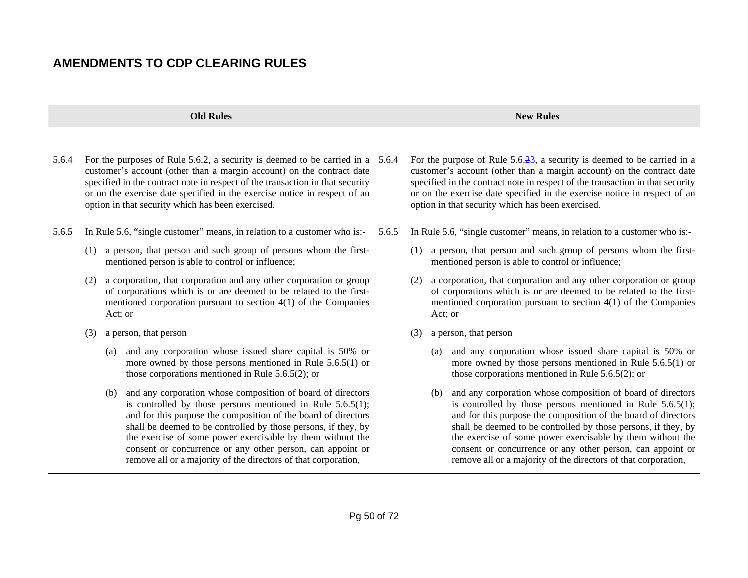# AMENDMENTS TO CDP CLEARING RULES

| Old Rules | New Rules |
|---|---|
| | |
| 5.6.4 For the purposes of Rule 5.6.2, a security is deemed to be carried in a customer's account (other than a margin account) on the contract date specified in the contract note in respect of the transaction in that security or on the exercise date specified in the exercise notice in respect of an option in that security which has been exercised. | 5.6.4 For the purpose of Rule 5.6.~~2~~3, a security is deemed to be carried in a customer's account (other than a margin account) on the contract date specified in the contract note in respect of the transaction in that security or on the exercise date specified in the exercise notice in respect of an option in that security which has been exercised. |
| 5.6.5 In Rule 5.6, "single customer" means, in relation to a customer who is:-<br><br>(1) a person, that person and such group of persons whom the first-mentioned person is able to control or influence;<br><br>(2) a corporation, that corporation and any other corporation or group of corporations which is or are deemed to be related to the first-mentioned corporation pursuant to section 4(1) of the Companies Act; or<br><br>(3) a person, that person<br><br>(a) and any corporation whose issued share capital is 50% or more owned by those persons mentioned in Rule 5.6.5(1) or those corporations mentioned in Rule 5.6.5(2); or<br><br>(b) and any corporation whose composition of board of directors is controlled by those persons mentioned in Rule 5.6.5(1); and for this purpose the composition of the board of directors shall be deemed to be controlled by those persons, if they, by the exercise of some power exercisable by them without the consent or concurrence or any other person, can appoint or remove all or a majority of the directors of that corporation, | 5.6.5 In Rule 5.6, "single customer" means, in relation to a customer who is:-<br><br>(1) a person, that person and such group of persons whom the first-mentioned person is able to control or influence;<br><br>(2) a corporation, that corporation and any other corporation or group of corporations which is or are deemed to be related to the first-mentioned corporation pursuant to section 4(1) of the Companies Act; or<br><br>(3) a person, that person<br><br>(a) and any corporation whose issued share capital is 50% or more owned by those persons mentioned in Rule 5.6.5(1) or those corporations mentioned in Rule 5.6.5(2); or<br><br>(b) and any corporation whose composition of board of directors is controlled by those persons mentioned in Rule 5.6.5(1); and for this purpose the composition of the board of directors shall be deemed to be controlled by those persons, if they, by the exercise of some power exercisable by them without the consent or concurrence or any other person, can appoint or remove all or a majority of the directors of that corporation, |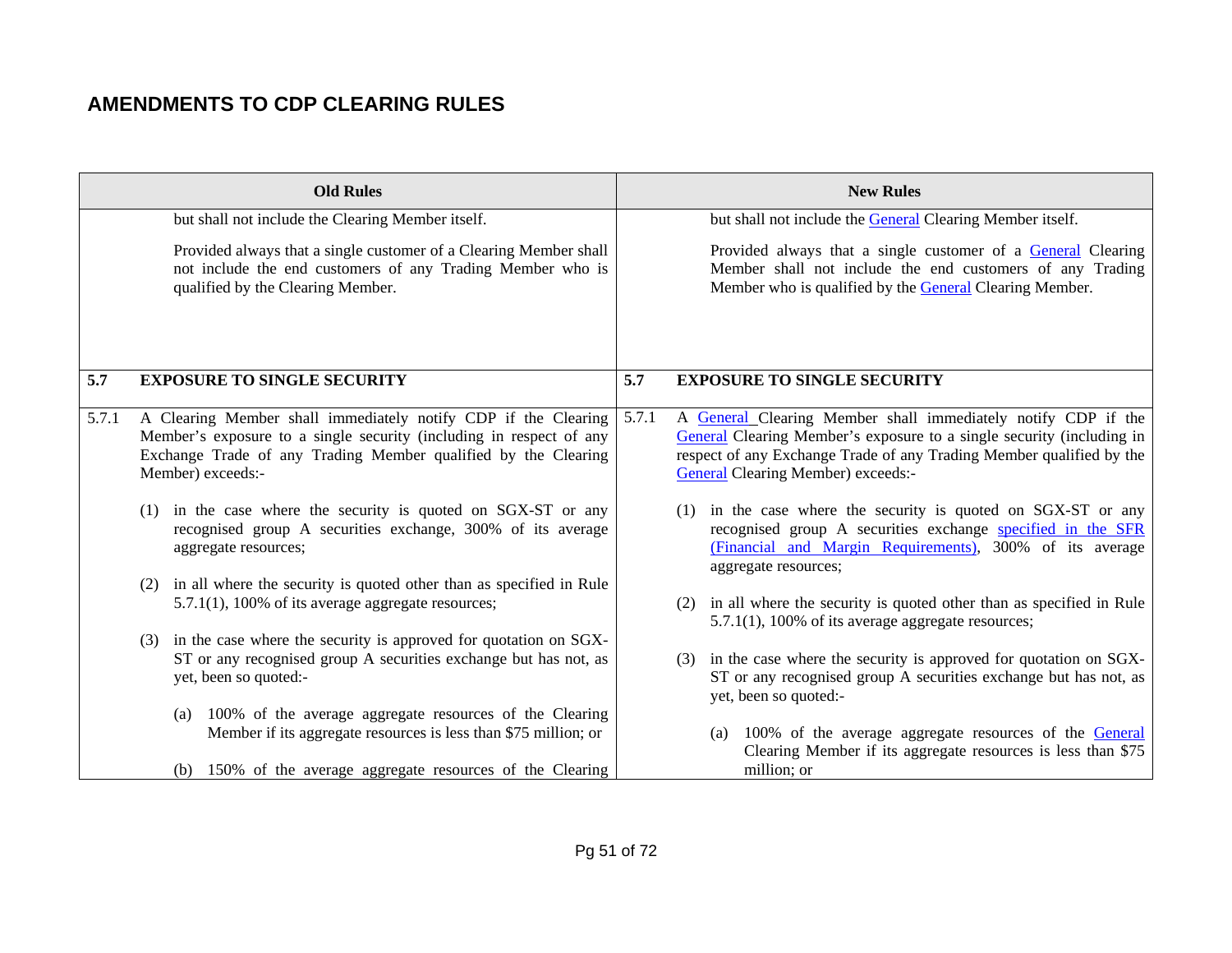## AMENDMENTS TO CDP CLEARING RULES

| Old Rules | New Rules |
|---|---|
| but shall not include the Clearing Member itself.<br><br>Provided always that a single customer of a Clearing Member shall not include the end customers of any Trading Member who is qualified by the Clearing Member. | but shall not include the General Clearing Member itself.<br><br>Provided always that a single customer of a General Clearing Member shall not include the end customers of any Trading Member who is qualified by the General Clearing Member. |
| **5.7 EXPOSURE TO SINGLE SECURITY** | **5.7 EXPOSURE TO SINGLE SECURITY** |
| 5.7.1 A Clearing Member shall immediately notify CDP if the Clearing Member's exposure to a single security (including in respect of any Exchange Trade of any Trading Member qualified by the Clearing Member) exceeds:-<br><br>(1) in the case where the security is quoted on SGX-ST or any recognised group A securities exchange, 300% of its average aggregate resources;<br><br>(2) in all where the security is quoted other than as specified in Rule 5.7.1(1), 100% of its average aggregate resources;<br><br>(3) in the case where the security is approved for quotation on SGX-ST or any recognised group A securities exchange but has not, as yet, been so quoted:-<br><br>(a) 100% of the average aggregate resources of the Clearing Member if its aggregate resources is less than $75 million; or<br><br>(b) 150% of the average aggregate resources of the Clearing | 5.7.1 A General Clearing Member shall immediately notify CDP if the General Clearing Member's exposure to a single security (including in respect of any Exchange Trade of any Trading Member qualified by the General Clearing Member) exceeds:-<br><br>(1) in the case where the security is quoted on SGX-ST or any recognised group A securities exchange specified in the SFR (Financial and Margin Requirements), 300% of its average aggregate resources;<br><br>(2) in all where the security is quoted other than as specified in Rule 5.7.1(1), 100% of its average aggregate resources;<br><br>(3) in the case where the security is approved for quotation on SGX-ST or any recognised group A securities exchange but has not, as yet, been so quoted:-<br><br>(a) 100% of the average aggregate resources of the General Clearing Member if its aggregate resources is less than $75 million; or |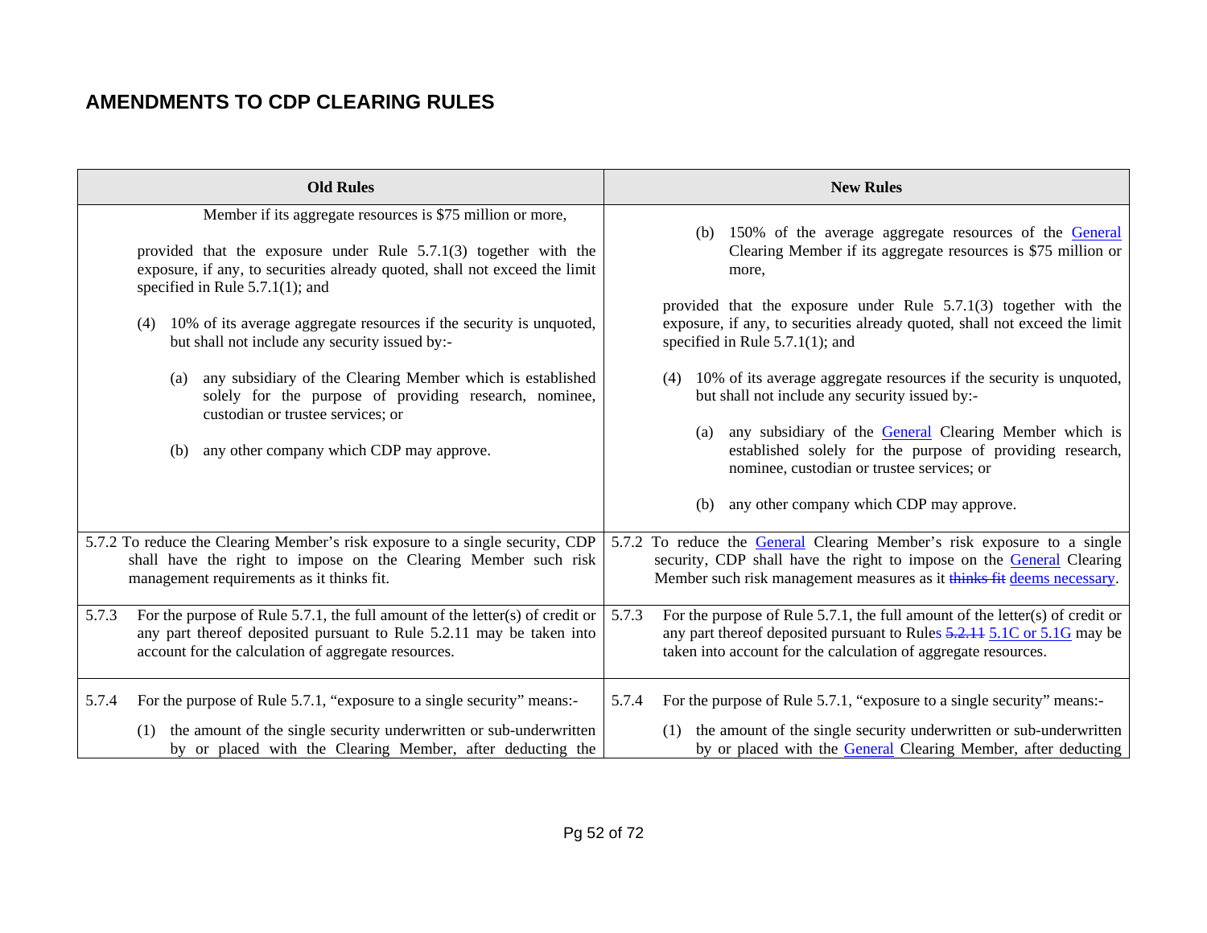# AMENDMENTS TO CDP CLEARING RULES

| Old Rules | New Rules |
|---|---|
| Member if its aggregate resources is $75 million or more,<br><br>provided that the exposure under Rule 5.7.1(3) together with the exposure, if any, to securities already quoted, shall not exceed the limit specified in Rule 5.7.1(1); and<br><br>(4) 10% of its average aggregate resources if the security is unquoted, but shall not include any security issued by:-<br><br>(a) any subsidiary of the Clearing Member which is established solely for the purpose of providing research, nominee, custodian or trustee services; or<br><br>(b) any other company which CDP may approve. | (b) 150% of the average aggregate resources of the General Clearing Member if its aggregate resources is $75 million or more,<br><br>provided that the exposure under Rule 5.7.1(3) together with the exposure, if any, to securities already quoted, shall not exceed the limit specified in Rule 5.7.1(1); and<br><br>(4) 10% of its average aggregate resources if the security is unquoted, but shall not include any security issued by:-<br><br>(a) any subsidiary of the General Clearing Member which is established solely for the purpose of providing research, nominee, custodian or trustee services; or<br><br>(b) any other company which CDP may approve. |
| 5.7.2 To reduce the Clearing Member's risk exposure to a single security, CDP shall have the right to impose on the Clearing Member such risk management requirements as it thinks fit. | 5.7.2 To reduce the General Clearing Member's risk exposure to a single security, CDP shall have the right to impose on the General Clearing Member such risk management measures as it ~~thinks fit~~ deems necessary. |
| 5.7.3 For the purpose of Rule 5.7.1, the full amount of the letter(s) of credit or any part thereof deposited pursuant to Rule 5.2.11 may be taken into account for the calculation of aggregate resources. | 5.7.3 For the purpose of Rule 5.7.1, the full amount of the letter(s) of credit or any part thereof deposited pursuant to Rules ~~5.2.11~~ 5.1C or 5.1G may be taken into account for the calculation of aggregate resources. |
| 5.7.4 For the purpose of Rule 5.7.1, "exposure to a single security" means:-<br><br>(1) the amount of the single security underwritten or sub-underwritten by or placed with the Clearing Member, after deducting the | 5.7.4 For the purpose of Rule 5.7.1, "exposure to a single security" means:-<br><br>(1) the amount of the single security underwritten or sub-underwritten by or placed with the General Clearing Member, after deducting |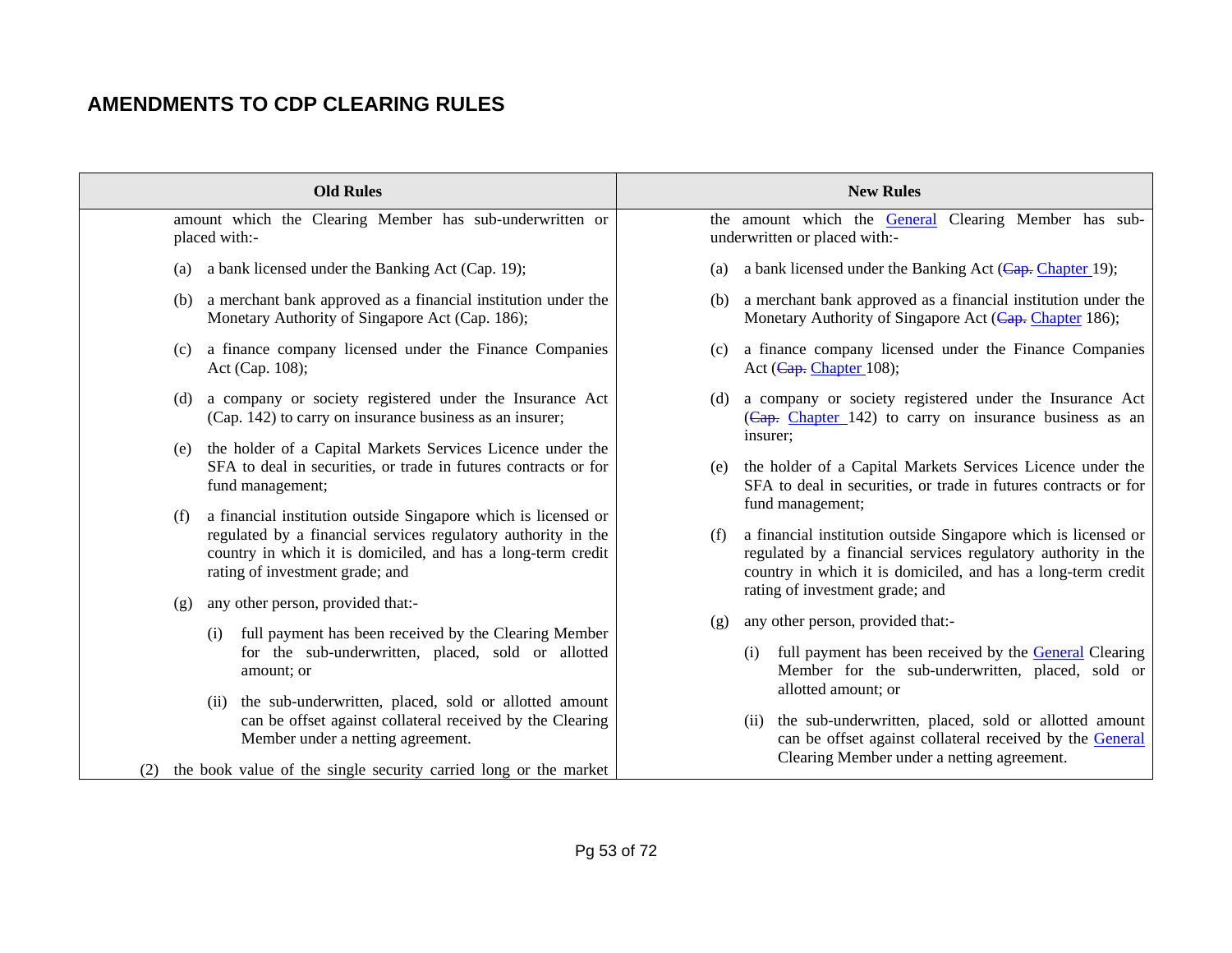# AMENDMENTS TO CDP CLEARING RULES

| Old Rules | New Rules |
|---|---|
| amount which the Clearing Member has sub-underwritten or placed with:-<br><br>(a) a bank licensed under the Banking Act (Cap. 19);<br><br>(b) a merchant bank approved as a financial institution under the Monetary Authority of Singapore Act (Cap. 186);<br><br>(c) a finance company licensed under the Finance Companies Act (Cap. 108);<br><br>(d) a company or society registered under the Insurance Act (Cap. 142) to carry on insurance business as an insurer;<br><br>(e) the holder of a Capital Markets Services Licence under the SFA to deal in securities, or trade in futures contracts or for fund management;<br><br>(f) a financial institution outside Singapore which is licensed or regulated by a financial services regulatory authority in the country in which it is domiciled, and has a long-term credit rating of investment grade; and<br><br>(g) any other person, provided that:-<br><br>(i) full payment has been received by the Clearing Member for the sub-underwritten, placed, sold or allotted amount; or<br><br>(ii) the sub-underwritten, placed, sold or allotted amount can be offset against collateral received by the Clearing Member under a netting agreement.<br><br>(2) the book value of the single security carried long or the market | the amount which the General Clearing Member has sub-underwritten or placed with:-<br><br>(a) a bank licensed under the Banking Act (~~Cap.~~ Chapter 19);<br><br>(b) a merchant bank approved as a financial institution under the Monetary Authority of Singapore Act (~~Cap.~~ Chapter 186);<br><br>(c) a finance company licensed under the Finance Companies Act (~~Cap.~~ Chapter 108);<br><br>(d) a company or society registered under the Insurance Act (~~Cap.~~ Chapter 142) to carry on insurance business as an insurer;<br><br>(e) the holder of a Capital Markets Services Licence under the SFA to deal in securities, or trade in futures contracts or for fund management;<br><br>(f) a financial institution outside Singapore which is licensed or regulated by a financial services regulatory authority in the country in which it is domiciled, and has a long-term credit rating of investment grade; and<br><br>(g) any other person, provided that:-<br><br>(i) full payment has been received by the General Clearing Member for the sub-underwritten, placed, sold or allotted amount; or<br><br>(ii) the sub-underwritten, placed, sold or allotted amount can be offset against collateral received by the General Clearing Member under a netting agreement. |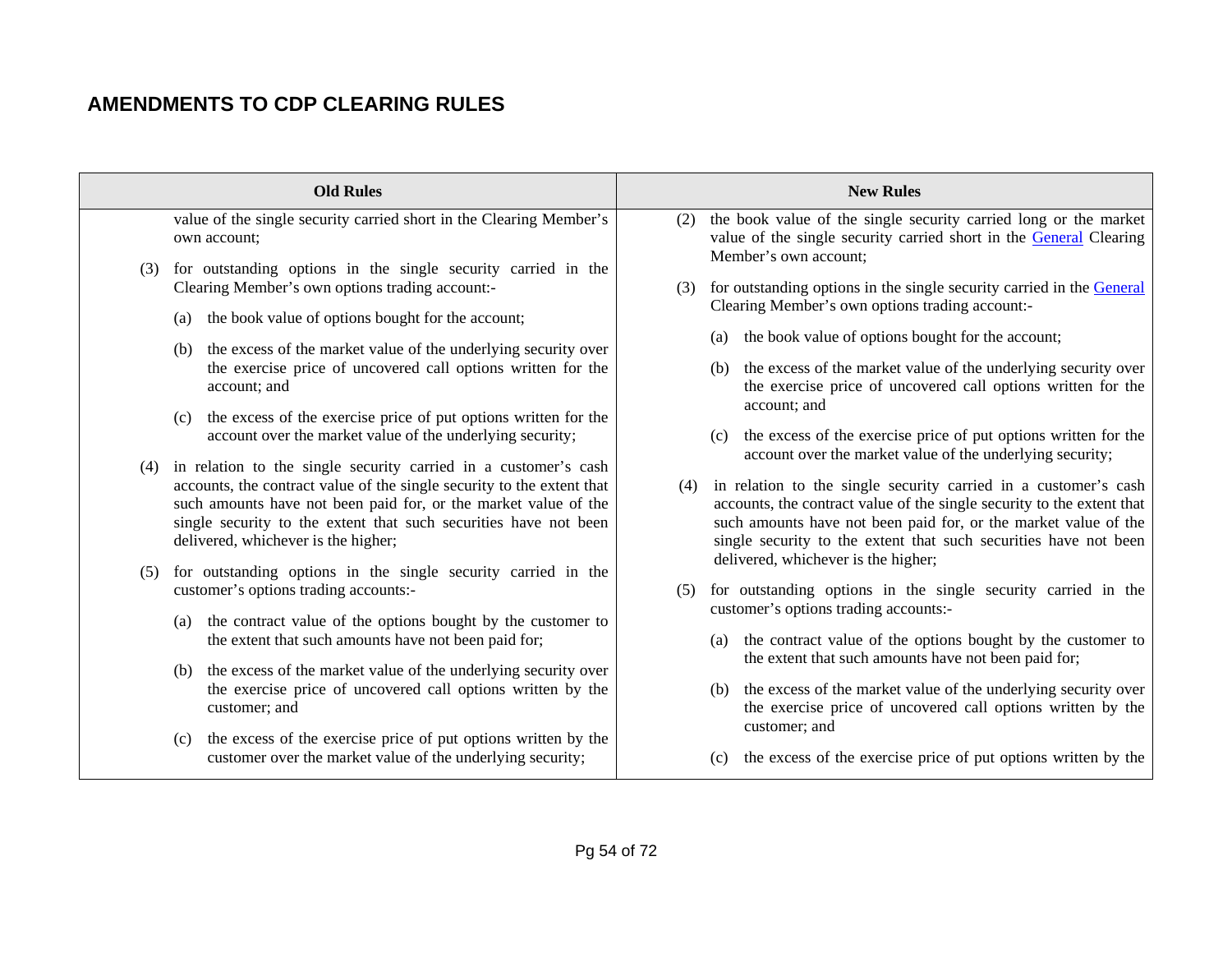## AMENDMENTS TO CDP CLEARING RULES

| Old Rules | New Rules |
|---|---|
| value of the single security carried short in the Clearing Member's own account;<br><br>(3) for outstanding options in the single security carried in the Clearing Member's own options trading account:-<br><br>(a) the book value of options bought for the account;<br><br>(b) the excess of the market value of the underlying security over the exercise price of uncovered call options written for the account; and<br><br>(c) the excess of the exercise price of put options written for the account over the market value of the underlying security;<br><br>(4) in relation to the single security carried in a customer's cash accounts, the contract value of the single security to the extent that such amounts have not been paid for, or the market value of the single security to the extent that such securities have not been delivered, whichever is the higher;<br><br>(5) for outstanding options in the single security carried in the customer's options trading accounts:-<br><br>(a) the contract value of the options bought by the customer to the extent that such amounts have not been paid for;<br><br>(b) the excess of the market value of the underlying security over the exercise price of uncovered call options written by the customer; and<br><br>(c) the excess of the exercise price of put options written by the customer over the market value of the underlying security; | (2) the book value of the single security carried long or the market value of the single security carried short in the General Clearing Member's own account;<br><br>(3) for outstanding options in the single security carried in the General Clearing Member's own options trading account:-<br><br>(a) the book value of options bought for the account;<br><br>(b) the excess of the market value of the underlying security over the exercise price of uncovered call options written for the account; and<br><br>(c) the excess of the exercise price of put options written for the account over the market value of the underlying security;<br><br>(4) in relation to the single security carried in a customer's cash accounts, the contract value of the single security to the extent that such amounts have not been paid for, or the market value of the single security to the extent that such securities have not been delivered, whichever is the higher;<br><br>(5) for outstanding options in the single security carried in the customer's options trading accounts:-<br><br>(a) the contract value of the options bought by the customer to the extent that such amounts have not been paid for;<br><br>(b) the excess of the market value of the underlying security over the exercise price of uncovered call options written by the customer; and<br><br>(c) the excess of the exercise price of put options written by the |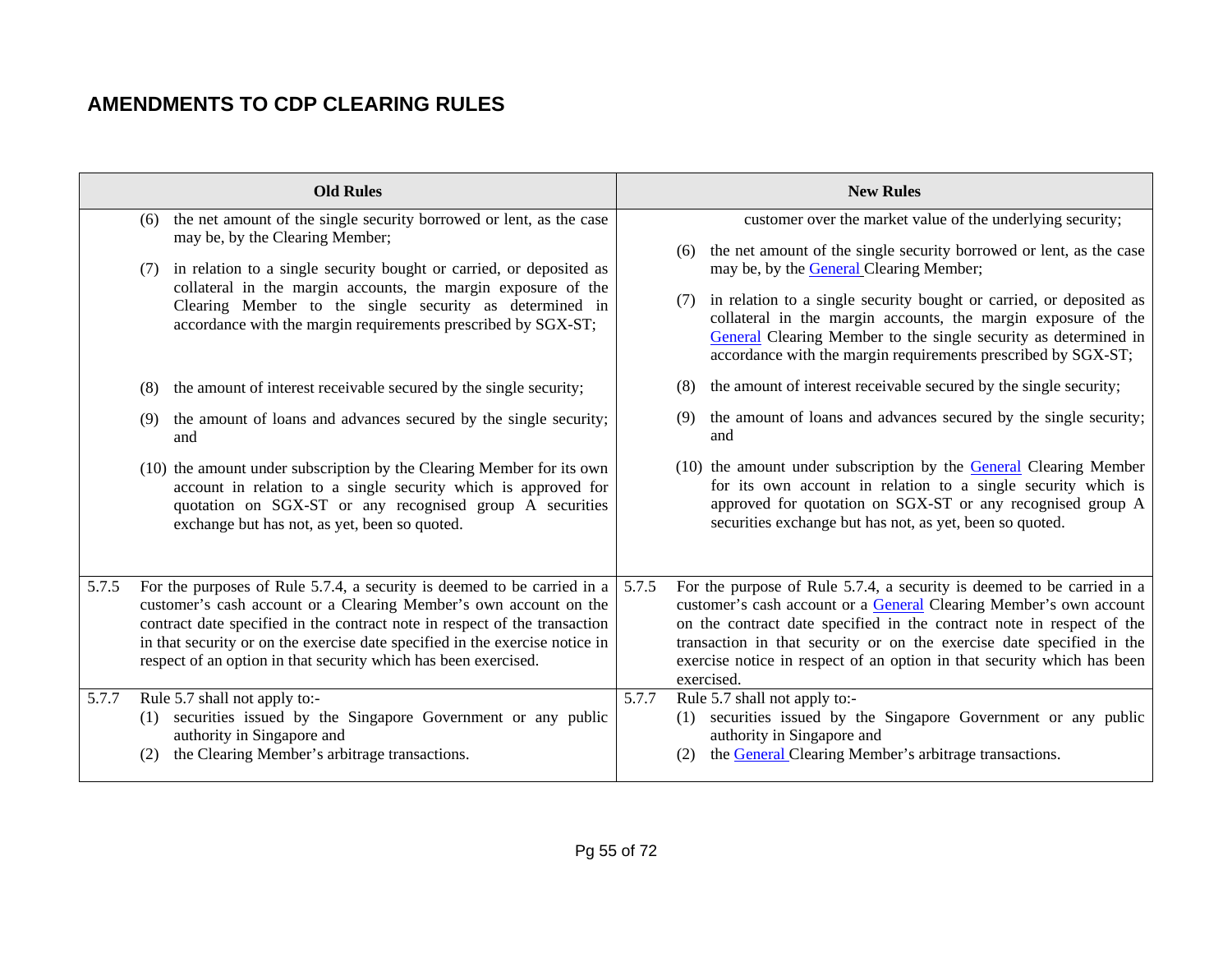## AMENDMENTS TO CDP CLEARING RULES

| Old Rules | New Rules |
|---|---|
| (6) the net amount of the single security borrowed or lent, as the case may be, by the Clearing Member;<br><br>(7) in relation to a single security bought or carried, or deposited as collateral in the margin accounts, the margin exposure of the Clearing Member to the single security as determined in accordance with the margin requirements prescribed by SGX-ST;<br><br>(8) the amount of interest receivable secured by the single security;<br><br>(9) the amount of loans and advances secured by the single security; and<br><br>(10) the amount under subscription by the Clearing Member for its own account in relation to a single security which is approved for quotation on SGX-ST or any recognised group A securities exchange but has not, as yet, been so quoted. | customer over the market value of the underlying security;<br><br>(6) the net amount of the single security borrowed or lent, as the case may be, by the General Clearing Member;<br><br>(7) in relation to a single security bought or carried, or deposited as collateral in the margin accounts, the margin exposure of the General Clearing Member to the single security as determined in accordance with the margin requirements prescribed by SGX-ST;<br><br>(8) the amount of interest receivable secured by the single security;<br><br>(9) the amount of loans and advances secured by the single security; and<br><br>(10) the amount under subscription by the General Clearing Member for its own account in relation to a single security which is approved for quotation on SGX-ST or any recognised group A securities exchange but has not, as yet, been so quoted. |
| 5.7.5 For the purposes of Rule 5.7.4, a security is deemed to be carried in a customer's cash account or a Clearing Member's own account on the contract date specified in the contract note in respect of the transaction in that security or on the exercise date specified in the exercise notice in respect of an option in that security which has been exercised. | 5.7.5 For the purpose of Rule 5.7.4, a security is deemed to be carried in a customer's cash account or a General Clearing Member's own account on the contract date specified in the contract note in respect of the transaction in that security or on the exercise date specified in the exercise notice in respect of an option in that security which has been exercised. |
| 5.7.7 Rule 5.7 shall not apply to:-<br>(1) securities issued by the Singapore Government or any public authority in Singapore and<br>(2) the Clearing Member's arbitrage transactions. | 5.7.7 Rule 5.7 shall not apply to:-<br>(1) securities issued by the Singapore Government or any public authority in Singapore and<br>(2) the General Clearing Member's arbitrage transactions. |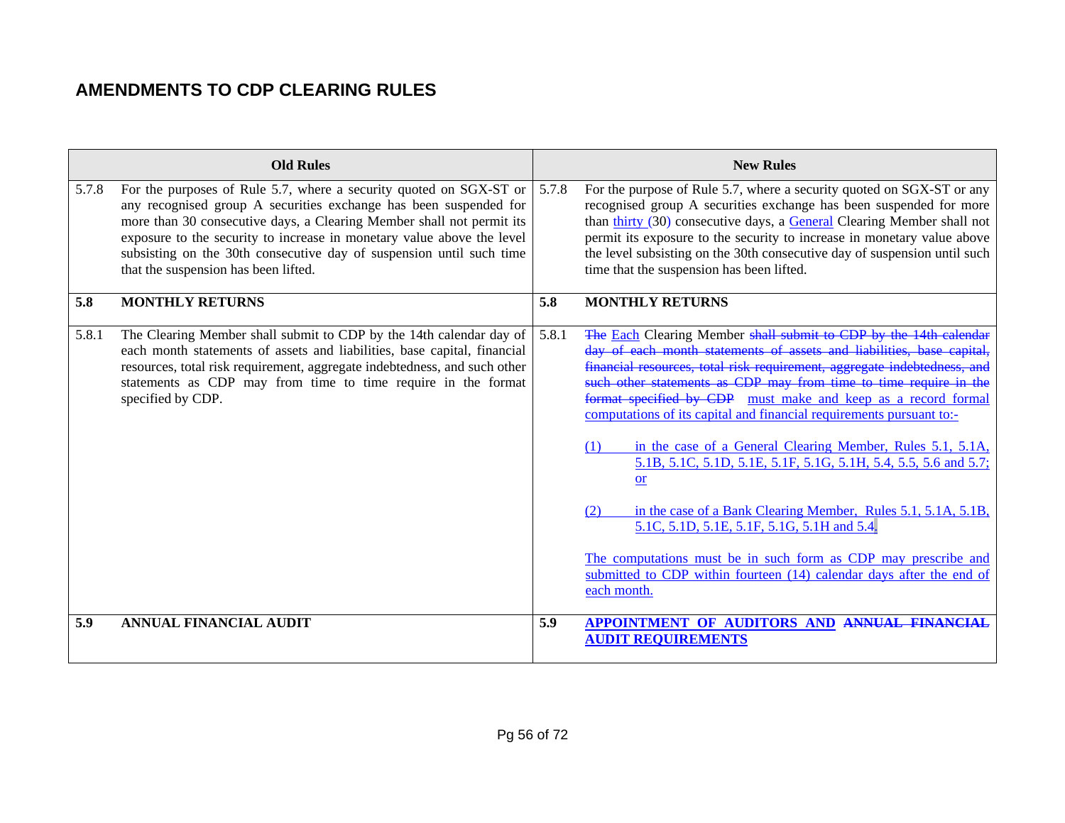## AMENDMENTS TO CDP CLEARING RULES

| Old Rules | | New Rules | |
|---|---|---|---|
| 5.7.8 | For the purposes of Rule 5.7, where a security quoted on SGX-ST or any recognised group A securities exchange has been suspended for more than 30 consecutive days, a Clearing Member shall not permit its exposure to the security to increase in monetary value above the level subsisting on the 30th consecutive day of suspension until such time that the suspension has been lifted. | 5.7.8 | For the purpose of Rule 5.7, where a security quoted on SGX-ST or any recognised group A securities exchange has been suspended for more than thirty (30) consecutive days, a General Clearing Member shall not permit its exposure to the security to increase in monetary value above the level subsisting on the 30th consecutive day of suspension until such time that the suspension has been lifted. |
| **5.8** | **MONTHLY RETURNS** | **5.8** | **MONTHLY RETURNS** |
| 5.8.1 | The Clearing Member shall submit to CDP by the 14th calendar day of each month statements of assets and liabilities, base capital, financial resources, total risk requirement, aggregate indebtedness, and such other statements as CDP may from time to time require in the format specified by CDP. | 5.8.1 | ~~The~~ Each Clearing Member ~~shall submit to CDP by the 14th calendar day of each month statements of assets and liabilities, base capital, financial resources, total risk requirement, aggregate indebtedness, and such other statements as CDP may from time to time require in the format specified by CDP~~ must make and keep as a record formal computations of its capital and financial requirements pursuant to:-<br><br>(1) in the case of a General Clearing Member, Rules 5.1, 5.1A, 5.1B, 5.1C, 5.1D, 5.1E, 5.1F, 5.1G, 5.1H, 5.4, 5.5, 5.6 and 5.7; or<br><br>(2) in the case of a Bank Clearing Member, Rules 5.1, 5.1A, 5.1B, 5.1C, 5.1D, 5.1E, 5.1F, 5.1G, 5.1H and 5.4.<br><br>The computations must be in such form as CDP may prescribe and submitted to CDP within fourteen (14) calendar days after the end of each month. |
| **5.9** | **ANNUAL FINANCIAL AUDIT** | **5.9** | **APPOINTMENT OF AUDITORS AND ~~ANNUAL FINANCIAL~~ AUDIT REQUIREMENTS** |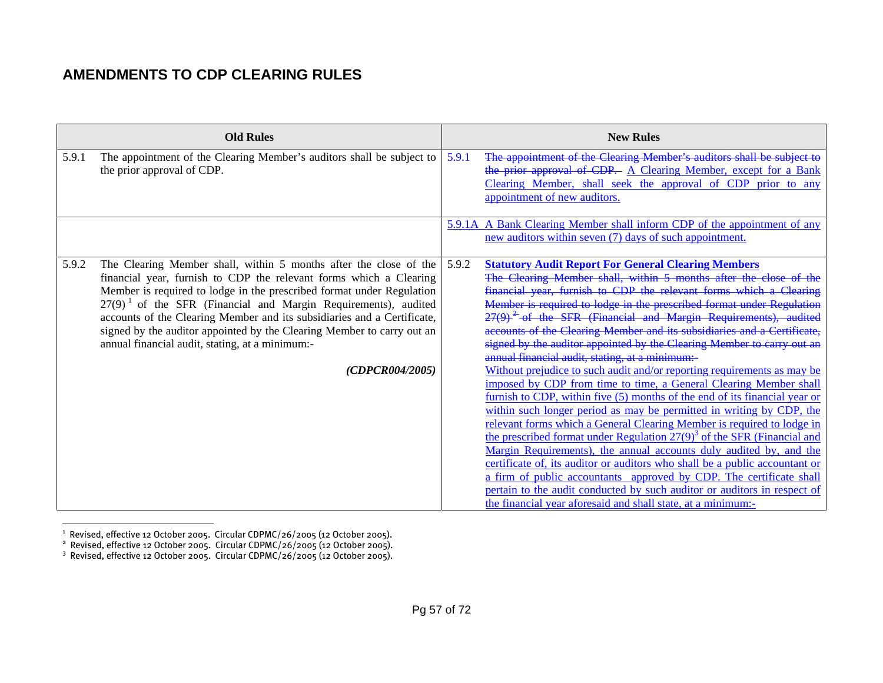## AMENDMENTS TO CDP CLEARING RULES

| Old Rules | | New Rules | |
|---|---|---|---|
| 5.9.1 | The appointment of the Clearing Member's auditors shall be subject to the prior approval of CDP. | 5.9.1 | ~~The appointment of the Clearing Member's auditors shall be subject to the prior approval of CDP.~~ A Clearing Member, except for a Bank Clearing Member, shall seek the approval of CDP prior to any appointment of new auditors. |
| | | 5.9.1A | A Bank Clearing Member shall inform CDP of the appointment of any new auditors within seven (7) days of such appointment. |
| 5.9.2 | The Clearing Member shall, within 5 months after the close of the financial year, furnish to CDP the relevant forms which a Clearing Member is required to lodge in the prescribed format under Regulation 27(9) [1] of the SFR (Financial and Margin Requirements), audited accounts of the Clearing Member and its subsidiaries and a Certificate, signed by the auditor appointed by the Clearing Member to carry out an annual financial audit, stating, at a minimum:- *(CDPCR004/2005)* | 5.9.2 | **Statutory Audit Report For General Clearing Members** ~~The Clearing Member shall, within 5 months after the close of the financial year, furnish to CDP the relevant forms which a Clearing Member is required to lodge in the prescribed format under Regulation 27(9) [2] of the SFR (Financial and Margin Requirements), audited accounts of the Clearing Member and its subsidiaries and a Certificate, signed by the auditor appointed by the Clearing Member to carry out an annual financial audit, stating, at a minimum:-~~ Without prejudice to such audit and/or reporting requirements as may be imposed by CDP from time to time, a General Clearing Member shall furnish to CDP, within five (5) months of the end of its financial year or within such longer period as may be permitted in writing by CDP, the relevant forms which a General Clearing Member is required to lodge in the prescribed format under Regulation 27(9)[3] of the SFR (Financial and Margin Requirements), the annual accounts duly audited by, and the certificate of, its auditor or auditors who shall be a public accountant or a firm of public accountants approved by CDP. The certificate shall pertain to the audit conducted by such auditor or auditors in respect of the financial year aforesaid and shall state, at a minimum:- |

[1] Revised, effective 12 October 2005. Circular CDPMC/26/2005 (12 October 2005).
[2] Revised, effective 12 October 2005. Circular CDPMC/26/2005 (12 October 2005).
[3] Revised, effective 12 October 2005. Circular CDPMC/26/2005 (12 October 2005).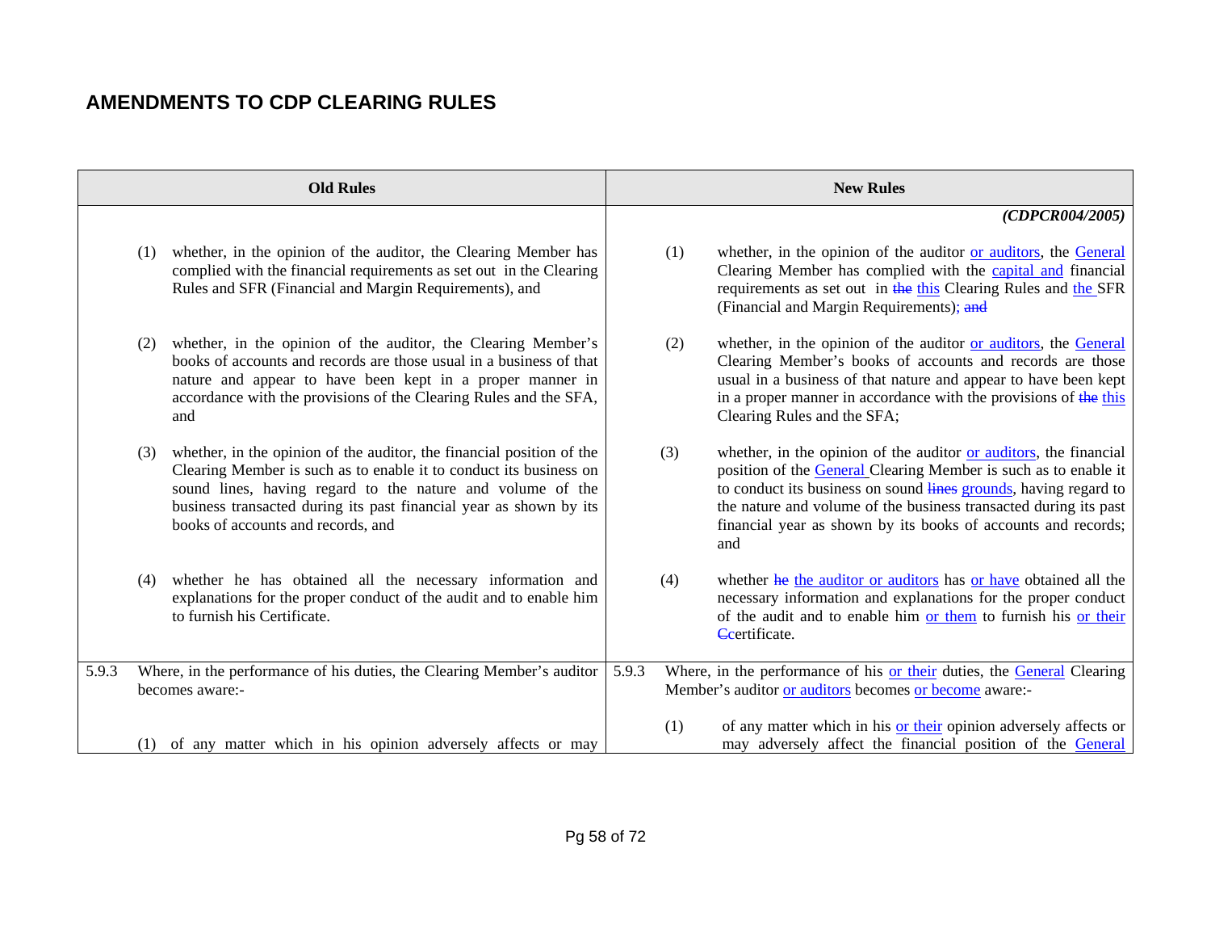## AMENDMENTS TO CDP CLEARING RULES

| Old Rules | New Rules |
|---|---|
| | ***(CDPCR004/2005)*** |
| (1) whether, in the opinion of the auditor, the Clearing Member has complied with the financial requirements as set out in the Clearing Rules and SFR (Financial and Margin Requirements), and | (1) whether, in the opinion of the auditor or auditors, the General Clearing Member has complied with the capital and financial requirements as set out in ~~the~~ this Clearing Rules and the SFR (Financial and Margin Requirements); ~~and~~ |
| (2) whether, in the opinion of the auditor, the Clearing Member's books of accounts and records are those usual in a business of that nature and appear to have been kept in a proper manner in accordance with the provisions of the Clearing Rules and the SFA, and | (2) whether, in the opinion of the auditor or auditors, the General Clearing Member's books of accounts and records are those usual in a business of that nature and appear to have been kept in a proper manner in accordance with the provisions of ~~the~~ this Clearing Rules and the SFA; |
| (3) whether, in the opinion of the auditor, the financial position of the Clearing Member is such as to enable it to conduct its business on sound lines, having regard to the nature and volume of the business transacted during its past financial year as shown by its books of accounts and records, and | (3) whether, in the opinion of the auditor or auditors, the financial position of the General Clearing Member is such as to enable it to conduct its business on sound ~~lines~~ grounds, having regard to the nature and volume of the business transacted during its past financial year as shown by its books of accounts and records; and |
| (4) whether he has obtained all the necessary information and explanations for the proper conduct of the audit and to enable him to furnish his Certificate. | (4) whether ~~he~~ the auditor or auditors has or have obtained all the necessary information and explanations for the proper conduct of the audit and to enable him or them to furnish his or their ~~C~~certificate. |
| 5.9.3 Where, in the performance of his duties, the Clearing Member's auditor becomes aware:- | 5.9.3 Where, in the performance of his or their duties, the General Clearing Member's auditor or auditors becomes or become aware:- |
| (1) of any matter which in his opinion adversely affects or may | (1) of any matter which in his or their opinion adversely affects or may adversely affect the financial position of the General |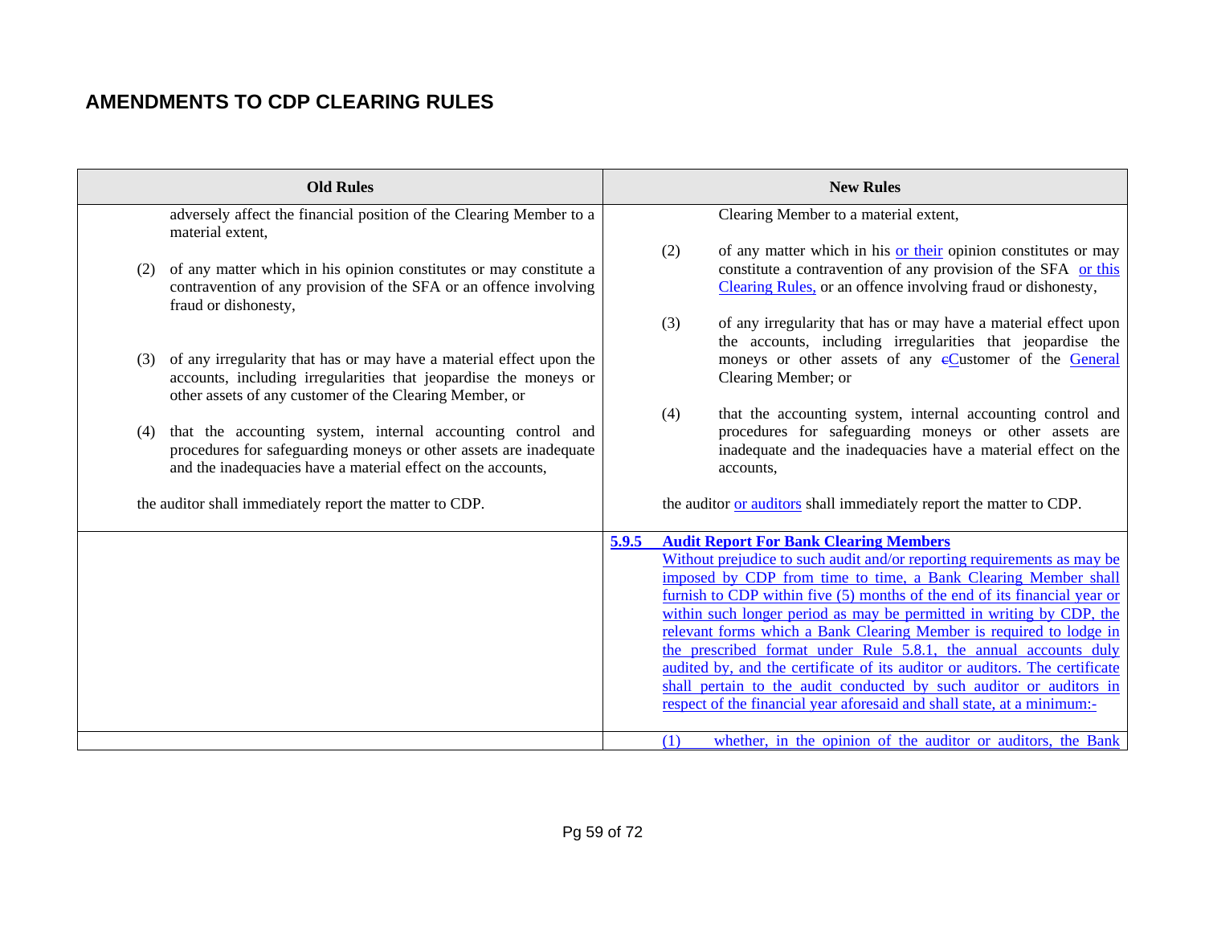## AMENDMENTS TO CDP CLEARING RULES

| Old Rules | New Rules |
|---|---|
| adversely affect the financial position of the Clearing Member to a material extent,<br><br>(2) of any matter which in his opinion constitutes or may constitute a contravention of any provision of the SFA or an offence involving fraud or dishonesty,<br><br>(3) of any irregularity that has or may have a material effect upon the accounts, including irregularities that jeopardise the moneys or other assets of any customer of the Clearing Member, or<br><br>(4) that the accounting system, internal accounting control and procedures for safeguarding moneys or other assets are inadequate and the inadequacies have a material effect on the accounts,<br><br>the auditor shall immediately report the matter to CDP. | Clearing Member to a material extent,<br><br>(2) of any matter which in his or their opinion constitutes or may constitute a contravention of any provision of the SFA or this Clearing Rules, or an offence involving fraud or dishonesty,<br><br>(3) of any irregularity that has or may have a material effect upon the accounts, including irregularities that jeopardise the moneys or other assets of any ~~c~~Customer of the General Clearing Member; or<br><br>(4) that the accounting system, internal accounting control and procedures for safeguarding moneys or other assets are inadequate and the inadequacies have a material effect on the accounts,<br><br>the auditor or auditors shall immediately report the matter to CDP. |
| | **5.9.5 Audit Report For Bank Clearing Members**<br>Without prejudice to such audit and/or reporting requirements as may be imposed by CDP from time to time, a Bank Clearing Member shall furnish to CDP within five (5) months of the end of its financial year or within such longer period as may be permitted in writing by CDP, the relevant forms which a Bank Clearing Member is required to lodge in the prescribed format under Rule 5.8.1, the annual accounts duly audited by, and the certificate of its auditor or auditors. The certificate shall pertain to the audit conducted by such auditor or auditors in respect of the financial year aforesaid and shall state, at a minimum:- |
| | (1) whether, in the opinion of the auditor or auditors, the Bank |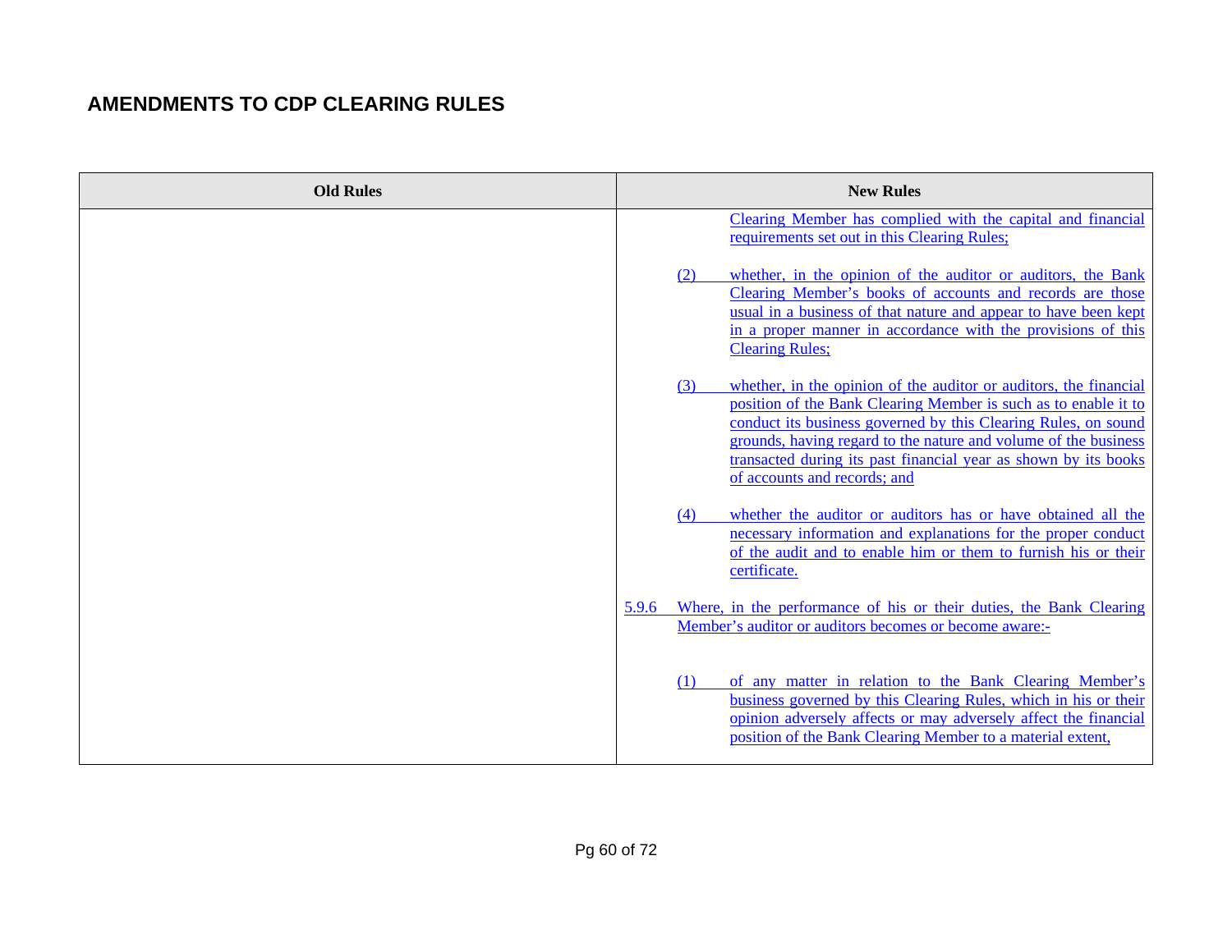## AMENDMENTS TO CDP CLEARING RULES

| Old Rules | New Rules |
| --- | --- |
| | Clearing Member has complied with the capital and financial requirements set out in this Clearing Rules;<br><br>(2) whether, in the opinion of the auditor or auditors, the Bank Clearing Member's books of accounts and records are those usual in a business of that nature and appear to have been kept in a proper manner in accordance with the provisions of this Clearing Rules;<br><br>(3) whether, in the opinion of the auditor or auditors, the financial position of the Bank Clearing Member is such as to enable it to conduct its business governed by this Clearing Rules, on sound grounds, having regard to the nature and volume of the business transacted during its past financial year as shown by its books of accounts and records; and<br><br>(4) whether the auditor or auditors has or have obtained all the necessary information and explanations for the proper conduct of the audit and to enable him or them to furnish his or their certificate.<br><br>5.9.6 Where, in the performance of his or their duties, the Bank Clearing Member's auditor or auditors becomes or become aware:-<br><br>(1) of any matter in relation to the Bank Clearing Member's business governed by this Clearing Rules, which in his or their opinion adversely affects or may adversely affect the financial position of the Bank Clearing Member to a material extent, |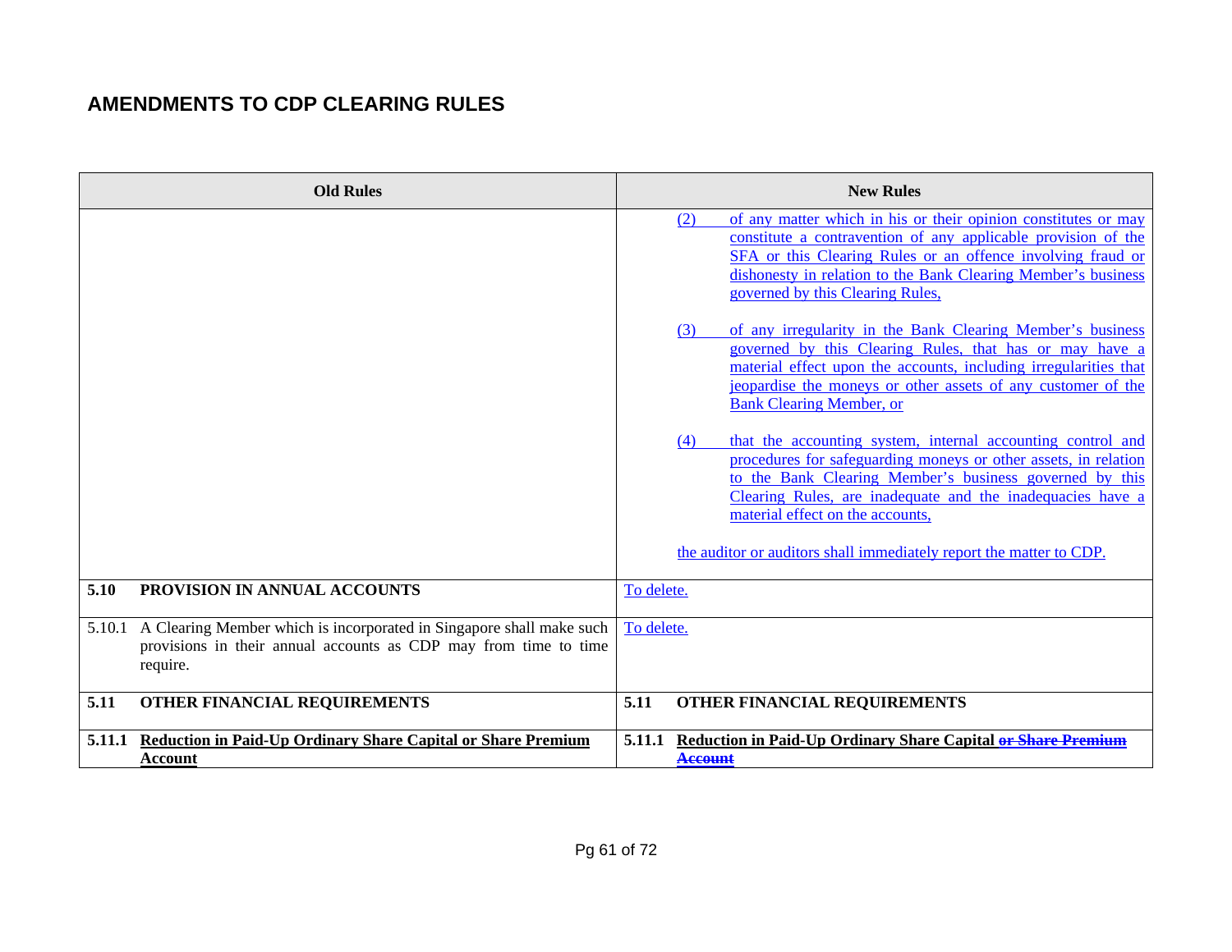## AMENDMENTS TO CDP CLEARING RULES

| Old Rules | New Rules |
|---|---|
| | (2) of any matter which in his or their opinion constitutes or may constitute a contravention of any applicable provision of the SFA or this Clearing Rules or an offence involving fraud or dishonesty in relation to the Bank Clearing Member's business governed by this Clearing Rules,<br><br>(3) of any irregularity in the Bank Clearing Member's business governed by this Clearing Rules, that has or may have a material effect upon the accounts, including irregularities that jeopardise the moneys or other assets of any customer of the Bank Clearing Member, or<br><br>(4) that the accounting system, internal accounting control and procedures for safeguarding moneys or other assets, in relation to the Bank Clearing Member's business governed by this Clearing Rules, are inadequate and the inadequacies have a material effect on the accounts,<br><br>the auditor or auditors shall immediately report the matter to CDP. |
| **5.10 PROVISION IN ANNUAL ACCOUNTS** | To delete. |
| 5.10.1 A Clearing Member which is incorporated in Singapore shall make such provisions in their annual accounts as CDP may from time to time require. | To delete. |
| **5.11 OTHER FINANCIAL REQUIREMENTS** | **5.11 OTHER FINANCIAL REQUIREMENTS** |
| **5.11.1 Reduction in Paid-Up Ordinary Share Capital or Share Premium Account** | **5.11.1 Reduction in Paid-Up Ordinary Share Capital ~~or Share Premium Account~~** |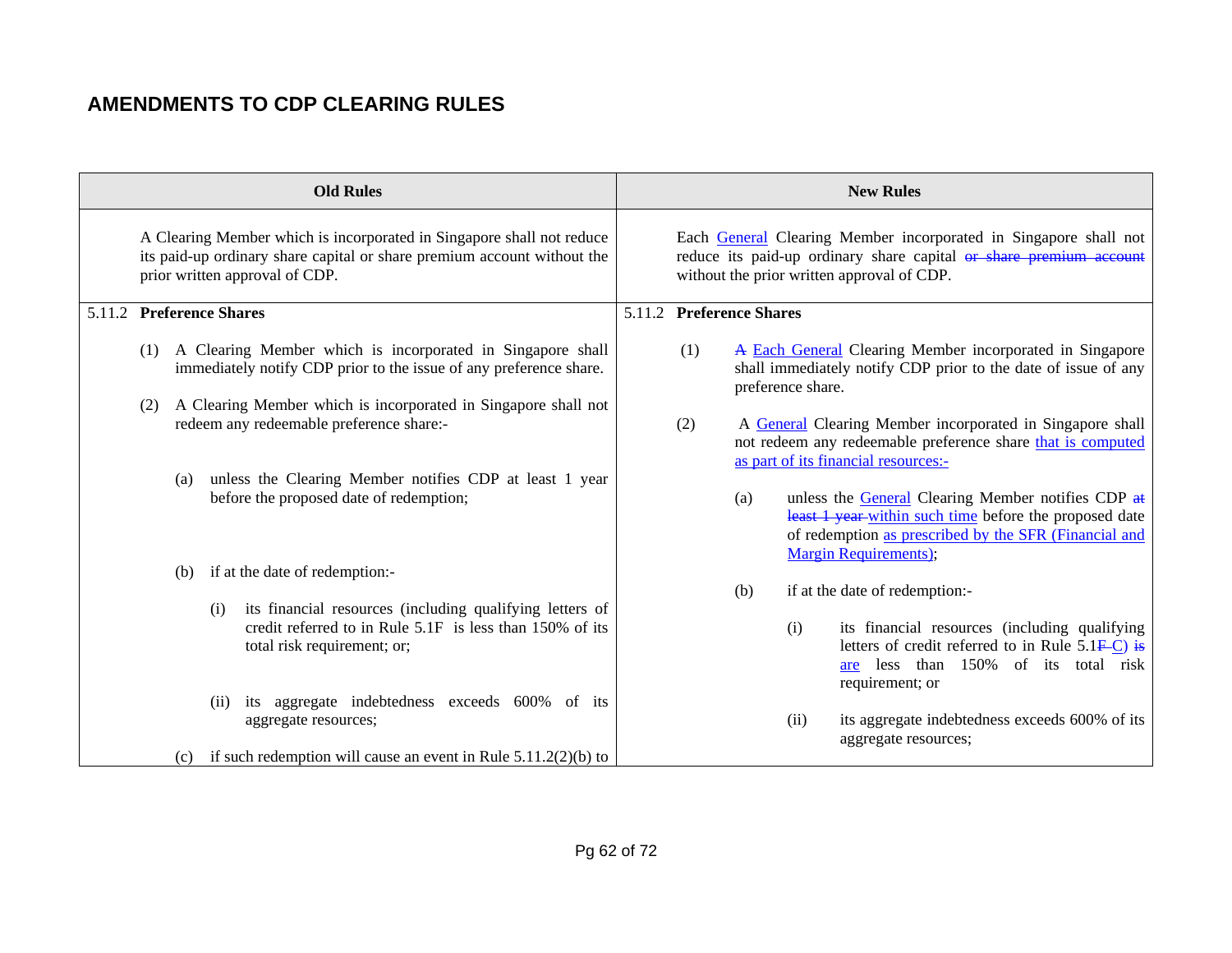## AMENDMENTS TO CDP CLEARING RULES

| Old Rules | New Rules |
|---|---|
| A Clearing Member which is incorporated in Singapore shall not reduce its paid-up ordinary share capital or share premium account without the prior written approval of CDP. | Each General Clearing Member incorporated in Singapore shall not reduce its paid-up ordinary share capital ~~or share premium account~~ without the prior written approval of CDP. |
| 5.11.2 **Preference Shares**<br><br>(1) A Clearing Member which is incorporated in Singapore shall immediately notify CDP prior to the issue of any preference share.<br><br>(2) A Clearing Member which is incorporated in Singapore shall not redeem any redeemable preference share:-<br><br>(a) unless the Clearing Member notifies CDP at least 1 year before the proposed date of redemption;<br><br>(b) if at the date of redemption:-<br><br>(i) its financial resources (including qualifying letters of credit referred to in Rule 5.1F is less than 150% of its total risk requirement; or;<br><br>(ii) its aggregate indebtedness exceeds 600% of its aggregate resources;<br><br>(c) if such redemption will cause an event in Rule 5.11.2(2)(b) to | 5.11.2 **Preference Shares**<br><br>(1) ~~A~~ Each General Clearing Member incorporated in Singapore shall immediately notify CDP prior to the date of issue of any preference share.<br><br>(2) A General Clearing Member incorporated in Singapore shall not redeem any redeemable preference share that is computed as part of its financial resources:-<br><br>(a) unless the General Clearing Member notifies CDP ~~at least 1 year~~ within such time before the proposed date of redemption as prescribed by the SFR (Financial and Margin Requirements);<br><br>(b) if at the date of redemption:-<br><br>(i) its financial resources (including qualifying letters of credit referred to in Rule 5.1~~F~~ C) ~~is~~ are less than 150% of its total risk requirement; or<br><br>(ii) its aggregate indebtedness exceeds 600% of its aggregate resources; |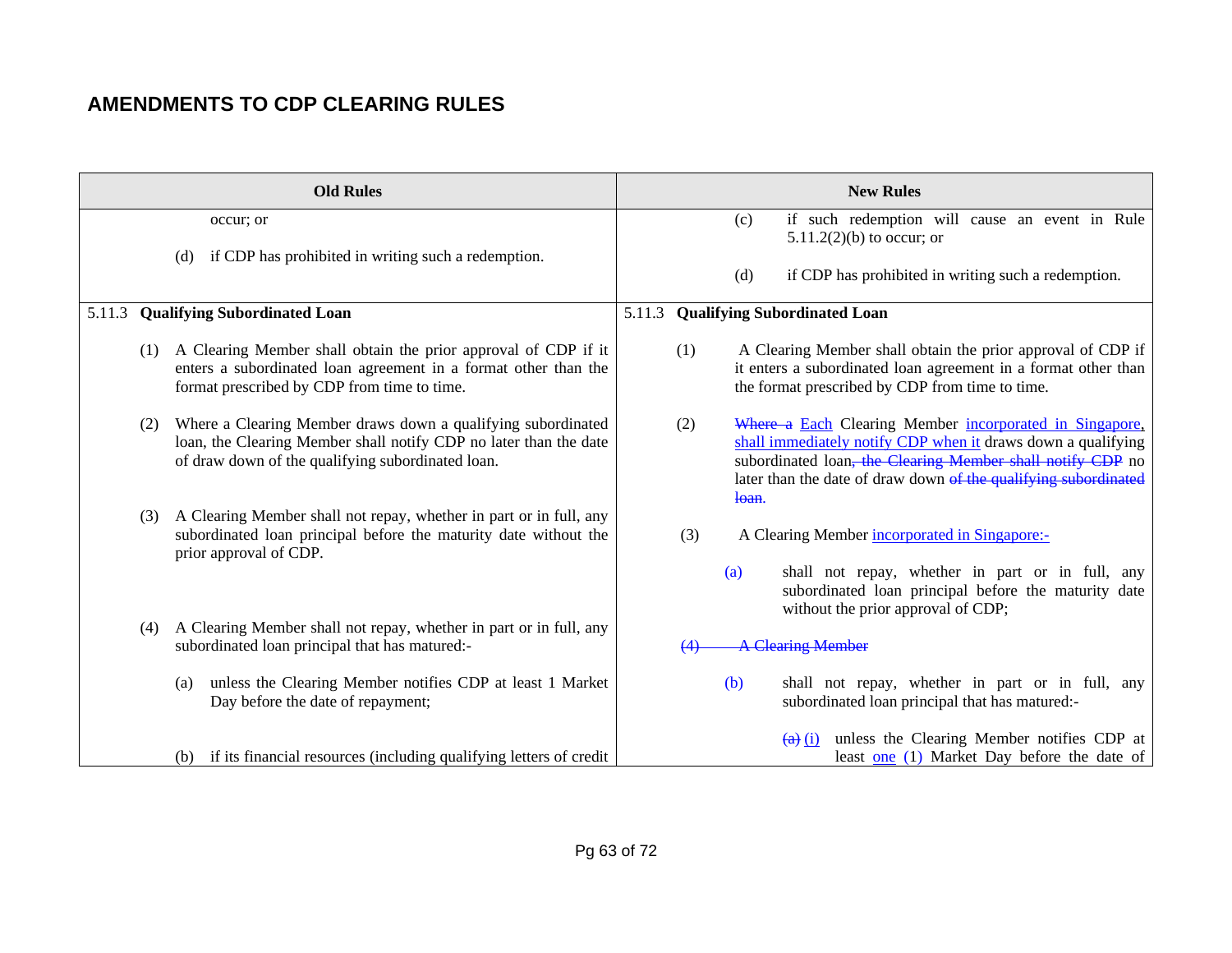## AMENDMENTS TO CDP CLEARING RULES

| Old Rules | New Rules |
|---|---|
| occur; or<br><br>(d) if CDP has prohibited in writing such a redemption. | (c) if such redemption will cause an event in Rule 5.11.2(2)(b) to occur; or<br><br>(d) if CDP has prohibited in writing such a redemption. |
| 5.11.3 **Qualifying Subordinated Loan**<br><br>(1) A Clearing Member shall obtain the prior approval of CDP if it enters a subordinated loan agreement in a format other than the format prescribed by CDP from time to time.<br><br>(2) Where a Clearing Member draws down a qualifying subordinated loan, the Clearing Member shall notify CDP no later than the date of draw down of the qualifying subordinated loan.<br><br>(3) A Clearing Member shall not repay, whether in part or in full, any subordinated loan principal before the maturity date without the prior approval of CDP.<br><br>(4) A Clearing Member shall not repay, whether in part or in full, any subordinated loan principal that has matured:-<br><br>(a) unless the Clearing Member notifies CDP at least 1 Market Day before the date of repayment;<br><br>(b) if its financial resources (including qualifying letters of credit | 5.11.3 **Qualifying Subordinated Loan**<br><br>(1) A Clearing Member shall obtain the prior approval of CDP if it enters a subordinated loan agreement in a format other than the format prescribed by CDP from time to time.<br><br>(2) ~~Where a~~ Each Clearing Member incorporated in Singapore, shall immediately notify CDP when it draws down a qualifying subordinated loan~~, the Clearing Member shall notify CDP~~ no later than the date of draw down ~~of the qualifying subordinated loan~~.<br><br>(3) A Clearing Member incorporated in Singapore:-<br><br>(a) shall not repay, whether in part or in full, any subordinated loan principal before the maturity date without the prior approval of CDP;<br><br>~~(4) A Clearing Member~~<br><br>(b) shall not repay, whether in part or in full, any subordinated loan principal that has matured:-<br><br>~~(a)~~ (i) unless the Clearing Member notifies CDP at least one (1) Market Day before the date of |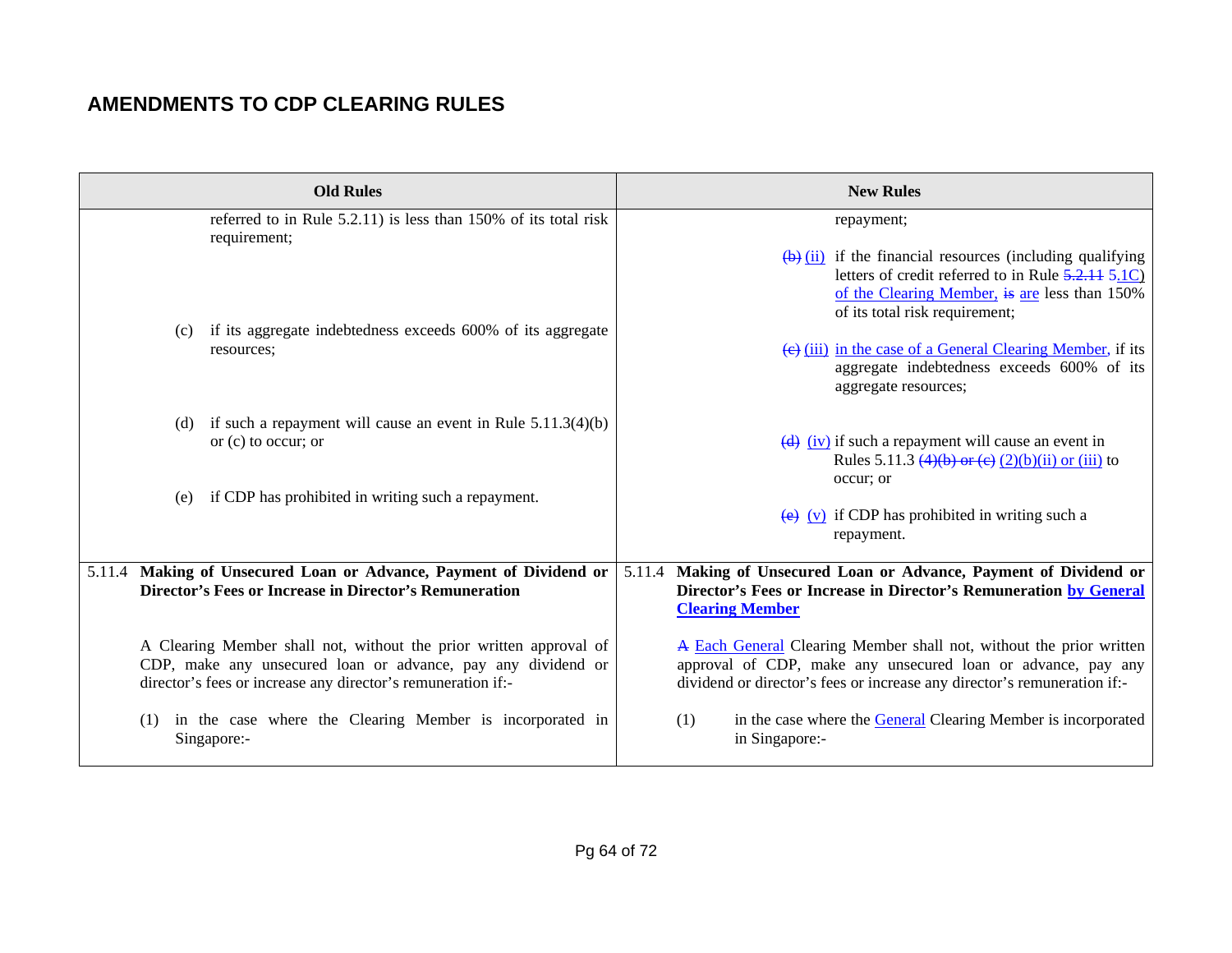## AMENDMENTS TO CDP CLEARING RULES

| Old Rules | New Rules |
|---|---|
| referred to in Rule 5.2.11) is less than 150% of its total risk requirement; | repayment; |
| | ~~(b)~~ (ii) if the financial resources (including qualifying letters of credit referred to in Rule ~~5.2.11~~ 5.1C) of the Clearing Member, ~~is~~ are less than 150% of its total risk requirement; |
| (c) if its aggregate indebtedness exceeds 600% of its aggregate resources; | ~~(c)~~ (iii) in the case of a General Clearing Member, if its aggregate indebtedness exceeds 600% of its aggregate resources; |
| (d) if such a repayment will cause an event in Rule 5.11.3(4)(b) or (c) to occur; or | ~~(d)~~ (iv) if such a repayment will cause an event in Rules 5.11.3 ~~(4)(b) or (c)~~ (2)(b)(ii) or (iii) to occur; or |
| (e) if CDP has prohibited in writing such a repayment. | ~~(e)~~ (v) if CDP has prohibited in writing such a repayment. |
| 5.11.4 **Making of Unsecured Loan or Advance, Payment of Dividend or Director's Fees or Increase in Director's Remuneration** | 5.11.4 **Making of Unsecured Loan or Advance, Payment of Dividend or Director's Fees or Increase in Director's Remuneration by General Clearing Member** |
| A Clearing Member shall not, without the prior written approval of CDP, make any unsecured loan or advance, pay any dividend or director's fees or increase any director's remuneration if:- | ~~A~~ Each General Clearing Member shall not, without the prior written approval of CDP, make any unsecured loan or advance, pay any dividend or director's fees or increase any director's remuneration if:- |
| (1) in the case where the Clearing Member is incorporated in Singapore:- | (1) in the case where the General Clearing Member is incorporated in Singapore:- |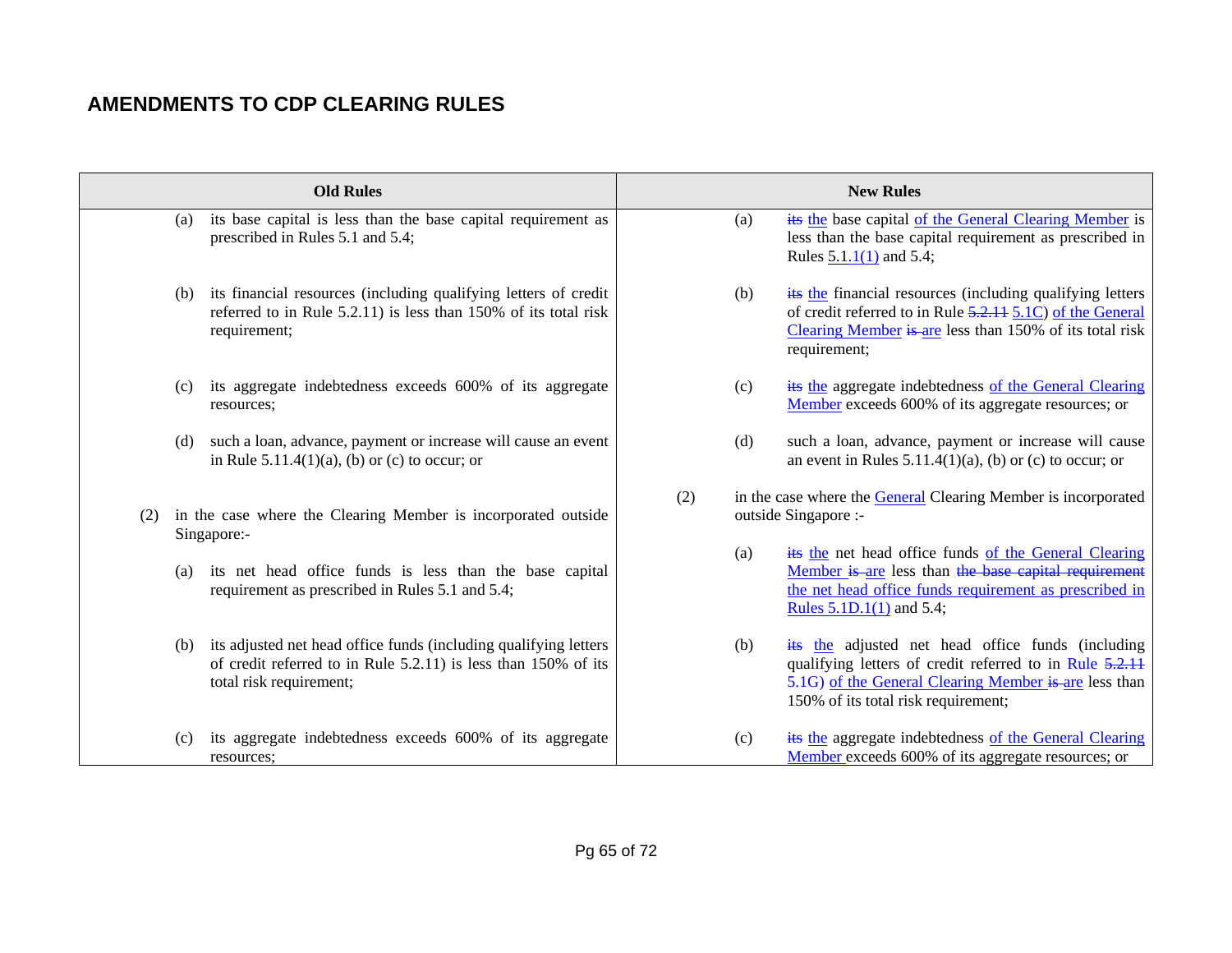## AMENDMENTS TO CDP CLEARING RULES

| Old Rules | New Rules |
|---|---|
| (a) its base capital is less than the base capital requirement as prescribed in Rules 5.1 and 5.4; | (a) ~~its~~ the base capital of the General Clearing Member is less than the base capital requirement as prescribed in Rules 5.1.1(1) and 5.4; |
| (b) its financial resources (including qualifying letters of credit referred to in Rule 5.2.11) is less than 150% of its total risk requirement; | (b) ~~its~~ the financial resources (including qualifying letters of credit referred to in Rule ~~5.2.11~~ 5.1C) of the General Clearing Member ~~is~~ are less than 150% of its total risk requirement; |
| (c) its aggregate indebtedness exceeds 600% of its aggregate resources; | (c) ~~its~~ the aggregate indebtedness of the General Clearing Member exceeds 600% of its aggregate resources; or |
| (d) such a loan, advance, payment or increase will cause an event in Rule 5.11.4(1)(a), (b) or (c) to occur; or | (d) such a loan, advance, payment or increase will cause an event in Rules 5.11.4(1)(a), (b) or (c) to occur; or |
| (2) in the case where the Clearing Member is incorporated outside Singapore:- | (2) in the case where the General Clearing Member is incorporated outside Singapore :- |
| (a) its net head office funds is less than the base capital requirement as prescribed in Rules 5.1 and 5.4; | (a) ~~its~~ the net head office funds of the General Clearing Member ~~is~~ are less than ~~the base capital requirement~~ the net head office funds requirement as prescribed in Rules 5.1D.1(1) and 5.4; |
| (b) its adjusted net head office funds (including qualifying letters of credit referred to in Rule 5.2.11) is less than 150% of its total risk requirement; | (b) ~~its~~ the adjusted net head office funds (including qualifying letters of credit referred to in Rule ~~5.2.11~~ 5.1G) of the General Clearing Member ~~is~~ are less than 150% of its total risk requirement; |
| (c) its aggregate indebtedness exceeds 600% of its aggregate resources; | (c) ~~its~~ the aggregate indebtedness of the General Clearing Member exceeds 600% of its aggregate resources; or |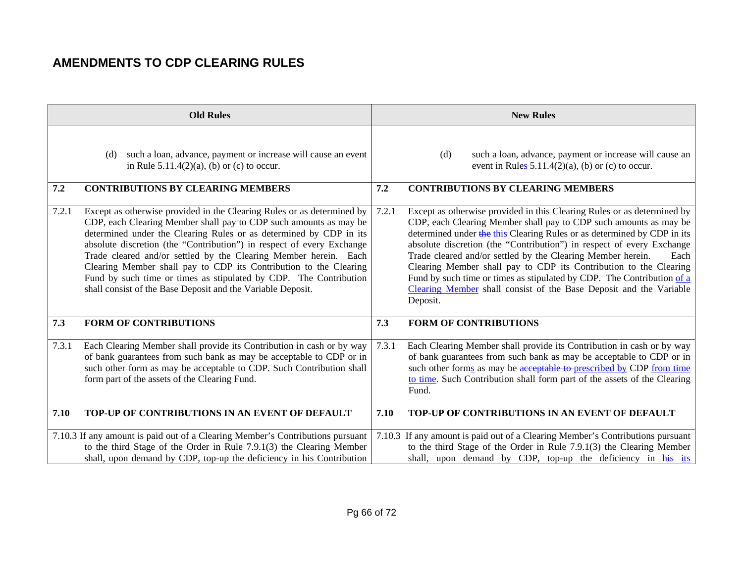## AMENDMENTS TO CDP CLEARING RULES

| Old Rules | New Rules |
|---|---|
| (d) such a loan, advance, payment or increase will cause an event in Rule 5.11.4(2)(a), (b) or (c) to occur. | (d) such a loan, advance, payment or increase will cause an event in Rules 5.11.4(2)(a), (b) or (c) to occur. |
| **7.2 CONTRIBUTIONS BY CLEARING MEMBERS** | **7.2 CONTRIBUTIONS BY CLEARING MEMBERS** |
| 7.2.1 Except as otherwise provided in the Clearing Rules or as determined by CDP, each Clearing Member shall pay to CDP such amounts as may be determined under the Clearing Rules or as determined by CDP in its absolute discretion (the "Contribution") in respect of every Exchange Trade cleared and/or settled by the Clearing Member herein. Each Clearing Member shall pay to CDP its Contribution to the Clearing Fund by such time or times as stipulated by CDP. The Contribution shall consist of the Base Deposit and the Variable Deposit. | 7.2.1 Except as otherwise provided in this Clearing Rules or as determined by CDP, each Clearing Member shall pay to CDP such amounts as may be determined under ~~the~~ this Clearing Rules or as determined by CDP in its absolute discretion (the "Contribution") in respect of every Exchange Trade cleared and/or settled by the Clearing Member herein. Each Clearing Member shall pay to CDP its Contribution to the Clearing Fund by such time or times as stipulated by CDP. The Contribution of a Clearing Member shall consist of the Base Deposit and the Variable Deposit. |
| **7.3 FORM OF CONTRIBUTIONS** | **7.3 FORM OF CONTRIBUTIONS** |
| 7.3.1 Each Clearing Member shall provide its Contribution in cash or by way of bank guarantees from such bank as may be acceptable to CDP or in such other form as may be acceptable to CDP. Such Contribution shall form part of the assets of the Clearing Fund. | 7.3.1 Each Clearing Member shall provide its Contribution in cash or by way of bank guarantees from such bank as may be acceptable to CDP or in such other forms as may be ~~acceptable to~~ prescribed by CDP from time to time. Such Contribution shall form part of the assets of the Clearing Fund. |
| **7.10 TOP-UP OF CONTRIBUTIONS IN AN EVENT OF DEFAULT** | **7.10 TOP-UP OF CONTRIBUTIONS IN AN EVENT OF DEFAULT** |
| 7.10.3 If any amount is paid out of a Clearing Member's Contributions pursuant to the third Stage of the Order in Rule 7.9.1(3) the Clearing Member shall, upon demand by CDP, top-up the deficiency in his Contribution | 7.10.3 If any amount is paid out of a Clearing Member's Contributions pursuant to the third Stage of the Order in Rule 7.9.1(3) the Clearing Member shall, upon demand by CDP, top-up the deficiency in ~~his~~ its |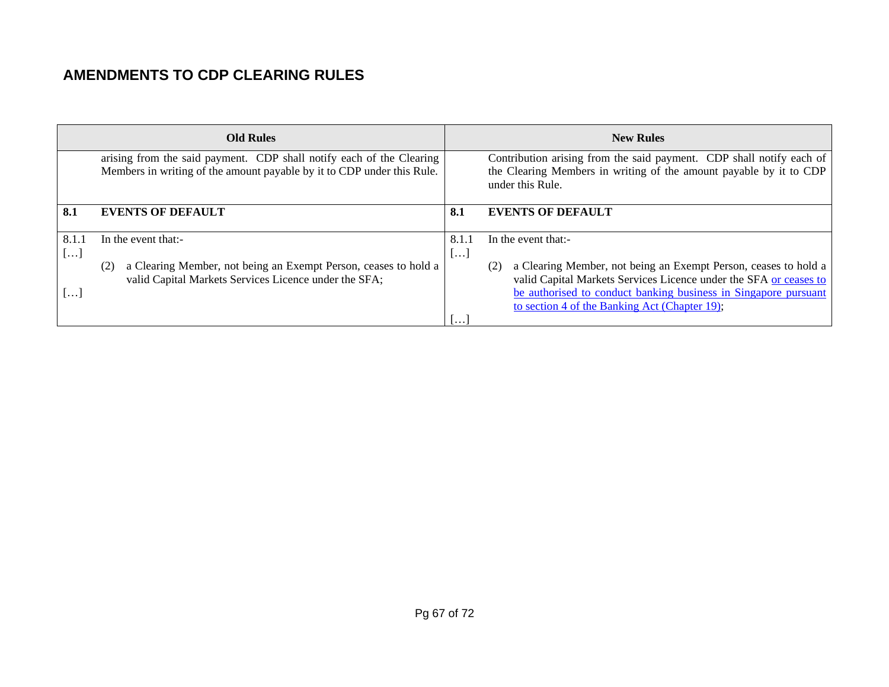## AMENDMENTS TO CDP CLEARING RULES

| Old Rules | New Rules |
|---|---|
| arising from the said payment. CDP shall notify each of the Clearing Members in writing of the amount payable by it to CDP under this Rule. | Contribution arising from the said payment. CDP shall notify each of the Clearing Members in writing of the amount payable by it to CDP under this Rule. |
| **8.1 EVENTS OF DEFAULT** | **8.1 EVENTS OF DEFAULT** |
| 8.1.1 In the event that:-<br>[…]<br>(2) a Clearing Member, not being an Exempt Person, ceases to hold a valid Capital Markets Services Licence under the SFA;<br>[…] | 8.1.1 In the event that:-<br>[…]<br>(2) a Clearing Member, not being an Exempt Person, ceases to hold a valid Capital Markets Services Licence under the SFA <u>or ceases to be authorised to conduct banking business in Singapore pursuant to section 4 of the Banking Act (Chapter 19)</u>;<br>[…] |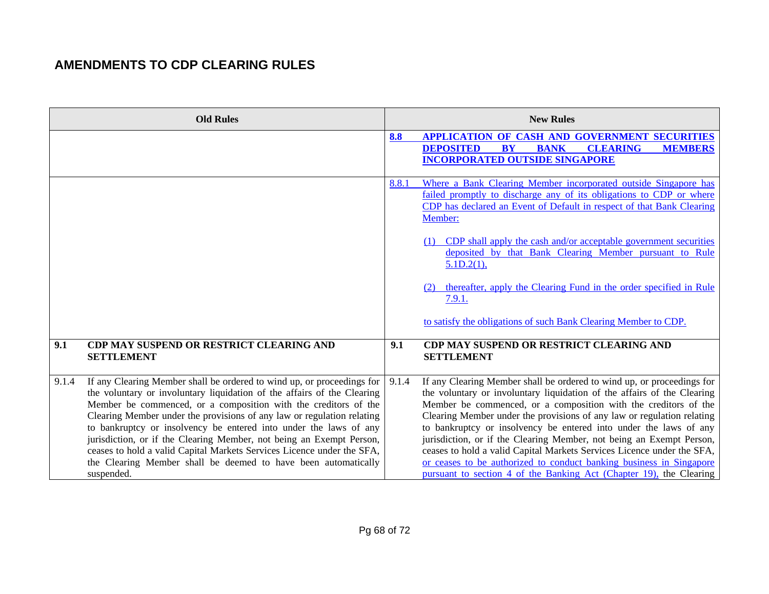## AMENDMENTS TO CDP CLEARING RULES

| Old Rules | New Rules |
|---|---|
| | **8.8 APPLICATION OF CASH AND GOVERNMENT SECURITIES DEPOSITED BY BANK CLEARING MEMBERS INCORPORATED OUTSIDE SINGAPORE** |
| | 8.8.1 Where a Bank Clearing Member incorporated outside Singapore has failed promptly to discharge any of its obligations to CDP or where CDP has declared an Event of Default in respect of that Bank Clearing Member:<br><br>(1) CDP shall apply the cash and/or acceptable government securities deposited by that Bank Clearing Member pursuant to Rule 5.1D.2(1),<br><br>(2) thereafter, apply the Clearing Fund in the order specified in Rule 7.9.1.<br><br>to satisfy the obligations of such Bank Clearing Member to CDP. |
| **9.1 CDP MAY SUSPEND OR RESTRICT CLEARING AND SETTLEMENT** | **9.1 CDP MAY SUSPEND OR RESTRICT CLEARING AND SETTLEMENT** |
| 9.1.4 If any Clearing Member shall be ordered to wind up, or proceedings for the voluntary or involuntary liquidation of the affairs of the Clearing Member be commenced, or a composition with the creditors of the Clearing Member under the provisions of any law or regulation relating to bankruptcy or insolvency be entered into under the laws of any jurisdiction, or if the Clearing Member, not being an Exempt Person, ceases to hold a valid Capital Markets Services Licence under the SFA, the Clearing Member shall be deemed to have been automatically suspended. | 9.1.4 If any Clearing Member shall be ordered to wind up, or proceedings for the voluntary or involuntary liquidation of the affairs of the Clearing Member be commenced, or a composition with the creditors of the Clearing Member under the provisions of any law or regulation relating to bankruptcy or insolvency be entered into under the laws of any jurisdiction, or if the Clearing Member, not being an Exempt Person, ceases to hold a valid Capital Markets Services Licence under the SFA, or ceases to be authorized to conduct banking business in Singapore pursuant to section 4 of the Banking Act (Chapter 19), the Clearing |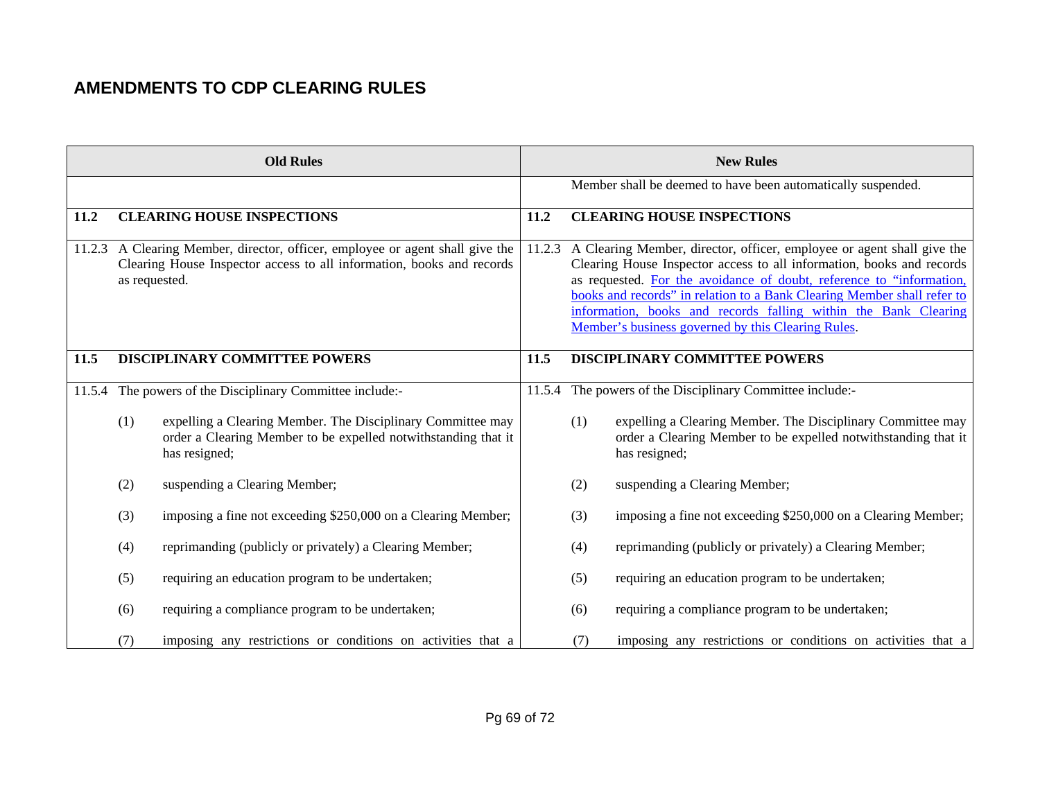## AMENDMENTS TO CDP CLEARING RULES

| Old Rules | New Rules |
|---|---|
| | Member shall be deemed to have been automatically suspended. |
| **11.2 CLEARING HOUSE INSPECTIONS** | **11.2 CLEARING HOUSE INSPECTIONS** |
| 11.2.3 A Clearing Member, director, officer, employee or agent shall give the Clearing House Inspector access to all information, books and records as requested. | 11.2.3 A Clearing Member, director, officer, employee or agent shall give the Clearing House Inspector access to all information, books and records as requested. <u>For the avoidance of doubt, reference to "information, books and records" in relation to a Bank Clearing Member shall refer to information, books and records falling within the Bank Clearing Member's business governed by this Clearing Rules</u>. |
| **11.5 DISCIPLINARY COMMITTEE POWERS** | **11.5 DISCIPLINARY COMMITTEE POWERS** |
| 11.5.4 The powers of the Disciplinary Committee include:- | 11.5.4 The powers of the Disciplinary Committee include:- |
| (1) expelling a Clearing Member. The Disciplinary Committee may order a Clearing Member to be expelled notwithstanding that it has resigned; | (1) expelling a Clearing Member. The Disciplinary Committee may order a Clearing Member to be expelled notwithstanding that it has resigned; |
| (2) suspending a Clearing Member; | (2) suspending a Clearing Member; |
| (3) imposing a fine not exceeding $250,000 on a Clearing Member; | (3) imposing a fine not exceeding $250,000 on a Clearing Member; |
| (4) reprimanding (publicly or privately) a Clearing Member; | (4) reprimanding (publicly or privately) a Clearing Member; |
| (5) requiring an education program to be undertaken; | (5) requiring an education program to be undertaken; |
| (6) requiring a compliance program to be undertaken; | (6) requiring a compliance program to be undertaken; |
| (7) imposing any restrictions or conditions on activities that a | (7) imposing any restrictions or conditions on activities that a |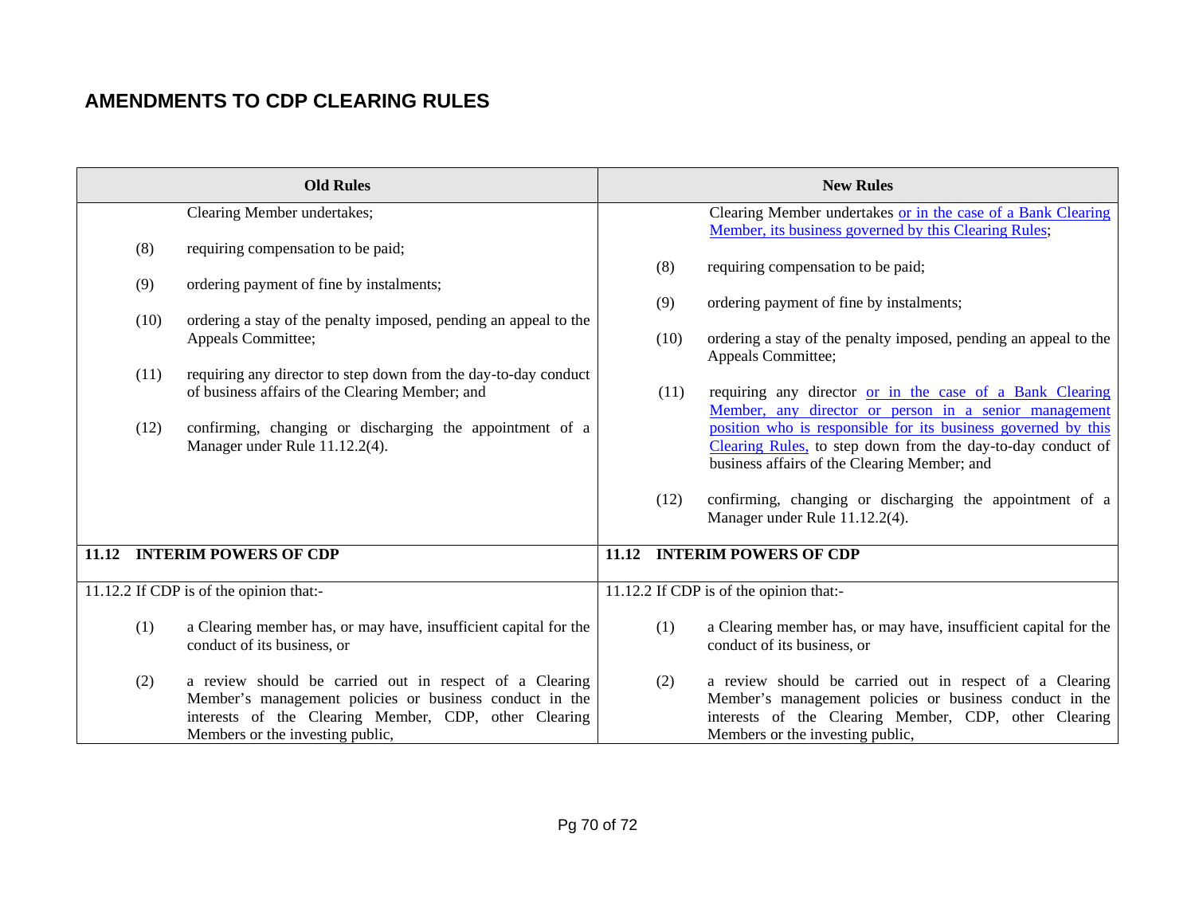## AMENDMENTS TO CDP CLEARING RULES

| Old Rules | New Rules |
|---|---|
| Clearing Member undertakes;<br><br>(8) requiring compensation to be paid;<br><br>(9) ordering payment of fine by instalments;<br><br>(10) ordering a stay of the penalty imposed, pending an appeal to the Appeals Committee;<br><br>(11) requiring any director to step down from the day-to-day conduct of business affairs of the Clearing Member; and<br><br>(12) confirming, changing or discharging the appointment of a Manager under Rule 11.12.2(4). | Clearing Member undertakes or in the case of a Bank Clearing Member, its business governed by this Clearing Rules;<br><br>(8) requiring compensation to be paid;<br><br>(9) ordering payment of fine by instalments;<br><br>(10) ordering a stay of the penalty imposed, pending an appeal to the Appeals Committee;<br><br>(11) requiring any director or in the case of a Bank Clearing Member, any director or person in a senior management position who is responsible for its business governed by this Clearing Rules, to step down from the day-to-day conduct of business affairs of the Clearing Member; and<br><br>(12) confirming, changing or discharging the appointment of a Manager under Rule 11.12.2(4). |
| **11.12 INTERIM POWERS OF CDP** | **11.12 INTERIM POWERS OF CDP** |
| 11.12.2 If CDP is of the opinion that:-<br><br>(1) a Clearing member has, or may have, insufficient capital for the conduct of its business, or<br><br>(2) a review should be carried out in respect of a Clearing Member's management policies or business conduct in the interests of the Clearing Member, CDP, other Clearing Members or the investing public, | 11.12.2 If CDP is of the opinion that:-<br><br>(1) a Clearing member has, or may have, insufficient capital for the conduct of its business, or<br><br>(2) a review should be carried out in respect of a Clearing Member's management policies or business conduct in the interests of the Clearing Member, CDP, other Clearing Members or the investing public, |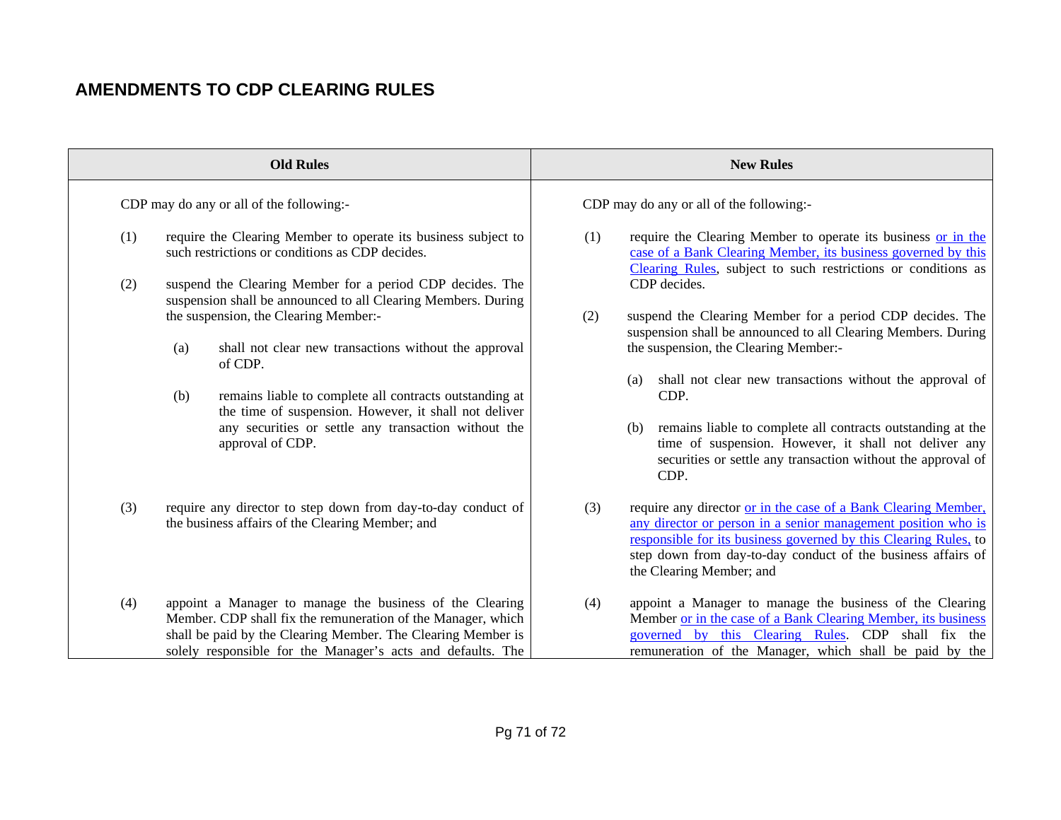## AMENDMENTS TO CDP CLEARING RULES

| Old Rules | New Rules |
|---|---|
| CDP may do any or all of the following:- | CDP may do any or all of the following:- |
| (1) require the Clearing Member to operate its business subject to such restrictions or conditions as CDP decides. | (1) require the Clearing Member to operate its business or in the case of a Bank Clearing Member, its business governed by this Clearing Rules, subject to such restrictions or conditions as CDP decides. |
| (2) suspend the Clearing Member for a period CDP decides. The suspension shall be announced to all Clearing Members. During the suspension, the Clearing Member:- | (2) suspend the Clearing Member for a period CDP decides. The suspension shall be announced to all Clearing Members. During the suspension, the Clearing Member:- |
| (a) shall not clear new transactions without the approval of CDP. | (a) shall not clear new transactions without the approval of CDP. |
| (b) remains liable to complete all contracts outstanding at the time of suspension. However, it shall not deliver any securities or settle any transaction without the approval of CDP. | (b) remains liable to complete all contracts outstanding at the time of suspension. However, it shall not deliver any securities or settle any transaction without the approval of CDP. |
| (3) require any director to step down from day-to-day conduct of the business affairs of the Clearing Member; and | (3) require any director or in the case of a Bank Clearing Member, any director or person in a senior management position who is responsible for its business governed by this Clearing Rules, to step down from day-to-day conduct of the business affairs of the Clearing Member; and |
| (4) appoint a Manager to manage the business of the Clearing Member. CDP shall fix the remuneration of the Manager, which shall be paid by the Clearing Member. The Clearing Member is solely responsible for the Manager's acts and defaults. The | (4) appoint a Manager to manage the business of the Clearing Member or in the case of a Bank Clearing Member, its business governed by this Clearing Rules. CDP shall fix the remuneration of the Manager, which shall be paid by the |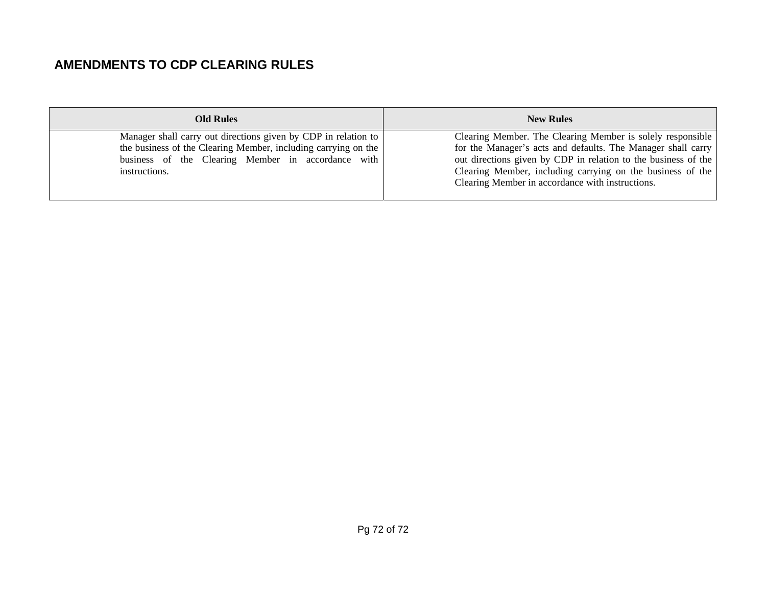## AMENDMENTS TO CDP CLEARING RULES

| Old Rules | New Rules |
|---|---|
| Manager shall carry out directions given by CDP in relation to the business of the Clearing Member, including carrying on the business of the Clearing Member in accordance with instructions. | Clearing Member. The Clearing Member is solely responsible for the Manager's acts and defaults. The Manager shall carry out directions given by CDP in relation to the business of the Clearing Member, including carrying on the business of the Clearing Member in accordance with instructions. |